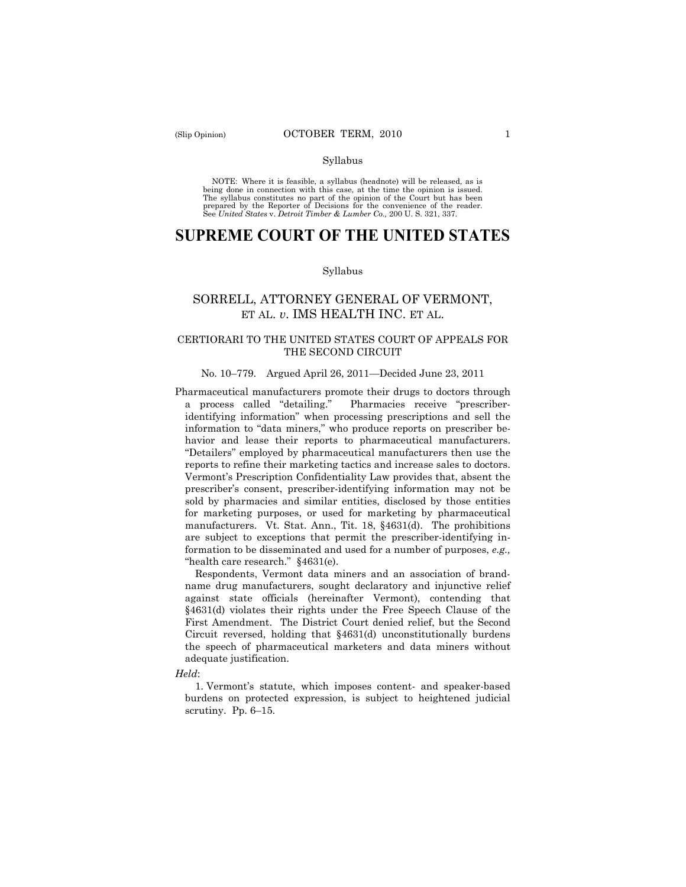Syllabus

NOTE: Where it is feasible, a syllabus (headnote) will be released, as is being done in connection with this case, at the time the opinion is issued. The syllabus constitutes no part of the opinion of the Court but has been prepared by the Reporter of Decisions for the convenience of the reader. See *United States* v. *Detroit Timber & Lumber Co.,* 200 U. S. 321, 337.

# SUPREME COURT OF THE UNITED STATES

Syllabus

## SORRELL, ATTORNEY GENERAL OF VERMONT, ET AL. *v.* IMS HEALTH INC. ET AL.

### CERTIORARI TO THE UNITED STATES COURT OF APPEALS FOR THE SECOND CIRCUIT

No. 10–779. Argued April 26, 2011—Decided June 23, 2011

Pharmaceutical manufacturers promote their drugs to doctors through a process called "detailing." Pharmacies receive "prescriber-identifying information" when processing prescriptions and sell the information to "data miners," who produce reports on prescriber behavior and lease their reports to pharmaceutical manufacturers. "Detailers" employed by pharmaceutical manufacturers then use the reports to refine their marketing tactics and increase sales to doctors. Vermont's Prescription Confidentiality Law provides that, absent the prescriber's consent, prescriber-identifying information may not be sold by pharmacies and similar entities, disclosed by those entities for marketing purposes, or used for marketing by pharmaceutical manufacturers. Vt. Stat. Ann., Tit. 18, §4631(d). The prohibitions are subject to exceptions that permit the prescriber-identifying information to be disseminated and used for a number of purposes, *e.g.,* "health care research." §4631(e).

Respondents, Vermont data miners and an association of brand-name drug manufacturers, sought declaratory and injunctive relief against state officials (hereinafter Vermont), contending that §4631(d) violates their rights under the Free Speech Clause of the First Amendment. The District Court denied relief, but the Second Circuit reversed, holding that §4631(d) unconstitutionally burdens the speech of pharmaceutical marketers and data miners without adequate justification.

*Held*:

1. Vermont's statute, which imposes content- and speaker-based burdens on protected expression, is subject to heightened judicial scrutiny. Pp. 6–15.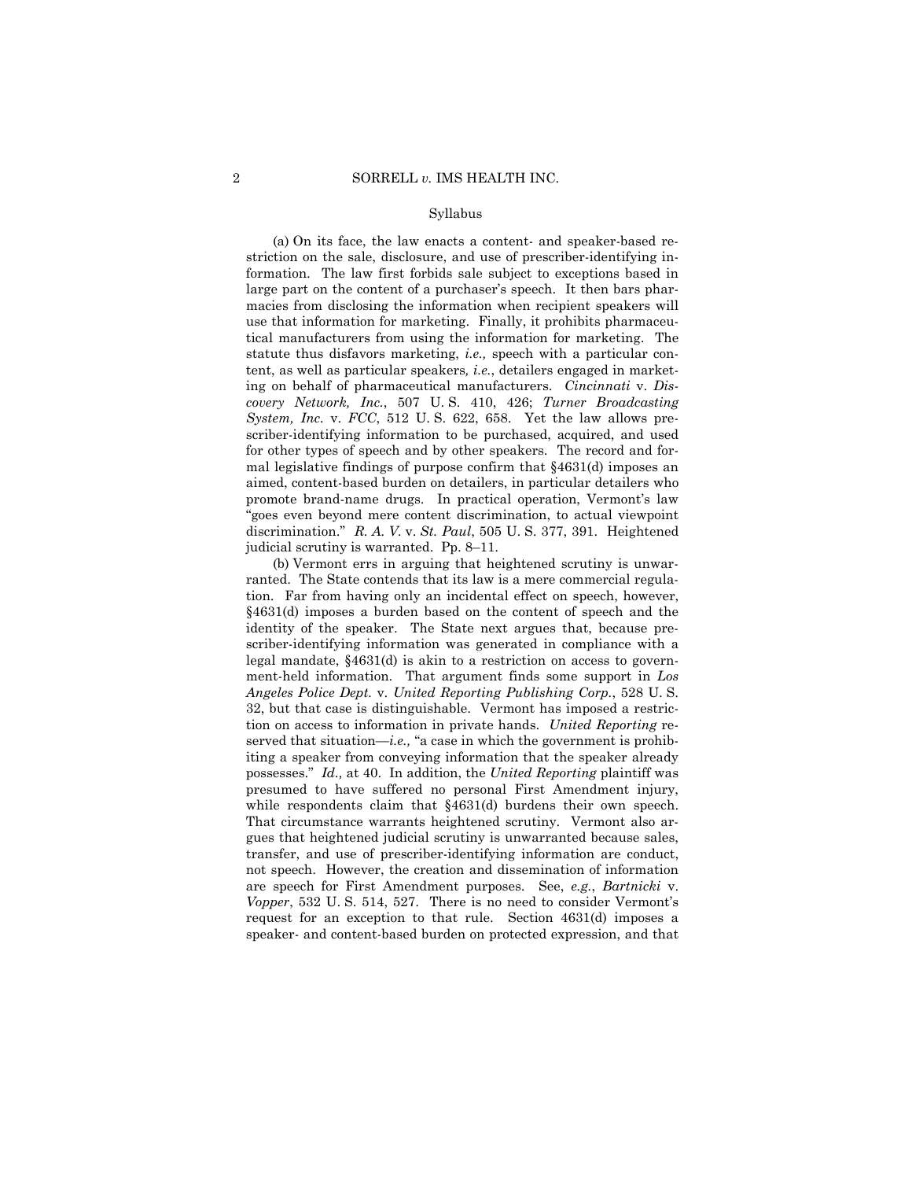Syllabus

(a) On its face, the law enacts a content- and speaker-based restriction on the sale, disclosure, and use of prescriber-identifying information. The law first forbids sale subject to exceptions based in large part on the content of a purchaser's speech. It then bars pharmacies from disclosing the information when recipient speakers will use that information for marketing. Finally, it prohibits pharmaceutical manufacturers from using the information for marketing. The statute thus disfavors marketing, *i.e.,* speech with a particular content, as well as particular speakers*, i.e.*, detailers engaged in marketing on behalf of pharmaceutical manufacturers. *Cincinnati* v. *Discovery Network, Inc.*, 507 U. S. 410, 426; *Turner Broadcasting System, Inc.* v. *FCC*, 512 U. S. 622, 658. Yet the law allows prescriber-identifying information to be purchased, acquired, and used for other types of speech and by other speakers. The record and formal legislative findings of purpose confirm that §4631(d) imposes an aimed, content-based burden on detailers, in particular detailers who promote brand-name drugs. In practical operation, Vermont's law "goes even beyond mere content discrimination, to actual viewpoint discrimination." *R. A. V.* v. *St. Paul*, 505 U. S. 377, 391. Heightened judicial scrutiny is warranted. Pp. 8–11.

(b) Vermont errs in arguing that heightened scrutiny is unwarranted. The State contends that its law is a mere commercial regulation. Far from having only an incidental effect on speech, however, §4631(d) imposes a burden based on the content of speech and the identity of the speaker. The State next argues that, because prescriber-identifying information was generated in compliance with a legal mandate, §4631(d) is akin to a restriction on access to government-held information. That argument finds some support in *Los Angeles Police Dept.* v. *United Reporting Publishing Corp.*, 528 U. S. 32, but that case is distinguishable. Vermont has imposed a restriction on access to information in private hands. *United Reporting* reserved that situation—*i.e.,* "a case in which the government is prohibiting a speaker from conveying information that the speaker already possesses." *Id.,* at 40. In addition, the *United Reporting* plaintiff was presumed to have suffered no personal First Amendment injury, while respondents claim that §4631(d) burdens their own speech. That circumstance warrants heightened scrutiny. Vermont also argues that heightened judicial scrutiny is unwarranted because sales, transfer, and use of prescriber-identifying information are conduct, not speech. However, the creation and dissemination of information are speech for First Amendment purposes. See, *e.g.*, *Bartnicki* v. *Vopper*, 532 U. S. 514, 527. There is no need to consider Vermont's request for an exception to that rule. Section 4631(d) imposes a speaker- and content-based burden on protected expression, and that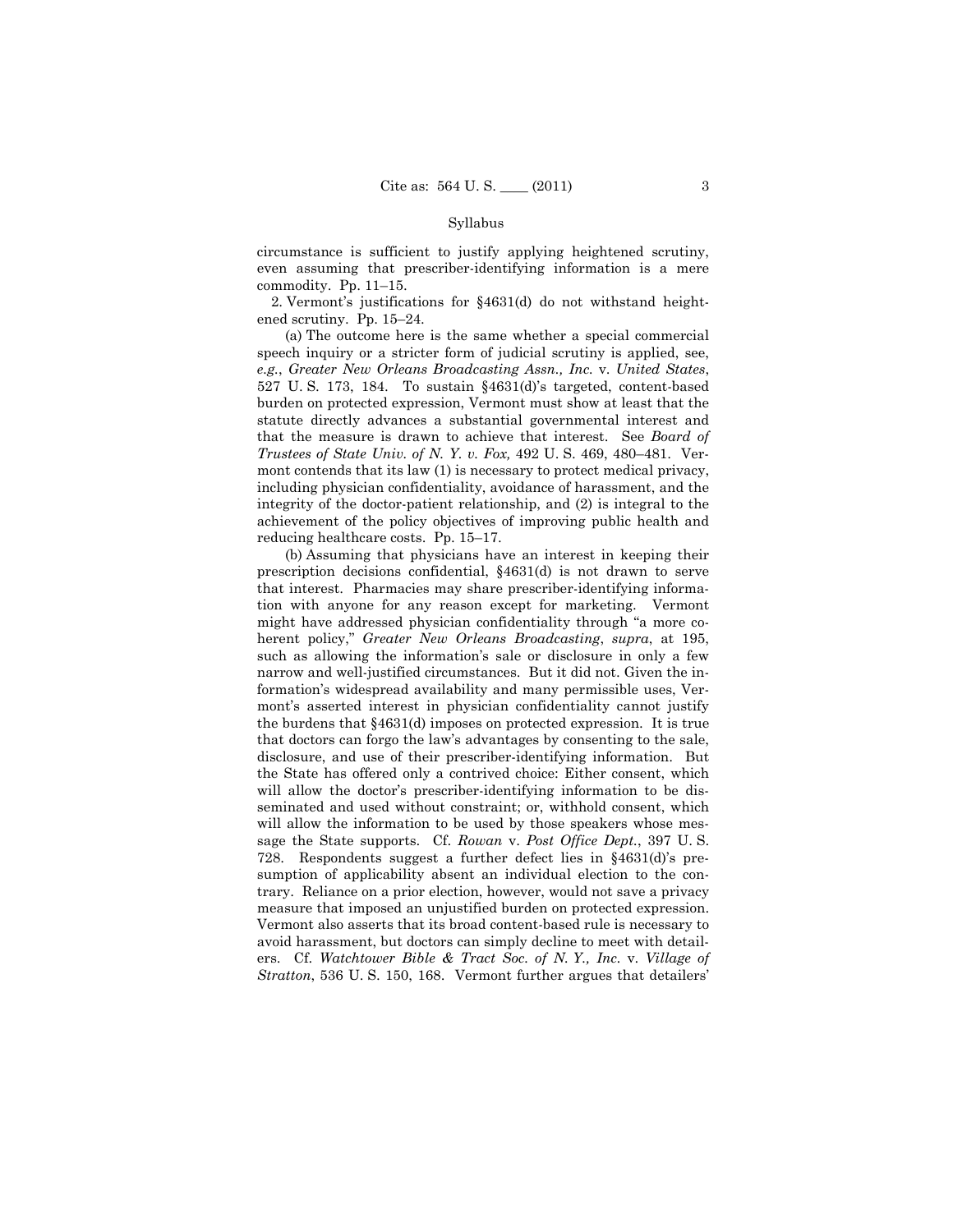circumstance is sufficient to justify applying heightened scrutiny, even assuming that prescriber-identifying information is a mere commodity. Pp. 11–15.

2. Vermont's justifications for §4631(d) do not withstand heightened scrutiny. Pp. 15–24.

(a) The outcome here is the same whether a special commercial speech inquiry or a stricter form of judicial scrutiny is applied, see, *e.g.*, *Greater New Orleans Broadcasting Assn., Inc.* v. *United States*, 527 U. S. 173, 184. To sustain §4631(d)'s targeted, content-based burden on protected expression, Vermont must show at least that the statute directly advances a substantial governmental interest and that the measure is drawn to achieve that interest. See *Board of Trustees of State Univ. of N. Y. v. Fox,* 492 U. S. 469, 480–481. Vermont contends that its law (1) is necessary to protect medical privacy, including physician confidentiality, avoidance of harassment, and the integrity of the doctor-patient relationship, and (2) is integral to the achievement of the policy objectives of improving public health and reducing healthcare costs. Pp. 15–17.

(b) Assuming that physicians have an interest in keeping their prescription decisions confidential, §4631(d) is not drawn to serve that interest. Pharmacies may share prescriber-identifying information with anyone for any reason except for marketing. Vermont might have addressed physician confidentiality through "a more coherent policy," *Greater New Orleans Broadcasting*, *supra*, at 195, such as allowing the information's sale or disclosure in only a few narrow and well-justified circumstances. But it did not. Given the information's widespread availability and many permissible uses, Vermont's asserted interest in physician confidentiality cannot justify the burdens that §4631(d) imposes on protected expression. It is true that doctors can forgo the law's advantages by consenting to the sale, disclosure, and use of their prescriber-identifying information. But the State has offered only a contrived choice: Either consent, which will allow the doctor's prescriber-identifying information to be disseminated and used without constraint; or, withhold consent, which will allow the information to be used by those speakers whose message the State supports. Cf. *Rowan* v. *Post Office Dept.*, 397 U. S. 728. Respondents suggest a further defect lies in §4631(d)'s presumption of applicability absent an individual election to the contrary. Reliance on a prior election, however, would not save a privacy measure that imposed an unjustified burden on protected expression. Vermont also asserts that its broad content-based rule is necessary to avoid harassment, but doctors can simply decline to meet with detailers. Cf. *Watchtower Bible & Tract Soc. of N. Y., Inc.* v. *Village of Stratton*, 536 U. S. 150, 168. Vermont further argues that detailers'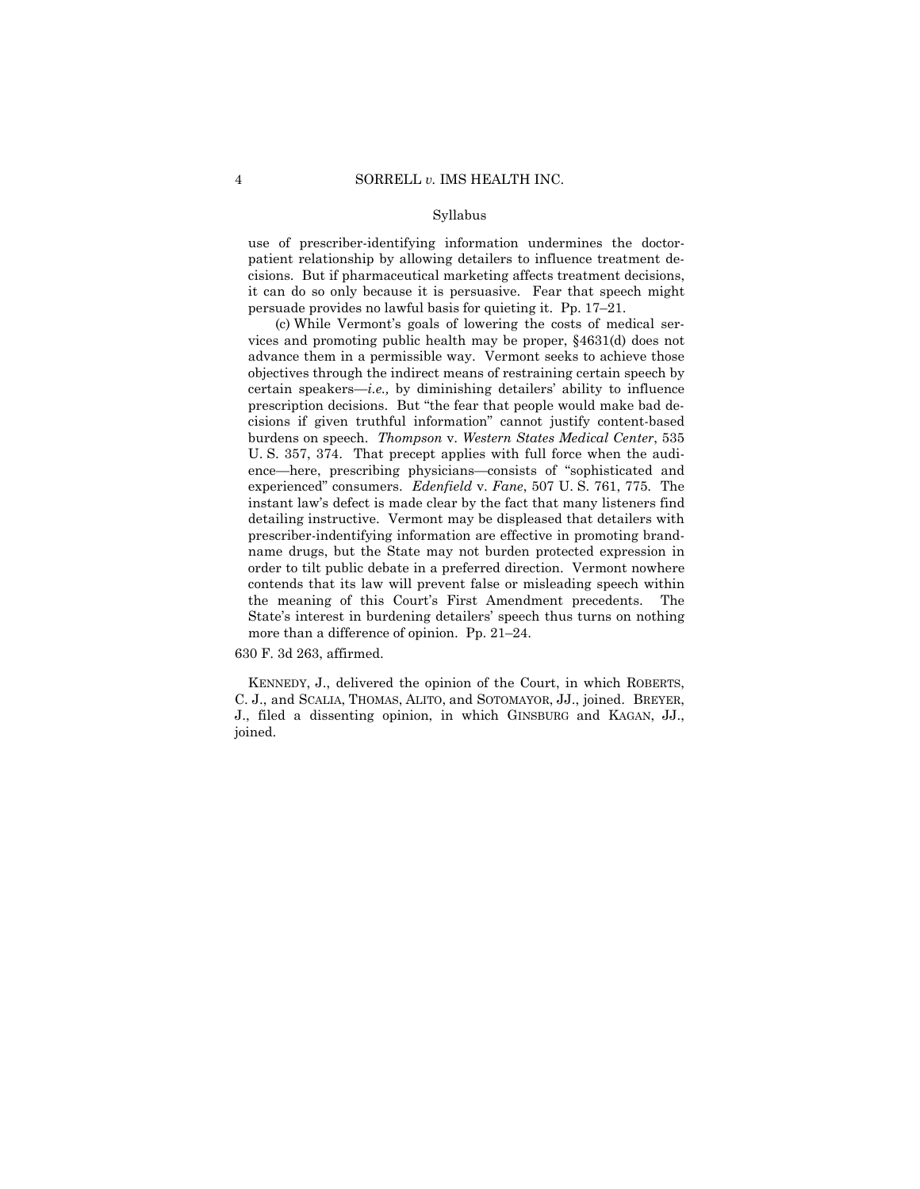use of prescriber-identifying information undermines the doctor-patient relationship by allowing detailers to influence treatment decisions. But if pharmaceutical marketing affects treatment decisions, it can do so only because it is persuasive. Fear that speech might persuade provides no lawful basis for quieting it. Pp. 17–21.

(c) While Vermont's goals of lowering the costs of medical services and promoting public health may be proper, §4631(d) does not advance them in a permissible way. Vermont seeks to achieve those objectives through the indirect means of restraining certain speech by certain speakers—*i.e.,* by diminishing detailers' ability to influence prescription decisions. But "the fear that people would make bad decisions if given truthful information" cannot justify content-based burdens on speech. *Thompson* v. *Western States Medical Center*, 535 U. S. 357, 374. That precept applies with full force when the audience—here, prescribing physicians—consists of "sophisticated and experienced" consumers. *Edenfield* v. *Fane*, 507 U. S. 761, 775. The instant law's defect is made clear by the fact that many listeners find detailing instructive. Vermont may be displeased that detailers with prescriber-indentifying information are effective in promoting brand-name drugs, but the State may not burden protected expression in order to tilt public debate in a preferred direction. Vermont nowhere contends that its law will prevent false or misleading speech within the meaning of this Court's First Amendment precedents. The State's interest in burdening detailers' speech thus turns on nothing more than a difference of opinion. Pp. 21–24.

630 F. 3d 263, affirmed.

KENNEDY, J., delivered the opinion of the Court, in which ROBERTS, C. J., and SCALIA, THOMAS, ALITO, and SOTOMAYOR, JJ., joined. BREYER, J., filed a dissenting opinion, in which GINSBURG and KAGAN, JJ., joined.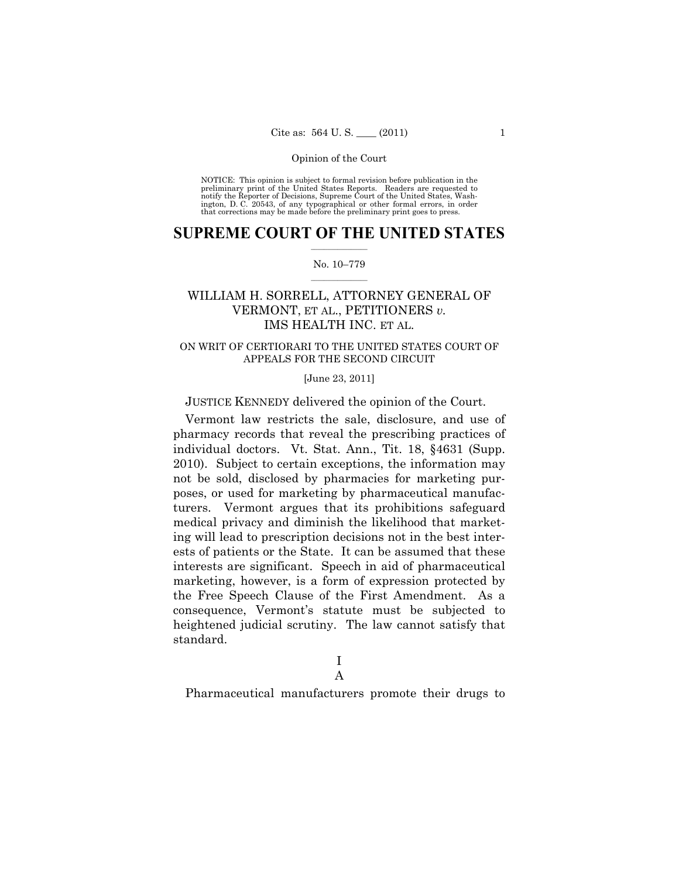Opinion of the Court

NOTICE: This opinion is subject to formal revision before publication in the preliminary print of the United States Reports. Readers are requested to notify the Reporter of Decisions, Supreme Court of the United States, Washington, D. C. 20543, of any typographical or other formal errors, in order that corrections may be made before the preliminary print goes to press.

# SUPREME COURT OF THE UNITED STATES

No. 10–779

## WILLIAM H. SORRELL, ATTORNEY GENERAL OF VERMONT, ET AL., PETITIONERS *v.* IMS HEALTH INC. ET AL.

ON WRIT OF CERTIORARI TO THE UNITED STATES COURT OF APPEALS FOR THE SECOND CIRCUIT

[June 23, 2011]

JUSTICE KENNEDY delivered the opinion of the Court.

Vermont law restricts the sale, disclosure, and use of pharmacy records that reveal the prescribing practices of individual doctors. Vt. Stat. Ann., Tit. 18, §4631 (Supp. 2010). Subject to certain exceptions, the information may not be sold, disclosed by pharmacies for marketing purposes, or used for marketing by pharmaceutical manufacturers. Vermont argues that its prohibitions safeguard medical privacy and diminish the likelihood that marketing will lead to prescription decisions not in the best interests of patients or the State. It can be assumed that these interests are significant. Speech in aid of pharmaceutical marketing, however, is a form of expression protected by the Free Speech Clause of the First Amendment. As a consequence, Vermont's statute must be subjected to heightened judicial scrutiny. The law cannot satisfy that standard.

### I

### A

Pharmaceutical manufacturers promote their drugs to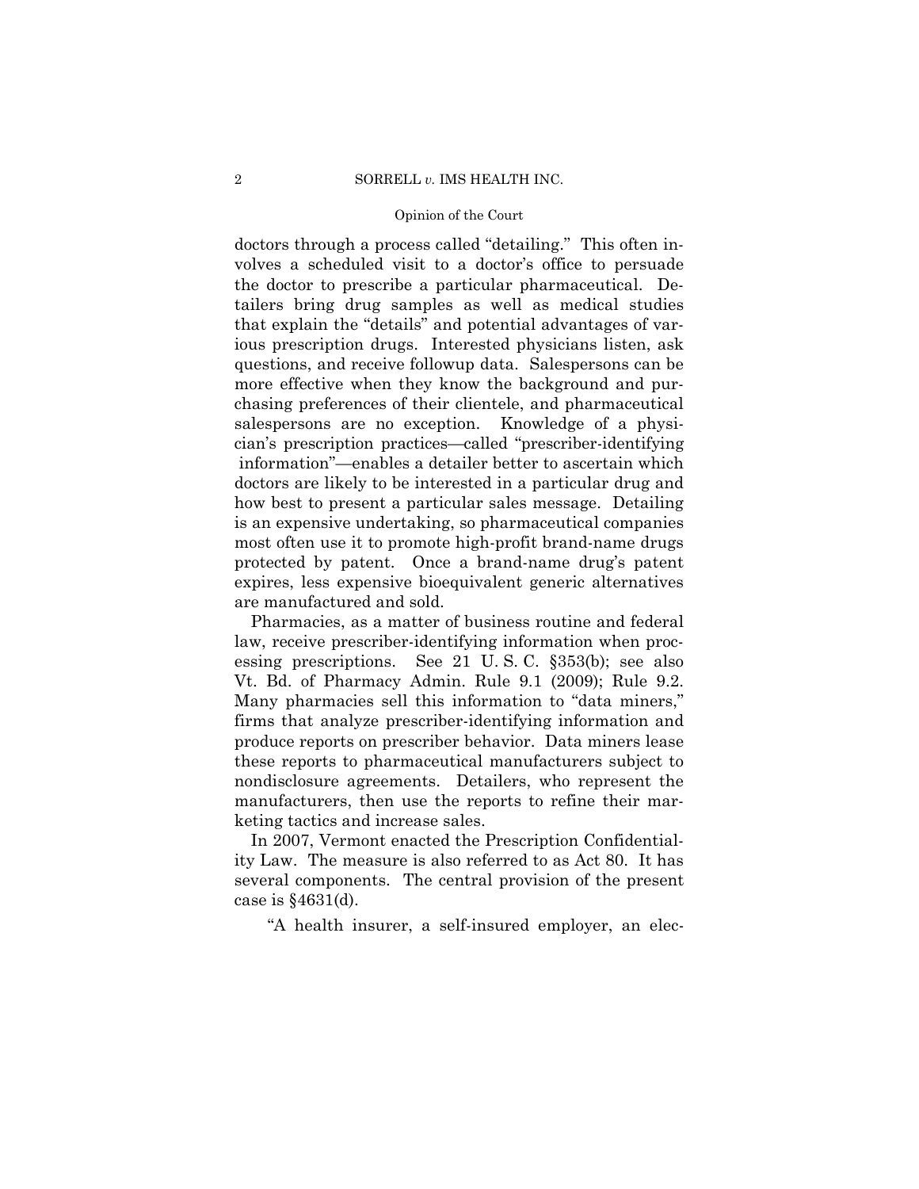doctors through a process called "detailing." This often involves a scheduled visit to a doctor's office to persuade the doctor to prescribe a particular pharmaceutical. Detailers bring drug samples as well as medical studies that explain the "details" and potential advantages of various prescription drugs. Interested physicians listen, ask questions, and receive followup data. Salespersons can be more effective when they know the background and purchasing preferences of their clientele, and pharmaceutical salespersons are no exception. Knowledge of a physician's prescription practices—called "prescriber-identifying information"—enables a detailer better to ascertain which doctors are likely to be interested in a particular drug and how best to present a particular sales message. Detailing is an expensive undertaking, so pharmaceutical companies most often use it to promote high-profit brand-name drugs protected by patent. Once a brand-name drug's patent expires, less expensive bioequivalent generic alternatives are manufactured and sold.

Pharmacies, as a matter of business routine and federal law, receive prescriber-identifying information when processing prescriptions. See 21 U. S. C. §353(b); see also Vt. Bd. of Pharmacy Admin. Rule 9.1 (2009); Rule 9.2. Many pharmacies sell this information to "data miners," firms that analyze prescriber-identifying information and produce reports on prescriber behavior. Data miners lease these reports to pharmaceutical manufacturers subject to nondisclosure agreements. Detailers, who represent the manufacturers, then use the reports to refine their marketing tactics and increase sales.

In 2007, Vermont enacted the Prescription Confidentiality Law. The measure is also referred to as Act 80. It has several components. The central provision of the present case is §4631(d).

> "A health insurer, a self-insured employer, an elec-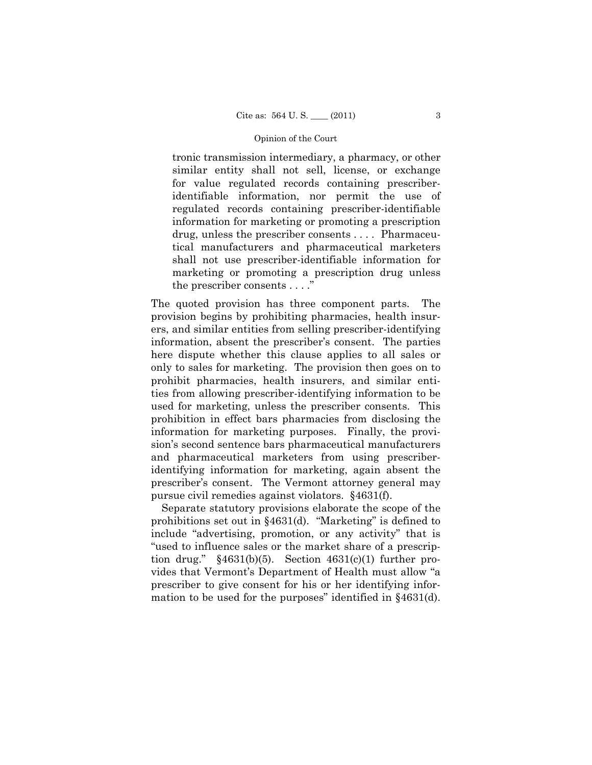> tronic transmission intermediary, a pharmacy, or other similar entity shall not sell, license, or exchange for value regulated records containing prescriber-identifiable information, nor permit the use of regulated records containing prescriber-identifiable information for marketing or promoting a prescription drug, unless the prescriber consents . . . . Pharmaceutical manufacturers and pharmaceutical marketers shall not use prescriber-identifiable information for marketing or promoting a prescription drug unless the prescriber consents . . . ."

The quoted provision has three component parts. The provision begins by prohibiting pharmacies, health insurers, and similar entities from selling prescriber-identifying information, absent the prescriber's consent. The parties here dispute whether this clause applies to all sales or only to sales for marketing. The provision then goes on to prohibit pharmacies, health insurers, and similar entities from allowing prescriber-identifying information to be used for marketing, unless the prescriber consents. This prohibition in effect bars pharmacies from disclosing the information for marketing purposes. Finally, the provision's second sentence bars pharmaceutical manufacturers and pharmaceutical marketers from using prescriber-identifying information for marketing, again absent the prescriber's consent. The Vermont attorney general may pursue civil remedies against violators. §4631(f).

Separate statutory provisions elaborate the scope of the prohibitions set out in §4631(d). "Marketing" is defined to include "advertising, promotion, or any activity" that is "used to influence sales or the market share of a prescription drug." §4631(b)(5). Section 4631(c)(1) further provides that Vermont's Department of Health must allow "a prescriber to give consent for his or her identifying information to be used for the purposes" identified in §4631(d).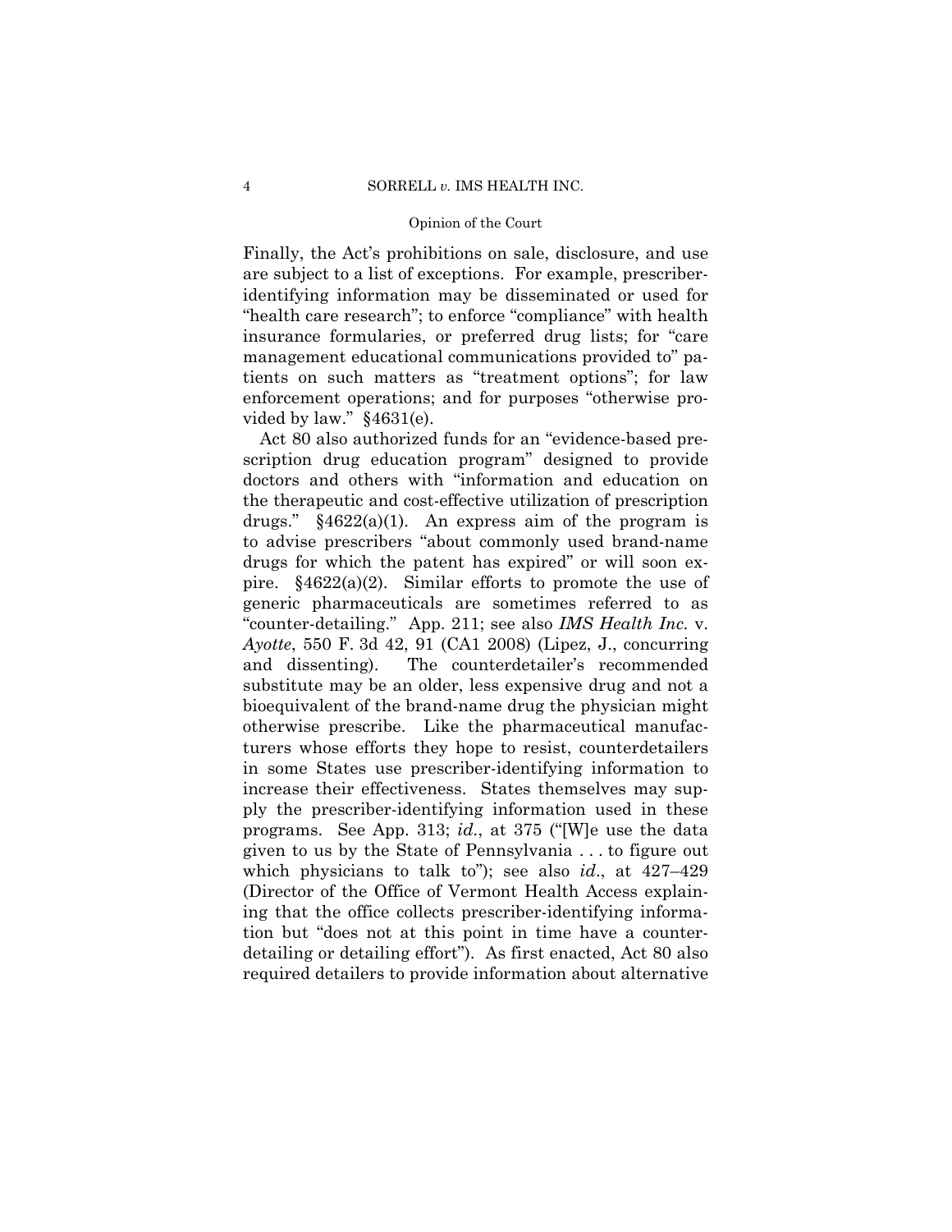Finally, the Act's prohibitions on sale, disclosure, and use are subject to a list of exceptions. For example, prescriber-identifying information may be disseminated or used for "health care research"; to enforce "compliance" with health insurance formularies, or preferred drug lists; for "care management educational communications provided to" patients on such matters as "treatment options"; for law enforcement operations; and for purposes "otherwise provided by law." §4631(e).

Act 80 also authorized funds for an "evidence-based prescription drug education program" designed to provide doctors and others with "information and education on the therapeutic and cost-effective utilization of prescription drugs." §4622(a)(1). An express aim of the program is to advise prescribers "about commonly used brand-name drugs for which the patent has expired" or will soon expire. §4622(a)(2). Similar efforts to promote the use of generic pharmaceuticals are sometimes referred to as "counter-detailing." App. 211; see also *IMS Health Inc.* v. *Ayotte*, 550 F. 3d 42, 91 (CA1 2008) (Lipez, J., concurring and dissenting). The counterdetailer's recommended substitute may be an older, less expensive drug and not a bioequivalent of the brand-name drug the physician might otherwise prescribe. Like the pharmaceutical manufacturers whose efforts they hope to resist, counterdetailers in some States use prescriber-identifying information to increase their effectiveness. States themselves may supply the prescriber-identifying information used in these programs. See App. 313; *id.*, at 375 ("[W]e use the data given to us by the State of Pennsylvania . . . to figure out which physicians to talk to"); see also *id*., at 427–429 (Director of the Office of Vermont Health Access explaining that the office collects prescriber-identifying information but "does not at this point in time have a counter-detailing or detailing effort"). As first enacted, Act 80 also required detailers to provide information about alternative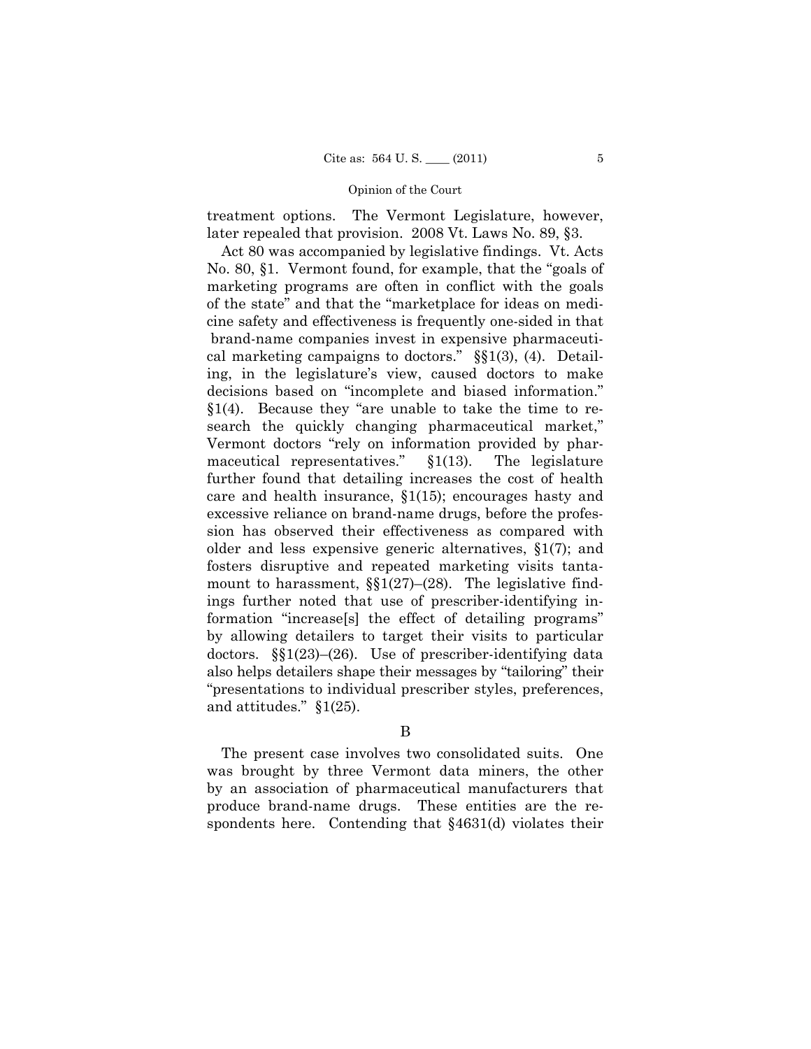treatment options. The Vermont Legislature, however, later repealed that provision. 2008 Vt. Laws No. 89, §3.

Act 80 was accompanied by legislative findings. Vt. Acts No. 80, §1. Vermont found, for example, that the "goals of marketing programs are often in conflict with the goals of the state" and that the "marketplace for ideas on medicine safety and effectiveness is frequently one-sided in that brand-name companies invest in expensive pharmaceutical marketing campaigns to doctors." §§1(3), (4). Detailing, in the legislature's view, caused doctors to make decisions based on "incomplete and biased information." §1(4). Because they "are unable to take the time to research the quickly changing pharmaceutical market," Vermont doctors "rely on information provided by pharmaceutical representatives." §1(13). The legislature further found that detailing increases the cost of health care and health insurance, §1(15); encourages hasty and excessive reliance on brand-name drugs, before the profession has observed their effectiveness as compared with older and less expensive generic alternatives, §1(7); and fosters disruptive and repeated marketing visits tantamount to harassment, §§1(27)–(28). The legislative findings further noted that use of prescriber-identifying information "increase[s] the effect of detailing programs" by allowing detailers to target their visits to particular doctors. §§1(23)–(26). Use of prescriber-identifying data also helps detailers shape their messages by "tailoring" their "presentations to individual prescriber styles, preferences, and attitudes." §1(25).

## B

The present case involves two consolidated suits. One was brought by three Vermont data miners, the other by an association of pharmaceutical manufacturers that produce brand-name drugs. These entities are the respondents here. Contending that §4631(d) violates their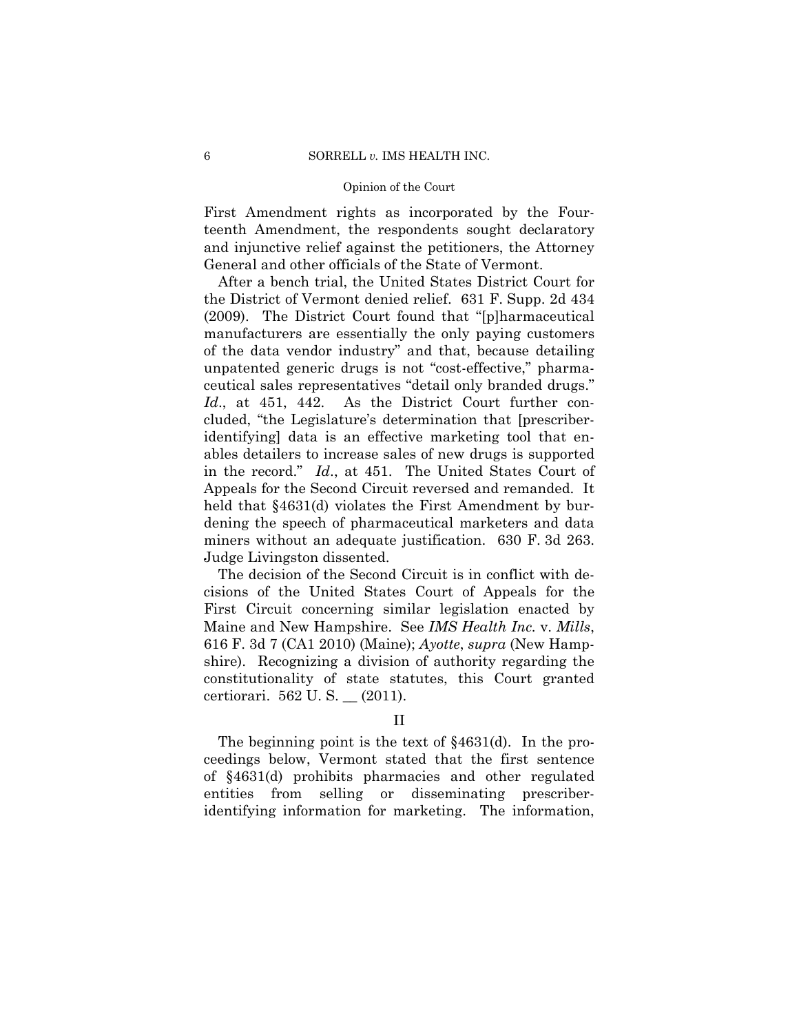First Amendment rights as incorporated by the Fourteenth Amendment, the respondents sought declaratory and injunctive relief against the petitioners, the Attorney General and other officials of the State of Vermont.

After a bench trial, the United States District Court for the District of Vermont denied relief. 631 F. Supp. 2d 434 (2009). The District Court found that "[p]harmaceutical manufacturers are essentially the only paying customers of the data vendor industry" and that, because detailing unpatented generic drugs is not "cost-effective," pharmaceutical sales representatives "detail only branded drugs." *Id*., at 451, 442. As the District Court further concluded, "the Legislature's determination that [prescriber-identifying] data is an effective marketing tool that enables detailers to increase sales of new drugs is supported in the record." *Id*., at 451. The United States Court of Appeals for the Second Circuit reversed and remanded. It held that §4631(d) violates the First Amendment by burdening the speech of pharmaceutical marketers and data miners without an adequate justification. 630 F. 3d 263. Judge Livingston dissented.

The decision of the Second Circuit is in conflict with decisions of the United States Court of Appeals for the First Circuit concerning similar legislation enacted by Maine and New Hampshire. See *IMS Health Inc.* v. *Mills*, 616 F. 3d 7 (CA1 2010) (Maine); *Ayotte*, *supra* (New Hampshire). Recognizing a division of authority regarding the constitutionality of state statutes, this Court granted certiorari. 562 U. S. __ (2011).

## II

The beginning point is the text of §4631(d). In the proceedings below, Vermont stated that the first sentence of §4631(d) prohibits pharmacies and other regulated entities from selling or disseminating prescriber-identifying information for marketing. The information,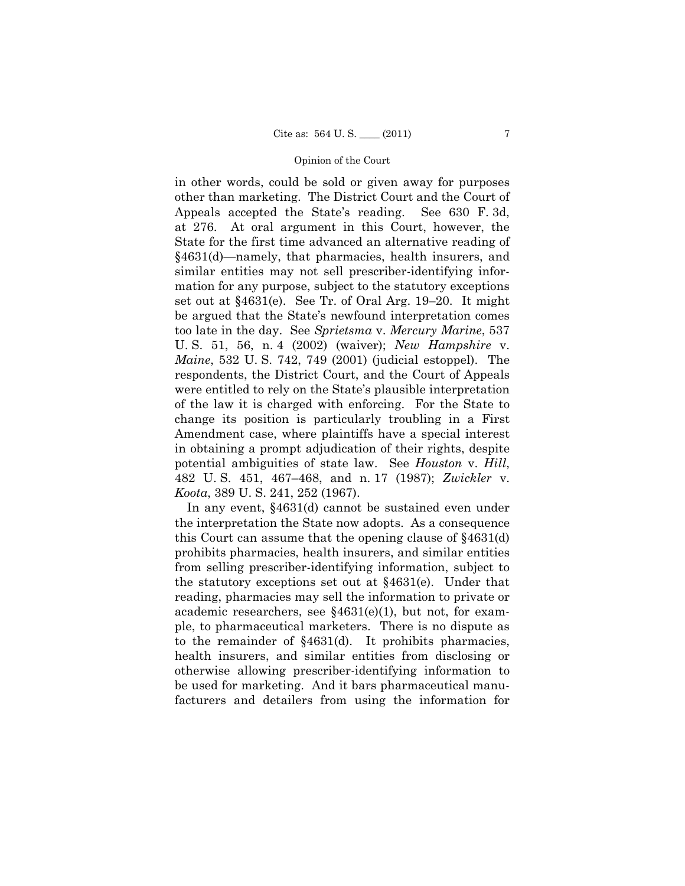in other words, could be sold or given away for purposes other than marketing. The District Court and the Court of Appeals accepted the State's reading. See 630 F. 3d, at 276. At oral argument in this Court, however, the State for the first time advanced an alternative reading of §4631(d)—namely, that pharmacies, health insurers, and similar entities may not sell prescriber-identifying information for any purpose, subject to the statutory exceptions set out at §4631(e). See Tr. of Oral Arg. 19–20. It might be argued that the State's newfound interpretation comes too late in the day. See *Sprietsma* v. *Mercury Marine*, 537 U. S. 51, 56, n. 4 (2002) (waiver); *New Hampshire* v. *Maine*, 532 U. S. 742, 749 (2001) (judicial estoppel). The respondents, the District Court, and the Court of Appeals were entitled to rely on the State's plausible interpretation of the law it is charged with enforcing. For the State to change its position is particularly troubling in a First Amendment case, where plaintiffs have a special interest in obtaining a prompt adjudication of their rights, despite potential ambiguities of state law. See *Houston* v. *Hill*, 482 U. S. 451, 467–468, and n. 17 (1987); *Zwickler* v. *Koota*, 389 U. S. 241, 252 (1967).

In any event, §4631(d) cannot be sustained even under the interpretation the State now adopts. As a consequence this Court can assume that the opening clause of §4631(d) prohibits pharmacies, health insurers, and similar entities from selling prescriber-identifying information, subject to the statutory exceptions set out at §4631(e). Under that reading, pharmacies may sell the information to private or academic researchers, see §4631(e)(1), but not, for example, to pharmaceutical marketers. There is no dispute as to the remainder of §4631(d). It prohibits pharmacies, health insurers, and similar entities from disclosing or otherwise allowing prescriber-identifying information to be used for marketing. And it bars pharmaceutical manufacturers and detailers from using the information for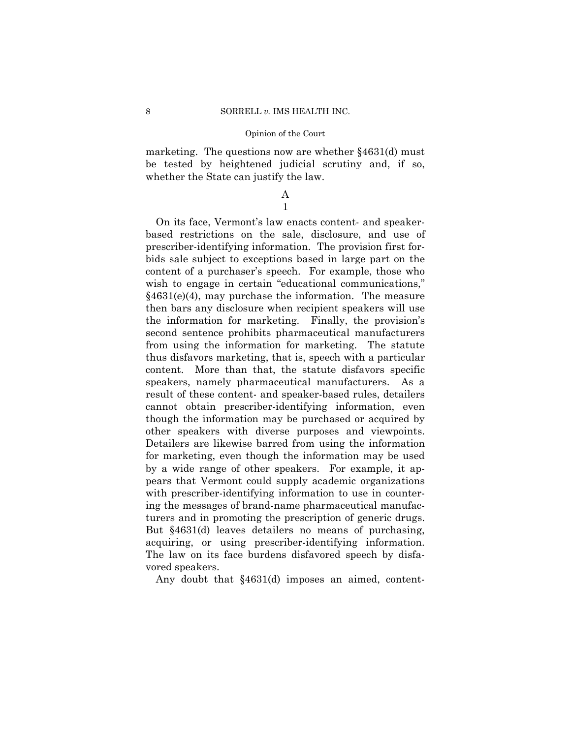marketing. The questions now are whether §4631(d) must be tested by heightened judicial scrutiny and, if so, whether the State can justify the law.

## A

### 1

On its face, Vermont's law enacts content- and speaker-based restrictions on the sale, disclosure, and use of prescriber-identifying information. The provision first forbids sale subject to exceptions based in large part on the content of a purchaser's speech. For example, those who wish to engage in certain "educational communications," §4631(e)(4), may purchase the information. The measure then bars any disclosure when recipient speakers will use the information for marketing. Finally, the provision's second sentence prohibits pharmaceutical manufacturers from using the information for marketing. The statute thus disfavors marketing, that is, speech with a particular content. More than that, the statute disfavors specific speakers, namely pharmaceutical manufacturers. As a result of these content- and speaker-based rules, detailers cannot obtain prescriber-identifying information, even though the information may be purchased or acquired by other speakers with diverse purposes and viewpoints. Detailers are likewise barred from using the information for marketing, even though the information may be used by a wide range of other speakers. For example, it appears that Vermont could supply academic organizations with prescriber-identifying information to use in countering the messages of brand-name pharmaceutical manufacturers and in promoting the prescription of generic drugs. But §4631(d) leaves detailers no means of purchasing, acquiring, or using prescriber-identifying information. The law on its face burdens disfavored speech by disfavored speakers.

Any doubt that §4631(d) imposes an aimed, content-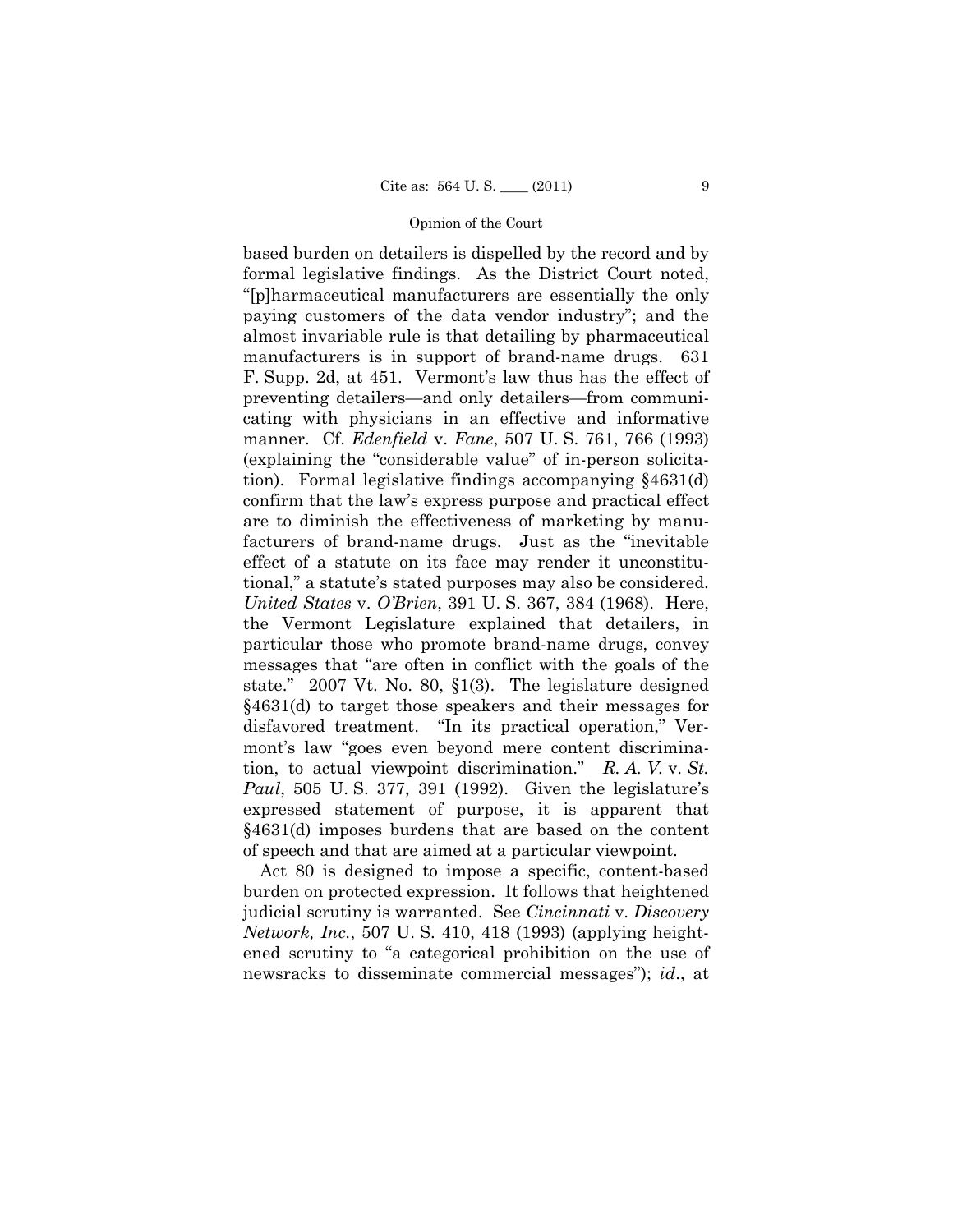based burden on detailers is dispelled by the record and by formal legislative findings. As the District Court noted, "[p]harmaceutical manufacturers are essentially the only paying customers of the data vendor industry"; and the almost invariable rule is that detailing by pharmaceutical manufacturers is in support of brand-name drugs. 631 F. Supp. 2d, at 451. Vermont's law thus has the effect of preventing detailers—and only detailers—from communicating with physicians in an effective and informative manner. Cf. *Edenfield* v. *Fane*, 507 U. S. 761, 766 (1993) (explaining the "considerable value" of in-person solicitation). Formal legislative findings accompanying §4631(d) confirm that the law's express purpose and practical effect are to diminish the effectiveness of marketing by manufacturers of brand-name drugs. Just as the "inevitable effect of a statute on its face may render it unconstitutional," a statute's stated purposes may also be considered. *United States* v. *O'Brien*, 391 U. S. 367, 384 (1968). Here, the Vermont Legislature explained that detailers, in particular those who promote brand-name drugs, convey messages that "are often in conflict with the goals of the state." 2007 Vt. No. 80, §1(3). The legislature designed §4631(d) to target those speakers and their messages for disfavored treatment. "In its practical operation," Vermont's law "goes even beyond mere content discrimination, to actual viewpoint discrimination." *R. A. V.* v. *St. Paul*, 505 U. S. 377, 391 (1992). Given the legislature's expressed statement of purpose, it is apparent that §4631(d) imposes burdens that are based on the content of speech and that are aimed at a particular viewpoint.

Act 80 is designed to impose a specific, content-based burden on protected expression. It follows that heightened judicial scrutiny is warranted. See *Cincinnati* v. *Discovery Network, Inc.*, 507 U. S. 410, 418 (1993) (applying heightened scrutiny to "a categorical prohibition on the use of newsracks to disseminate commercial messages"); *id.*, at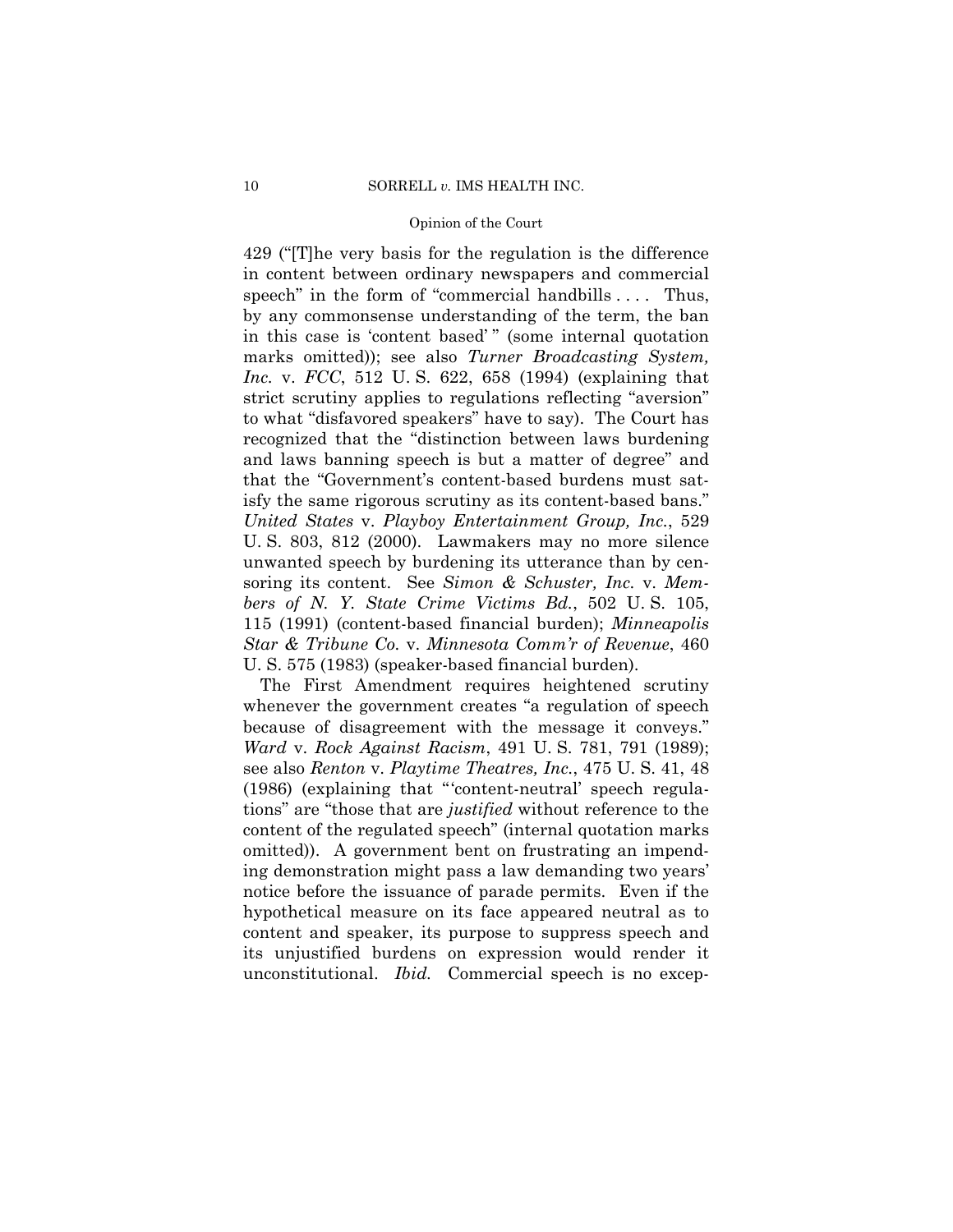429 ("[T]he very basis for the regulation is the difference in content between ordinary newspapers and commercial speech" in the form of "commercial handbills . . . . Thus, by any commonsense understanding of the term, the ban in this case is 'content based' " (some internal quotation marks omitted)); see also *Turner Broadcasting System, Inc.* v. *FCC*, 512 U. S. 622, 658 (1994) (explaining that strict scrutiny applies to regulations reflecting "aversion" to what "disfavored speakers" have to say). The Court has recognized that the "distinction between laws burdening and laws banning speech is but a matter of degree" and that the "Government's content-based burdens must satisfy the same rigorous scrutiny as its content-based bans." *United States* v. *Playboy Entertainment Group, Inc.*, 529 U. S. 803, 812 (2000). Lawmakers may no more silence unwanted speech by burdening its utterance than by censoring its content. See *Simon & Schuster, Inc.* v. *Members of N. Y. State Crime Victims Bd.*, 502 U. S. 105, 115 (1991) (content-based financial burden); *Minneapolis Star & Tribune Co.* v. *Minnesota Comm'r of Revenue*, 460 U. S. 575 (1983) (speaker-based financial burden).

The First Amendment requires heightened scrutiny whenever the government creates "a regulation of speech because of disagreement with the message it conveys." *Ward* v. *Rock Against Racism*, 491 U. S. 781, 791 (1989); see also *Renton* v. *Playtime Theatres, Inc.*, 475 U. S. 41, 48 (1986) (explaining that " 'content-neutral' speech regulations" are "those that are *justified* without reference to the content of the regulated speech" (internal quotation marks omitted)). A government bent on frustrating an impending demonstration might pass a law demanding two years' notice before the issuance of parade permits. Even if the hypothetical measure on its face appeared neutral as to content and speaker, its purpose to suppress speech and its unjustified burdens on expression would render it unconstitutional. *Ibid.* Commercial speech is no excep-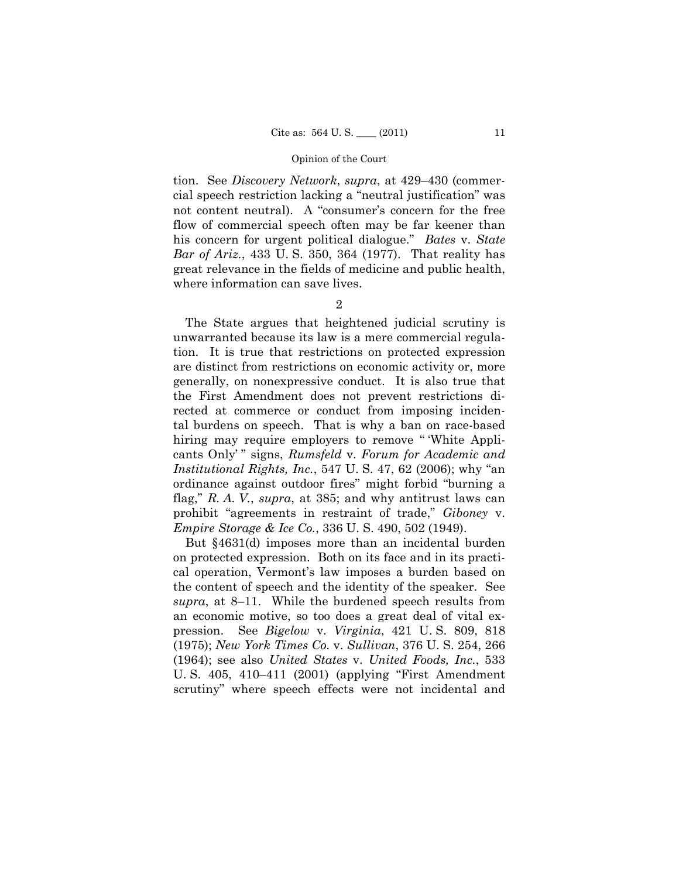tion. See *Discovery Network*, *supra*, at 429–430 (commercial speech restriction lacking a "neutral justification" was not content neutral). A "consumer's concern for the free flow of commercial speech often may be far keener than his concern for urgent political dialogue." *Bates* v. *State Bar of Ariz.*, 433 U. S. 350, 364 (1977). That reality has great relevance in the fields of medicine and public health, where information can save lives.

2

The State argues that heightened judicial scrutiny is unwarranted because its law is a mere commercial regulation. It is true that restrictions on protected expression are distinct from restrictions on economic activity or, more generally, on nonexpressive conduct. It is also true that the First Amendment does not prevent restrictions directed at commerce or conduct from imposing incidental burdens on speech. That is why a ban on race-based hiring may require employers to remove " 'White Applicants Only' " signs, *Rumsfeld* v. *Forum for Academic and Institutional Rights, Inc.*, 547 U. S. 47, 62 (2006); why "an ordinance against outdoor fires" might forbid "burning a flag," *R. A. V.*, *supra*, at 385; and why antitrust laws can prohibit "agreements in restraint of trade," *Giboney* v. *Empire Storage & Ice Co.*, 336 U. S. 490, 502 (1949).

But §4631(d) imposes more than an incidental burden on protected expression. Both on its face and in its practical operation, Vermont's law imposes a burden based on the content of speech and the identity of the speaker. See *supra*, at 8–11. While the burdened speech results from an economic motive, so too does a great deal of vital expression. See *Bigelow* v. *Virginia*, 421 U. S. 809, 818 (1975); *New York Times Co.* v. *Sullivan*, 376 U. S. 254, 266 (1964); see also *United States* v. *United Foods, Inc.*, 533 U. S. 405, 410–411 (2001) (applying "First Amendment scrutiny" where speech effects were not incidental and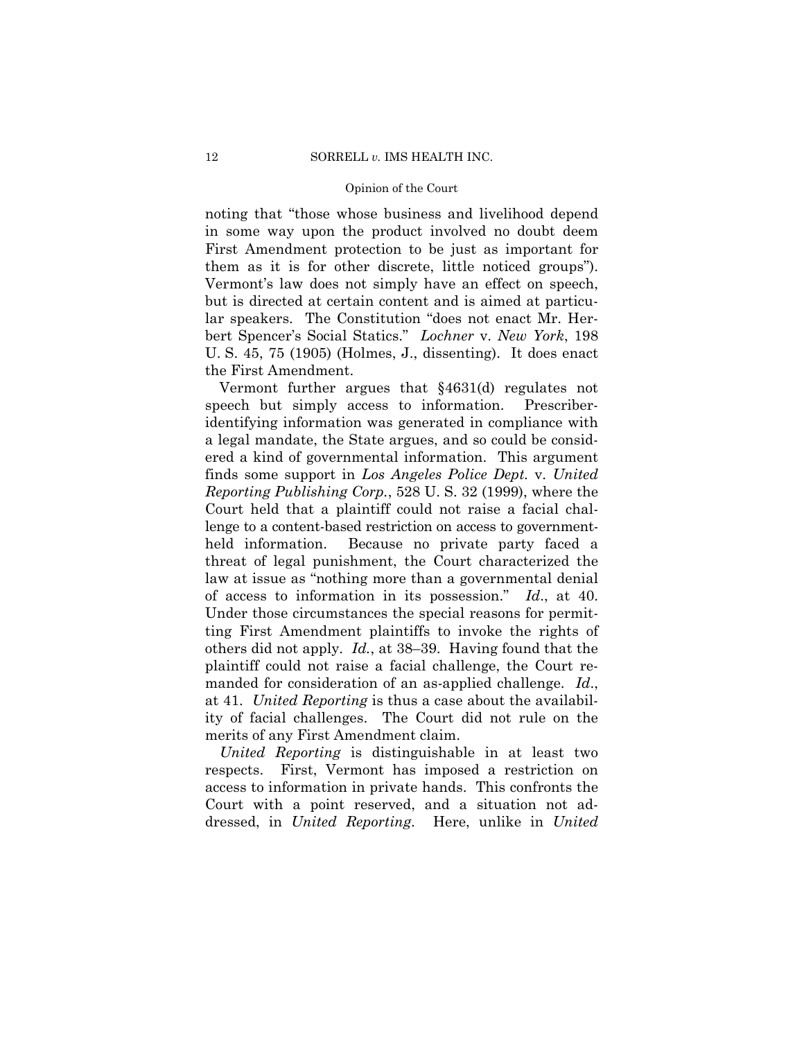noting that "those whose business and livelihood depend in some way upon the product involved no doubt deem First Amendment protection to be just as important for them as it is for other discrete, little noticed groups"). Vermont's law does not simply have an effect on speech, but is directed at certain content and is aimed at particular speakers. The Constitution "does not enact Mr. Herbert Spencer's Social Statics." *Lochner* v. *New York*, 198 U. S. 45, 75 (1905) (Holmes, J., dissenting). It does enact the First Amendment.

Vermont further argues that §4631(d) regulates not speech but simply access to information. Prescriber-identifying information was generated in compliance with a legal mandate, the State argues, and so could be considered a kind of governmental information. This argument finds some support in *Los Angeles Police Dept.* v. *United Reporting Publishing Corp.*, 528 U. S. 32 (1999), where the Court held that a plaintiff could not raise a facial challenge to a content-based restriction on access to government-held information. Because no private party faced a threat of legal punishment, the Court characterized the law at issue as "nothing more than a governmental denial of access to information in its possession." *Id*., at 40. Under those circumstances the special reasons for permitting First Amendment plaintiffs to invoke the rights of others did not apply. *Id.*, at 38–39. Having found that the plaintiff could not raise a facial challenge, the Court remanded for consideration of an as-applied challenge. *Id*., at 41. *United Reporting* is thus a case about the availability of facial challenges. The Court did not rule on the merits of any First Amendment claim.

*United Reporting* is distinguishable in at least two respects. First, Vermont has imposed a restriction on access to information in private hands. This confronts the Court with a point reserved, and a situation not addressed, in *United Reporting*. Here, unlike in *United*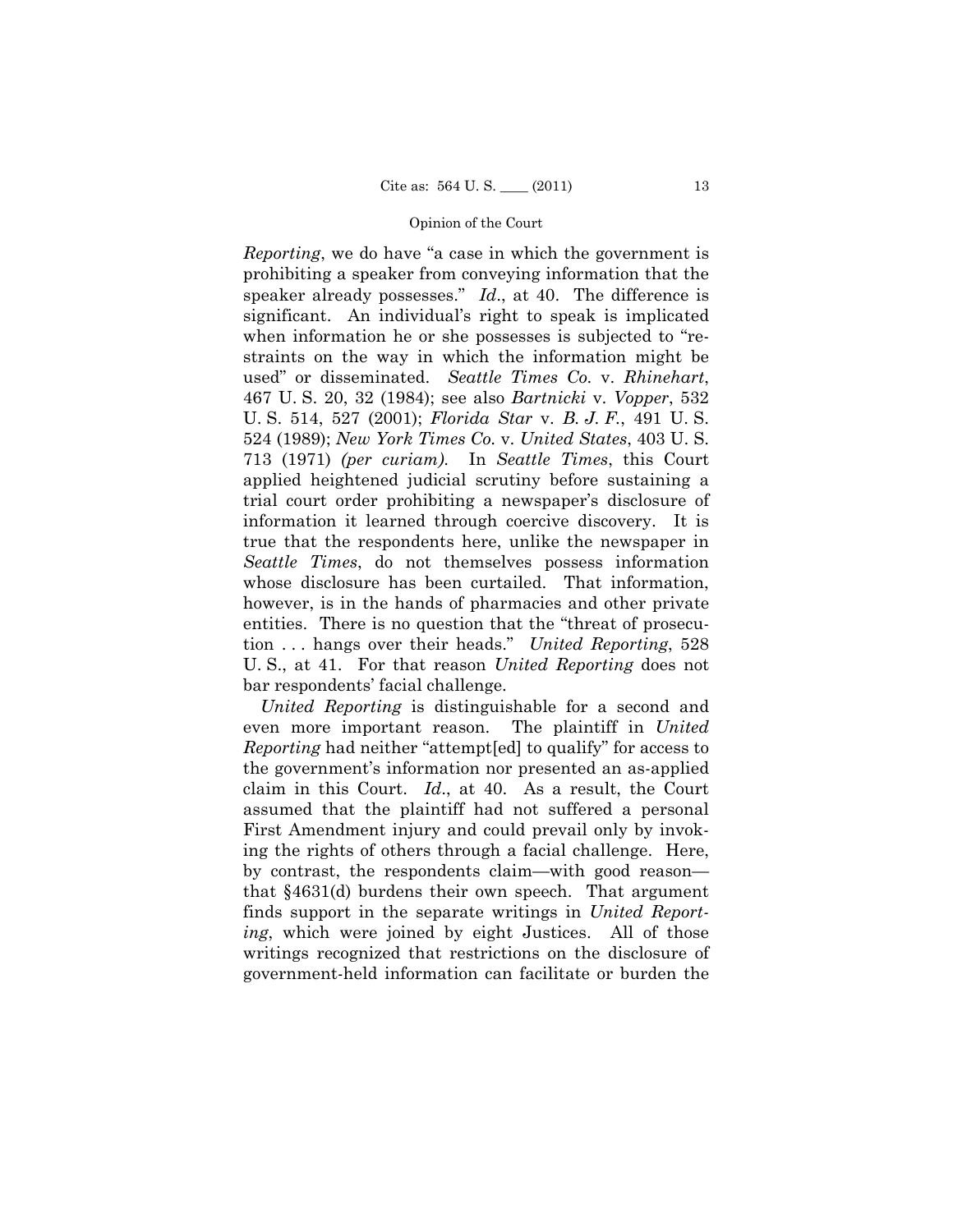*Reporting*, we do have "a case in which the government is prohibiting a speaker from conveying information that the speaker already possesses." *Id*., at 40. The difference is significant. An individual's right to speak is implicated when information he or she possesses is subjected to "restraints on the way in which the information might be used" or disseminated. *Seattle Times Co.* v. *Rhinehart*, 467 U. S. 20, 32 (1984); see also *Bartnicki* v. *Vopper*, 532 U. S. 514, 527 (2001); *Florida Star* v. *B. J. F.*, 491 U. S. 524 (1989); *New York Times Co.* v. *United States*, 403 U. S. 713 (1971) *(per curiam)*. In *Seattle Times*, this Court applied heightened judicial scrutiny before sustaining a trial court order prohibiting a newspaper's disclosure of information it learned through coercive discovery. It is true that the respondents here, unlike the newspaper in *Seattle Times*, do not themselves possess information whose disclosure has been curtailed. That information, however, is in the hands of pharmacies and other private entities. There is no question that the "threat of prosecution . . . hangs over their heads." *United Reporting*, 528 U. S., at 41. For that reason *United Reporting* does not bar respondents' facial challenge.

*United Reporting* is distinguishable for a second and even more important reason. The plaintiff in *United Reporting* had neither "attempt[ed] to qualify" for access to the government's information nor presented an as-applied claim in this Court. *Id*., at 40. As a result, the Court assumed that the plaintiff had not suffered a personal First Amendment injury and could prevail only by invoking the rights of others through a facial challenge. Here, by contrast, the respondents claim—with good reason—that §4631(d) burdens their own speech. That argument finds support in the separate writings in *United Reporting*, which were joined by eight Justices. All of those writings recognized that restrictions on the disclosure of government-held information can facilitate or burden the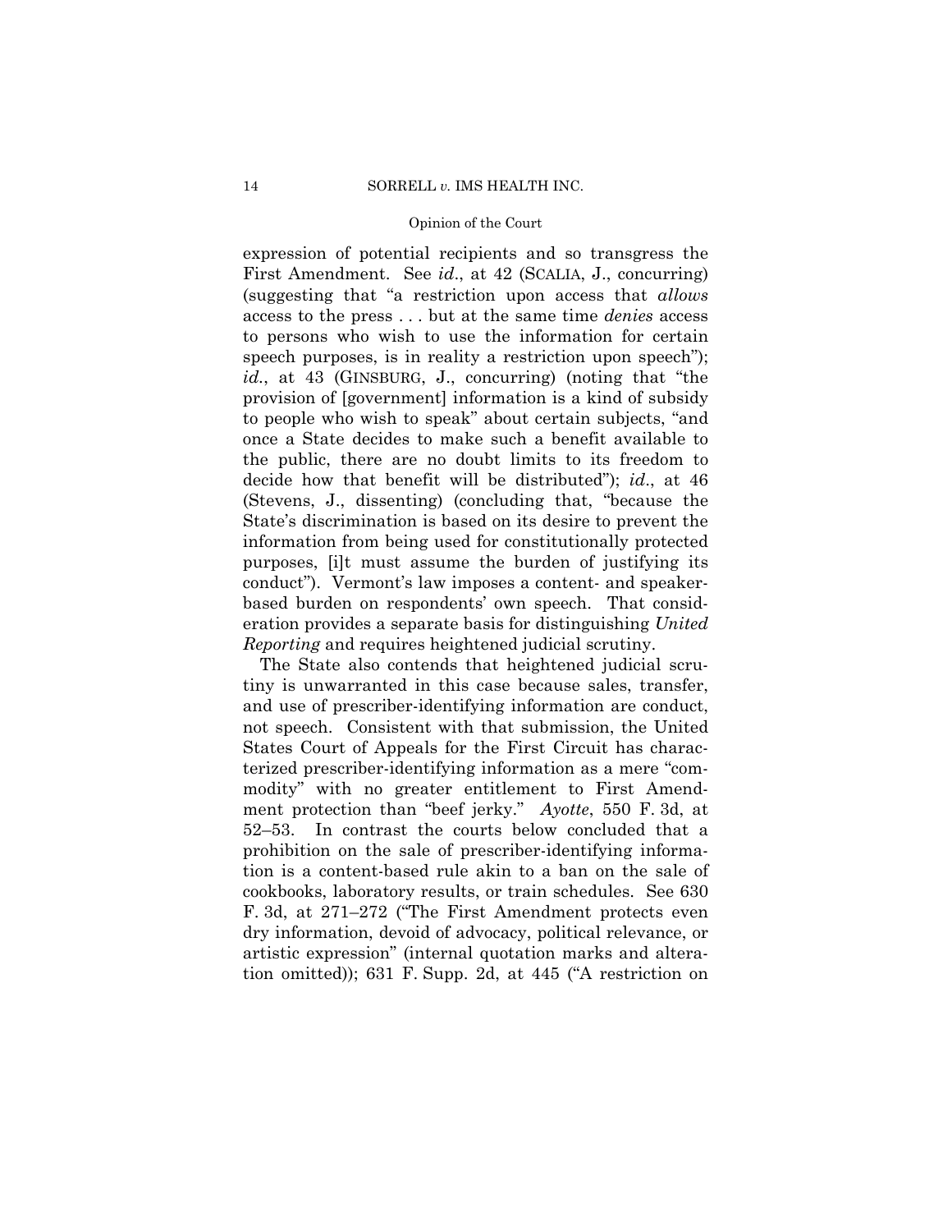expression of potential recipients and so transgress the First Amendment. See *id*., at 42 (SCALIA, J., concurring) (suggesting that "a restriction upon access that *allows* access to the press . . . but at the same time *denies* access to persons who wish to use the information for certain speech purposes, is in reality a restriction upon speech"); *id*., at 43 (GINSBURG, J., concurring) (noting that "the provision of [government] information is a kind of subsidy to people who wish to speak" about certain subjects, "and once a State decides to make such a benefit available to the public, there are no doubt limits to its freedom to decide how that benefit will be distributed"); *id*., at 46 (Stevens, J., dissenting) (concluding that, "because the State's discrimination is based on its desire to prevent the information from being used for constitutionally protected purposes, [i]t must assume the burden of justifying its conduct"). Vermont's law imposes a content- and speaker-based burden on respondents' own speech. That consideration provides a separate basis for distinguishing *United Reporting* and requires heightened judicial scrutiny.

The State also contends that heightened judicial scrutiny is unwarranted in this case because sales, transfer, and use of prescriber-identifying information are conduct, not speech. Consistent with that submission, the United States Court of Appeals for the First Circuit has characterized prescriber-identifying information as a mere "commodity" with no greater entitlement to First Amendment protection than "beef jerky." *Ayotte*, 550 F. 3d, at 52–53. In contrast the courts below concluded that a prohibition on the sale of prescriber-identifying information is a content-based rule akin to a ban on the sale of cookbooks, laboratory results, or train schedules. See 630 F. 3d, at 271–272 ("The First Amendment protects even dry information, devoid of advocacy, political relevance, or artistic expression" (internal quotation marks and alteration omitted)); 631 F. Supp. 2d, at 445 ("A restriction on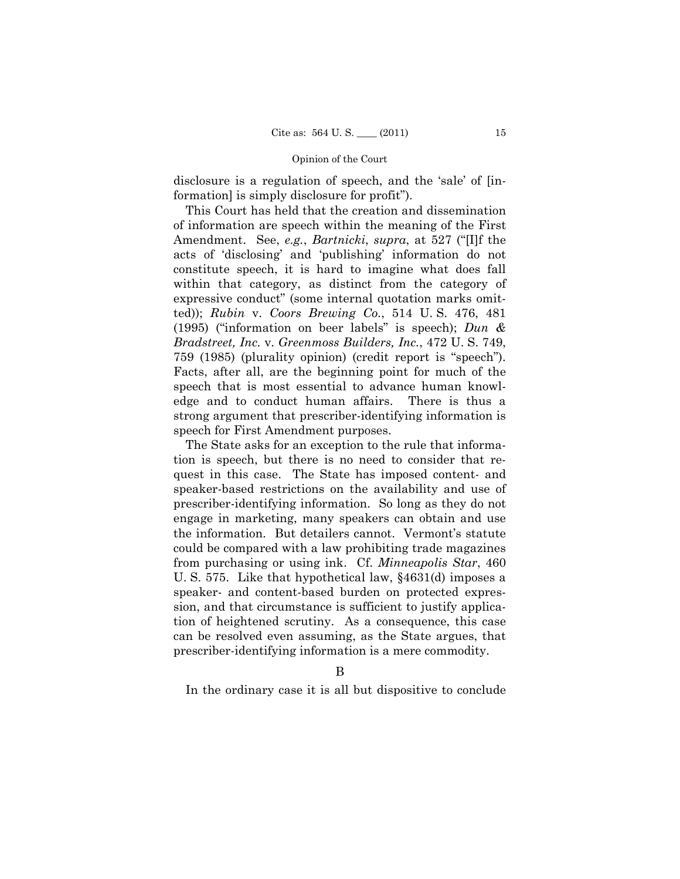disclosure is a regulation of speech, and the 'sale' of [information] is simply disclosure for profit").

This Court has held that the creation and dissemination of information are speech within the meaning of the First Amendment. See, *e.g.*, *Bartnicki*, *supra*, at 527 ("[I]f the acts of 'disclosing' and 'publishing' information do not constitute speech, it is hard to imagine what does fall within that category, as distinct from the category of expressive conduct" (some internal quotation marks omitted)); *Rubin* v. *Coors Brewing Co.*, 514 U. S. 476, 481 (1995) ("information on beer labels" is speech); *Dun & Bradstreet, Inc.* v. *Greenmoss Builders, Inc.*, 472 U. S. 749, 759 (1985) (plurality opinion) (credit report is "speech"). Facts, after all, are the beginning point for much of the speech that is most essential to advance human knowledge and to conduct human affairs. There is thus a strong argument that prescriber-identifying information is speech for First Amendment purposes.

The State asks for an exception to the rule that information is speech, but there is no need to consider that request in this case. The State has imposed content- and speaker-based restrictions on the availability and use of prescriber-identifying information. So long as they do not engage in marketing, many speakers can obtain and use the information. But detailers cannot. Vermont's statute could be compared with a law prohibiting trade magazines from purchasing or using ink. Cf. *Minneapolis Star*, 460 U. S. 575. Like that hypothetical law, §4631(d) imposes a speaker- and content-based burden on protected expression, and that circumstance is sufficient to justify application of heightened scrutiny. As a consequence, this case can be resolved even assuming, as the State argues, that prescriber-identifying information is a mere commodity.

B

In the ordinary case it is all but dispositive to conclude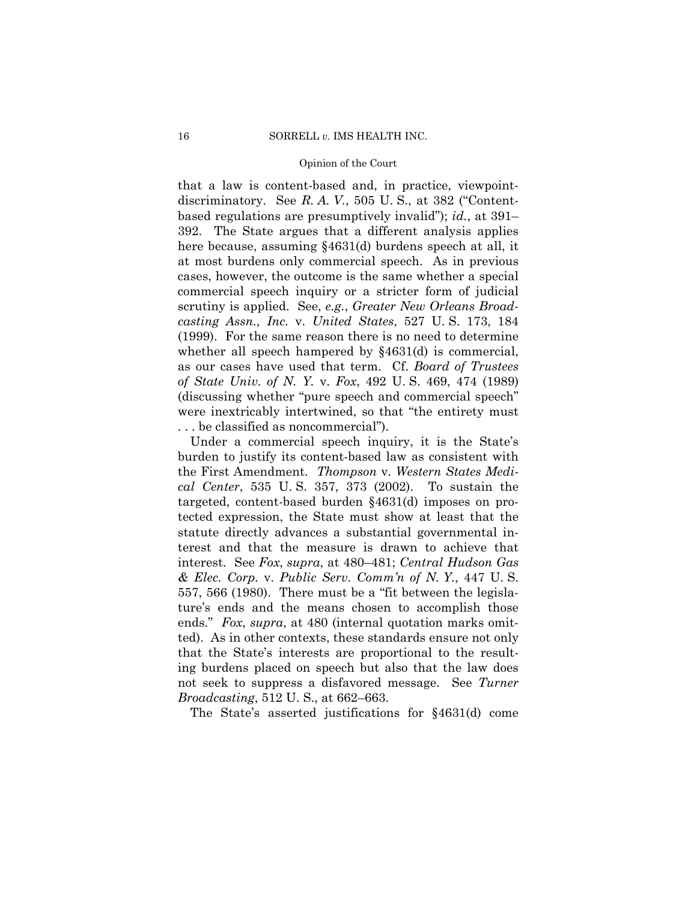that a law is content-based and, in practice, viewpoint-discriminatory. See *R. A. V.*, 505 U. S., at 382 ("Content-based regulations are presumptively invalid"); *id.*, at 391–392. The State argues that a different analysis applies here because, assuming §4631(d) burdens speech at all, it at most burdens only commercial speech. As in previous cases, however, the outcome is the same whether a special commercial speech inquiry or a stricter form of judicial scrutiny is applied. See, *e.g.*, *Greater New Orleans Broadcasting Assn., Inc.* v. *United States*, 527 U. S. 173, 184 (1999). For the same reason there is no need to determine whether all speech hampered by §4631(d) is commercial, as our cases have used that term. Cf. *Board of Trustees of State Univ. of N. Y.* v. *Fox*, 492 U. S. 469, 474 (1989) (discussing whether "pure speech and commercial speech" were inextricably intertwined, so that "the entirety must . . . be classified as noncommercial").

Under a commercial speech inquiry, it is the State's burden to justify its content-based law as consistent with the First Amendment. *Thompson* v. *Western States Medical Center*, 535 U. S. 357, 373 (2002). To sustain the targeted, content-based burden §4631(d) imposes on protected expression, the State must show at least that the statute directly advances a substantial governmental interest and that the measure is drawn to achieve that interest. See *Fox*, *supra*, at 480–481; *Central Hudson Gas & Elec. Corp.* v. *Public Serv. Comm'n of N. Y.*, 447 U. S. 557, 566 (1980). There must be a "fit between the legislature's ends and the means chosen to accomplish those ends." *Fox*, *supra*, at 480 (internal quotation marks omitted). As in other contexts, these standards ensure not only that the State's interests are proportional to the resulting burdens placed on speech but also that the law does not seek to suppress a disfavored message. See *Turner Broadcasting*, 512 U. S., at 662–663.

The State's asserted justifications for §4631(d) come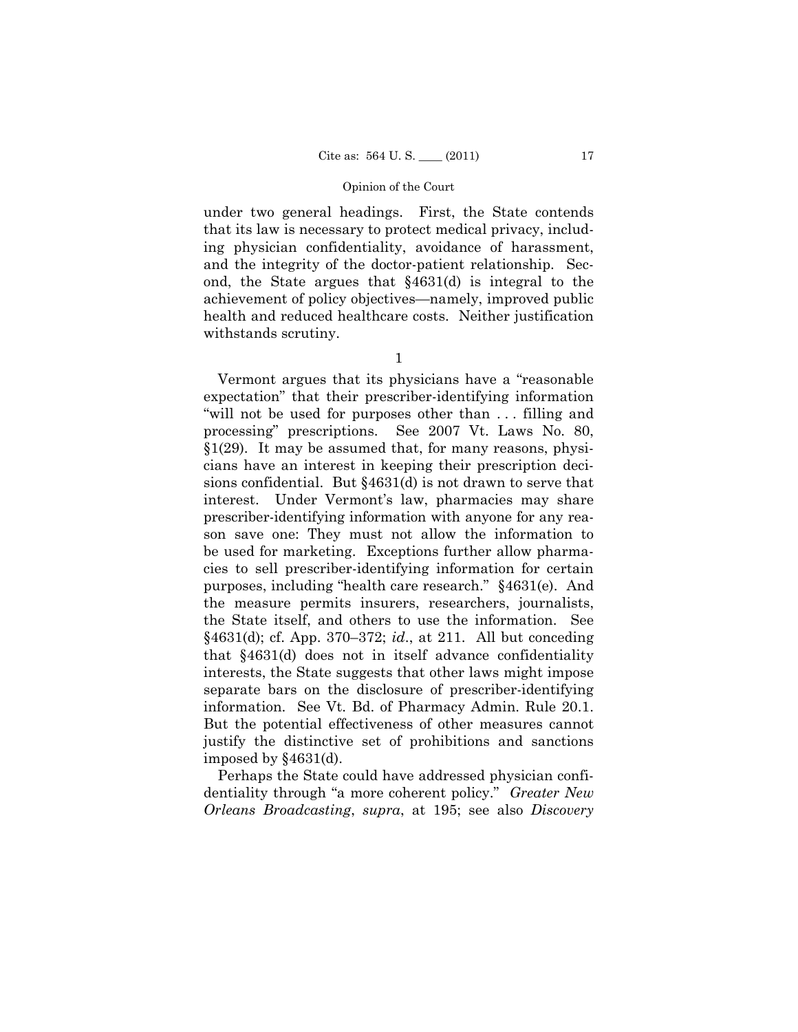under two general headings. First, the State contends that its law is necessary to protect medical privacy, including physician confidentiality, avoidance of harassment, and the integrity of the doctor-patient relationship. Second, the State argues that §4631(d) is integral to the achievement of policy objectives—namely, improved public health and reduced healthcare costs. Neither justification withstands scrutiny.

1

Vermont argues that its physicians have a "reasonable expectation" that their prescriber-identifying information "will not be used for purposes other than . . . filling and processing" prescriptions. See 2007 Vt. Laws No. 80, §1(29). It may be assumed that, for many reasons, physicians have an interest in keeping their prescription decisions confidential. But §4631(d) is not drawn to serve that interest. Under Vermont's law, pharmacies may share prescriber-identifying information with anyone for any reason save one: They must not allow the information to be used for marketing. Exceptions further allow pharmacies to sell prescriber-identifying information for certain purposes, including "health care research." §4631(e). And the measure permits insurers, researchers, journalists, the State itself, and others to use the information. See §4631(d); cf. App. 370–372; *id.*, at 211. All but conceding that §4631(d) does not in itself advance confidentiality interests, the State suggests that other laws might impose separate bars on the disclosure of prescriber-identifying information. See Vt. Bd. of Pharmacy Admin. Rule 20.1. But the potential effectiveness of other measures cannot justify the distinctive set of prohibitions and sanctions imposed by §4631(d).

Perhaps the State could have addressed physician confidentiality through "a more coherent policy." *Greater New Orleans Broadcasting*, *supra*, at 195; see also *Discovery*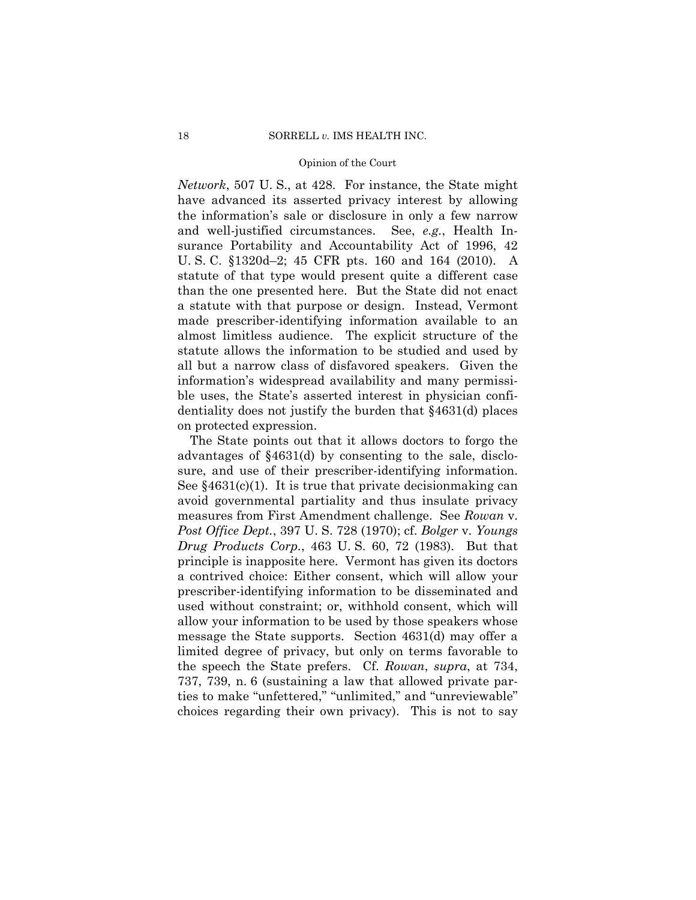*Network*, 507 U. S., at 428. For instance, the State might have advanced its asserted privacy interest by allowing the information's sale or disclosure in only a few narrow and well-justified circumstances. See, *e.g.*, Health Insurance Portability and Accountability Act of 1996, 42 U. S. C. §1320d–2; 45 CFR pts. 160 and 164 (2010). A statute of that type would present quite a different case than the one presented here. But the State did not enact a statute with that purpose or design. Instead, Vermont made prescriber-identifying information available to an almost limitless audience. The explicit structure of the statute allows the information to be studied and used by all but a narrow class of disfavored speakers. Given the information's widespread availability and many permissible uses, the State's asserted interest in physician confidentiality does not justify the burden that §4631(d) places on protected expression.

The State points out that it allows doctors to forgo the advantages of §4631(d) by consenting to the sale, disclosure, and use of their prescriber-identifying information. See §4631(c)(1). It is true that private decisionmaking can avoid governmental partiality and thus insulate privacy measures from First Amendment challenge. See *Rowan* v. *Post Office Dept.*, 397 U. S. 728 (1970); cf. *Bolger* v. *Youngs Drug Products Corp.*, 463 U. S. 60, 72 (1983). But that principle is inapposite here. Vermont has given its doctors a contrived choice: Either consent, which will allow your prescriber-identifying information to be disseminated and used without constraint; or, withhold consent, which will allow your information to be used by those speakers whose message the State supports. Section 4631(d) may offer a limited degree of privacy, but only on terms favorable to the speech the State prefers. Cf. *Rowan*, *supra*, at 734, 737, 739, n. 6 (sustaining a law that allowed private parties to make "unfettered," "unlimited," and "unreviewable" choices regarding their own privacy). This is not to say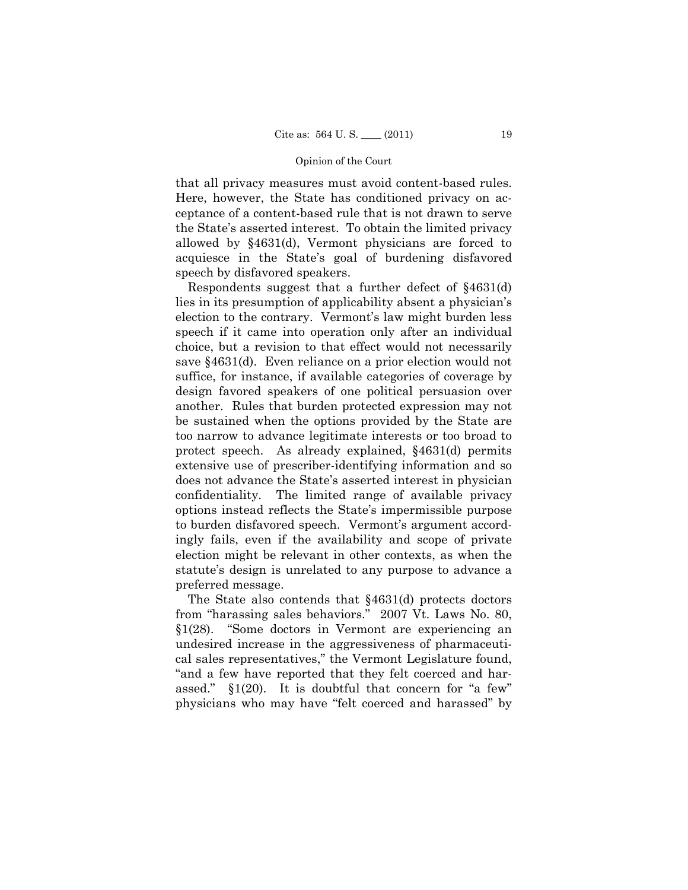that all privacy measures must avoid content-based rules. Here, however, the State has conditioned privacy on acceptance of a content-based rule that is not drawn to serve the State's asserted interest. To obtain the limited privacy allowed by §4631(d), Vermont physicians are forced to acquiesce in the State's goal of burdening disfavored speech by disfavored speakers.

Respondents suggest that a further defect of §4631(d) lies in its presumption of applicability absent a physician's election to the contrary. Vermont's law might burden less speech if it came into operation only after an individual choice, but a revision to that effect would not necessarily save §4631(d). Even reliance on a prior election would not suffice, for instance, if available categories of coverage by design favored speakers of one political persuasion over another. Rules that burden protected expression may not be sustained when the options provided by the State are too narrow to advance legitimate interests or too broad to protect speech. As already explained, §4631(d) permits extensive use of prescriber-identifying information and so does not advance the State's asserted interest in physician confidentiality. The limited range of available privacy options instead reflects the State's impermissible purpose to burden disfavored speech. Vermont's argument accordingly fails, even if the availability and scope of private election might be relevant in other contexts, as when the statute's design is unrelated to any purpose to advance a preferred message.

The State also contends that §4631(d) protects doctors from "harassing sales behaviors." 2007 Vt. Laws No. 80, §1(28). "Some doctors in Vermont are experiencing an undesired increase in the aggressiveness of pharmaceutical sales representatives," the Vermont Legislature found, "and a few have reported that they felt coerced and harassed." §1(20). It is doubtful that concern for "a few" physicians who may have "felt coerced and harassed" by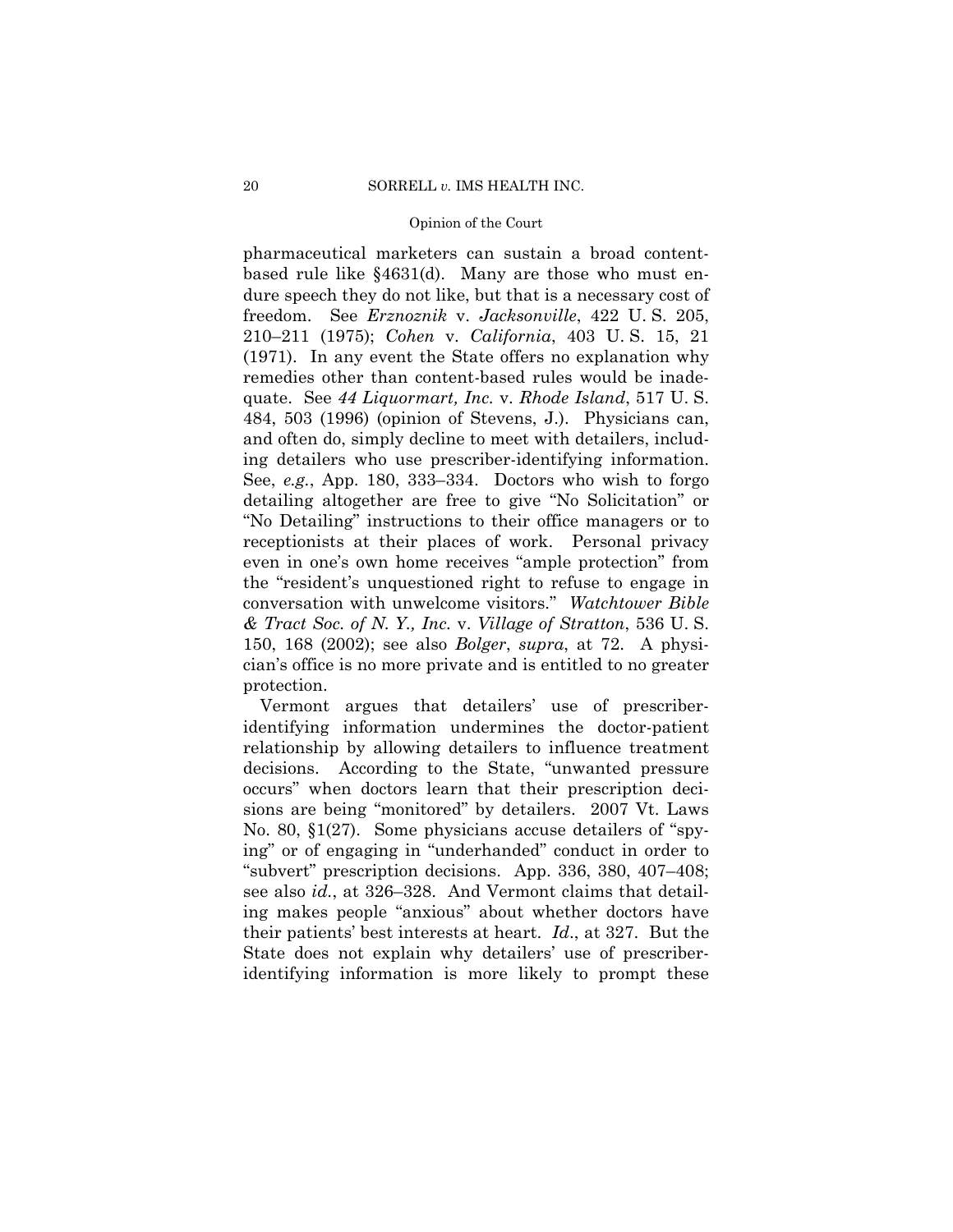pharmaceutical marketers can sustain a broad content-based rule like §4631(d). Many are those who must endure speech they do not like, but that is a necessary cost of freedom. See *Erznoznik* v. *Jacksonville*, 422 U. S. 205, 210–211 (1975); *Cohen* v. *California*, 403 U. S. 15, 21 (1971). In any event the State offers no explanation why remedies other than content-based rules would be inadequate. See *44 Liquormart, Inc.* v. *Rhode Island*, 517 U. S. 484, 503 (1996) (opinion of Stevens, J.). Physicians can, and often do, simply decline to meet with detailers, including detailers who use prescriber-identifying information. See, *e.g.*, App. 180, 333–334. Doctors who wish to forgo detailing altogether are free to give "No Solicitation" or "No Detailing" instructions to their office managers or to receptionists at their places of work. Personal privacy even in one's own home receives "ample protection" from the "resident's unquestioned right to refuse to engage in conversation with unwelcome visitors." *Watchtower Bible & Tract Soc. of N. Y., Inc.* v. *Village of Stratton*, 536 U. S. 150, 168 (2002); see also *Bolger*, *supra*, at 72. A physician's office is no more private and is entitled to no greater protection.

Vermont argues that detailers' use of prescriber-identifying information undermines the doctor-patient relationship by allowing detailers to influence treatment decisions. According to the State, "unwanted pressure occurs" when doctors learn that their prescription decisions are being "monitored" by detailers. 2007 Vt. Laws No. 80, §1(27). Some physicians accuse detailers of "spying" or of engaging in "underhanded" conduct in order to "subvert" prescription decisions. App. 336, 380, 407–408; see also *id.*, at 326–328. And Vermont claims that detailing makes people "anxious" about whether doctors have their patients' best interests at heart. *Id.*, at 327. But the State does not explain why detailers' use of prescriber-identifying information is more likely to prompt these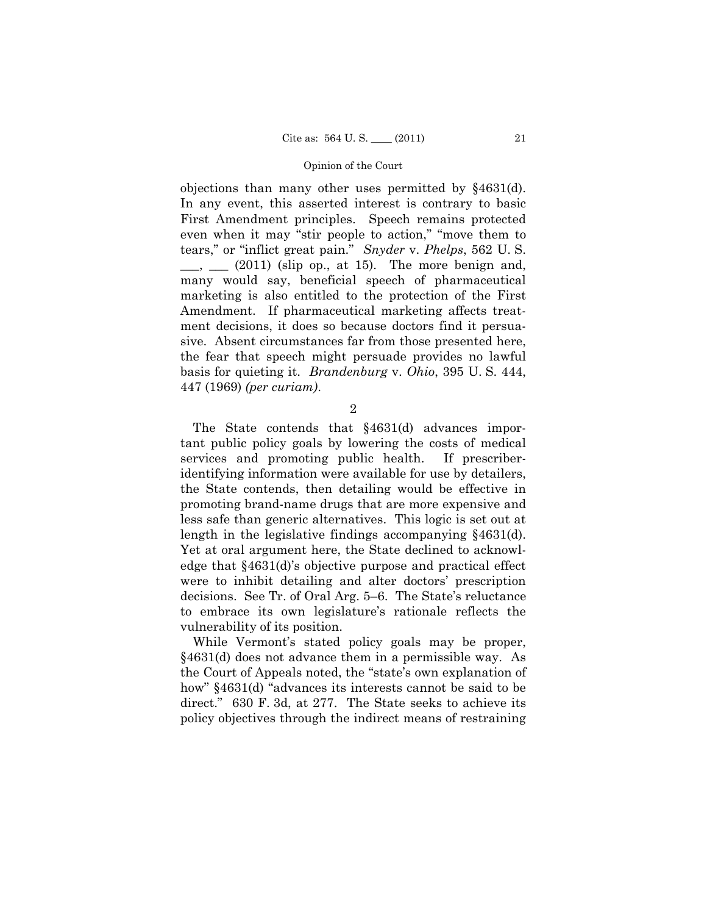objections than many other uses permitted by §4631(d). In any event, this asserted interest is contrary to basic First Amendment principles. Speech remains protected even when it may "stir people to action," "move them to tears," or "inflict great pain." *Snyder* v. *Phelps*, 562 U. S. \_\_\_, \_\_\_ (2011) (slip op., at 15). The more benign and, many would say, beneficial speech of pharmaceutical marketing is also entitled to the protection of the First Amendment. If pharmaceutical marketing affects treatment decisions, it does so because doctors find it persuasive. Absent circumstances far from those presented here, the fear that speech might persuade provides no lawful basis for quieting it. *Brandenburg* v. *Ohio*, 395 U. S. 444, 447 (1969) *(per curiam)*.

2

The State contends that §4631(d) advances important public policy goals by lowering the costs of medical services and promoting public health. If prescriber-identifying information were available for use by detailers, the State contends, then detailing would be effective in promoting brand-name drugs that are more expensive and less safe than generic alternatives. This logic is set out at length in the legislative findings accompanying §4631(d). Yet at oral argument here, the State declined to acknowledge that §4631(d)'s objective purpose and practical effect were to inhibit detailing and alter doctors' prescription decisions. See Tr. of Oral Arg. 5–6. The State's reluctance to embrace its own legislature's rationale reflects the vulnerability of its position.

While Vermont's stated policy goals may be proper, §4631(d) does not advance them in a permissible way. As the Court of Appeals noted, the "state's own explanation of how" §4631(d) "advances its interests cannot be said to be direct." 630 F. 3d, at 277. The State seeks to achieve its policy objectives through the indirect means of restraining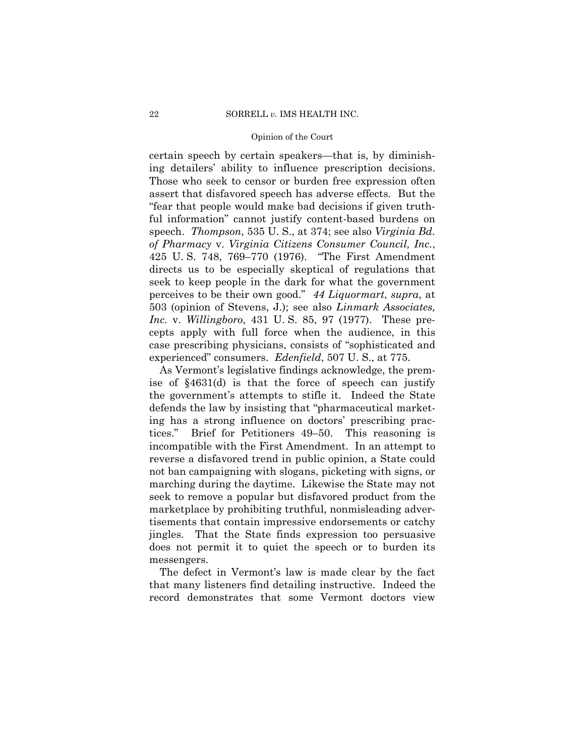certain speech by certain speakers—that is, by diminishing detailers' ability to influence prescription decisions. Those who seek to censor or burden free expression often assert that disfavored speech has adverse effects. But the "fear that people would make bad decisions if given truthful information" cannot justify content-based burdens on speech. *Thompson*, 535 U. S., at 374; see also *Virginia Bd. of Pharmacy* v. *Virginia Citizens Consumer Council, Inc.*, 425 U. S. 748, 769–770 (1976). "The First Amendment directs us to be especially skeptical of regulations that seek to keep people in the dark for what the government perceives to be their own good." *44 Liquormart*, *supra*, at 503 (opinion of Stevens, J.); see also *Linmark Associates, Inc.* v. *Willingboro*, 431 U. S. 85, 97 (1977). These precepts apply with full force when the audience, in this case prescribing physicians, consists of "sophisticated and experienced" consumers. *Edenfield*, 507 U. S., at 775.

As Vermont's legislative findings acknowledge, the premise of §4631(d) is that the force of speech can justify the government's attempts to stifle it. Indeed the State defends the law by insisting that "pharmaceutical marketing has a strong influence on doctors' prescribing practices." Brief for Petitioners 49–50. This reasoning is incompatible with the First Amendment. In an attempt to reverse a disfavored trend in public opinion, a State could not ban campaigning with slogans, picketing with signs, or marching during the daytime. Likewise the State may not seek to remove a popular but disfavored product from the marketplace by prohibiting truthful, nonmisleading advertisements that contain impressive endorsements or catchy jingles. That the State finds expression too persuasive does not permit it to quiet the speech or to burden its messengers.

The defect in Vermont's law is made clear by the fact that many listeners find detailing instructive. Indeed the record demonstrates that some Vermont doctors view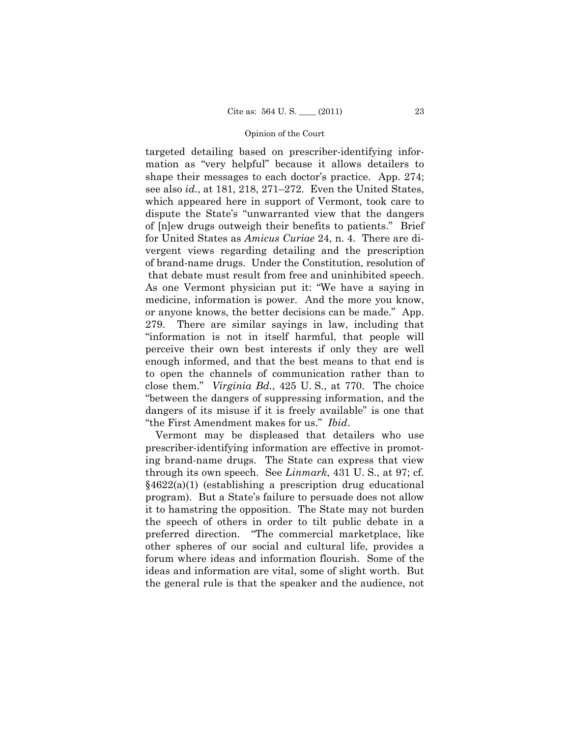targeted detailing based on prescriber-identifying information as "very helpful" because it allows detailers to shape their messages to each doctor's practice. App. 274; see also *id.*, at 181, 218, 271–272. Even the United States, which appeared here in support of Vermont, took care to dispute the State's "unwarranted view that the dangers of [n]ew drugs outweigh their benefits to patients." Brief for United States as *Amicus Curiae* 24, n. 4. There are divergent views regarding detailing and the prescription of brand-name drugs. Under the Constitution, resolution of that debate must result from free and uninhibited speech. As one Vermont physician put it: "We have a saying in medicine, information is power. And the more you know, or anyone knows, the better decisions can be made." App. 279. There are similar sayings in law, including that "information is not in itself harmful, that people will perceive their own best interests if only they are well enough informed, and that the best means to that end is to open the channels of communication rather than to close them." *Virginia Bd.*, 425 U. S., at 770. The choice "between the dangers of suppressing information, and the dangers of its misuse if it is freely available" is one that "the First Amendment makes for us." *Ibid*.

Vermont may be displeased that detailers who use prescriber-identifying information are effective in promoting brand-name drugs. The State can express that view through its own speech. See *Linmark*, 431 U. S., at 97; cf. §4622(a)(1) (establishing a prescription drug educational program). But a State's failure to persuade does not allow it to hamstring the opposition. The State may not burden the speech of others in order to tilt public debate in a preferred direction. "The commercial marketplace, like other spheres of our social and cultural life, provides a forum where ideas and information flourish. Some of the ideas and information are vital, some of slight worth. But the general rule is that the speaker and the audience, not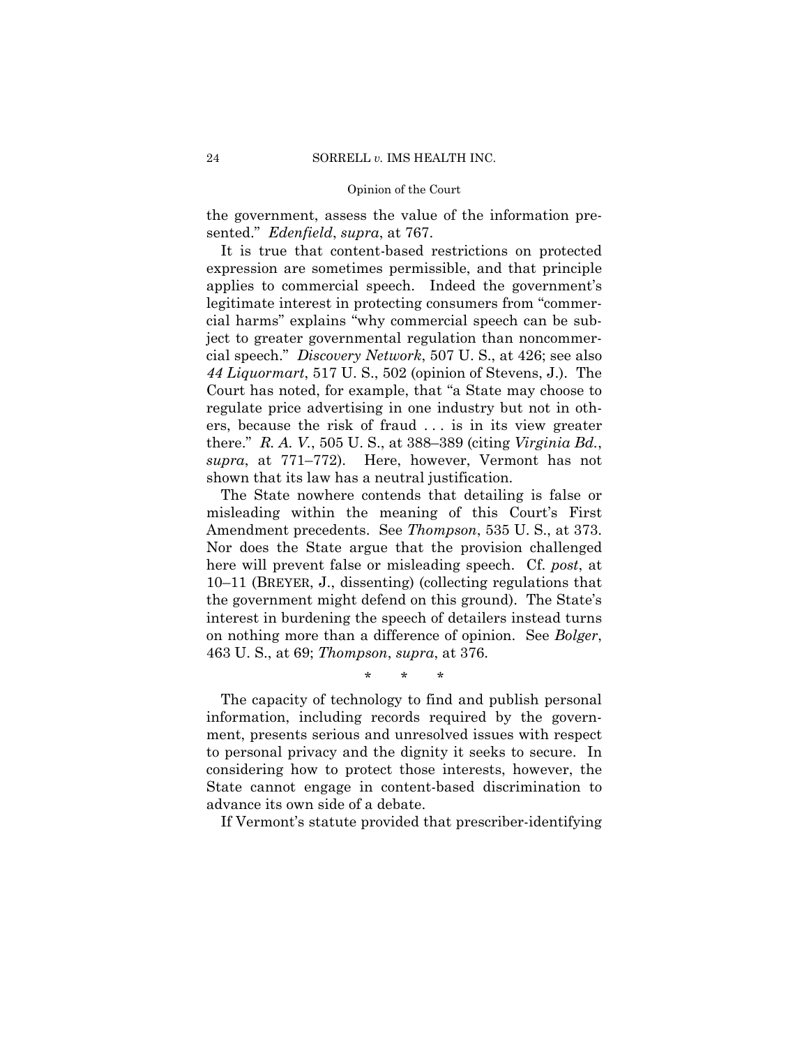the government, assess the value of the information presented." *Edenfield*, *supra*, at 767.

It is true that content-based restrictions on protected expression are sometimes permissible, and that principle applies to commercial speech. Indeed the government's legitimate interest in protecting consumers from "commercial harms" explains "why commercial speech can be subject to greater governmental regulation than noncommercial speech." *Discovery Network*, 507 U. S., at 426; see also *44 Liquormart*, 517 U. S., 502 (opinion of Stevens, J.). The Court has noted, for example, that "a State may choose to regulate price advertising in one industry but not in others, because the risk of fraud . . . is in its view greater there." *R. A. V.*, 505 U. S., at 388–389 (citing *Virginia Bd.*, *supra*, at 771–772). Here, however, Vermont has not shown that its law has a neutral justification.

The State nowhere contends that detailing is false or misleading within the meaning of this Court's First Amendment precedents. See *Thompson*, 535 U. S., at 373. Nor does the State argue that the provision challenged here will prevent false or misleading speech. Cf. *post*, at 10–11 (BREYER, J., dissenting) (collecting regulations that the government might defend on this ground). The State's interest in burdening the speech of detailers instead turns on nothing more than a difference of opinion. See *Bolger*, 463 U. S., at 69; *Thompson*, *supra*, at 376.

\*  \*  \*

The capacity of technology to find and publish personal information, including records required by the government, presents serious and unresolved issues with respect to personal privacy and the dignity it seeks to secure. In considering how to protect those interests, however, the State cannot engage in content-based discrimination to advance its own side of a debate.

If Vermont's statute provided that prescriber-identifying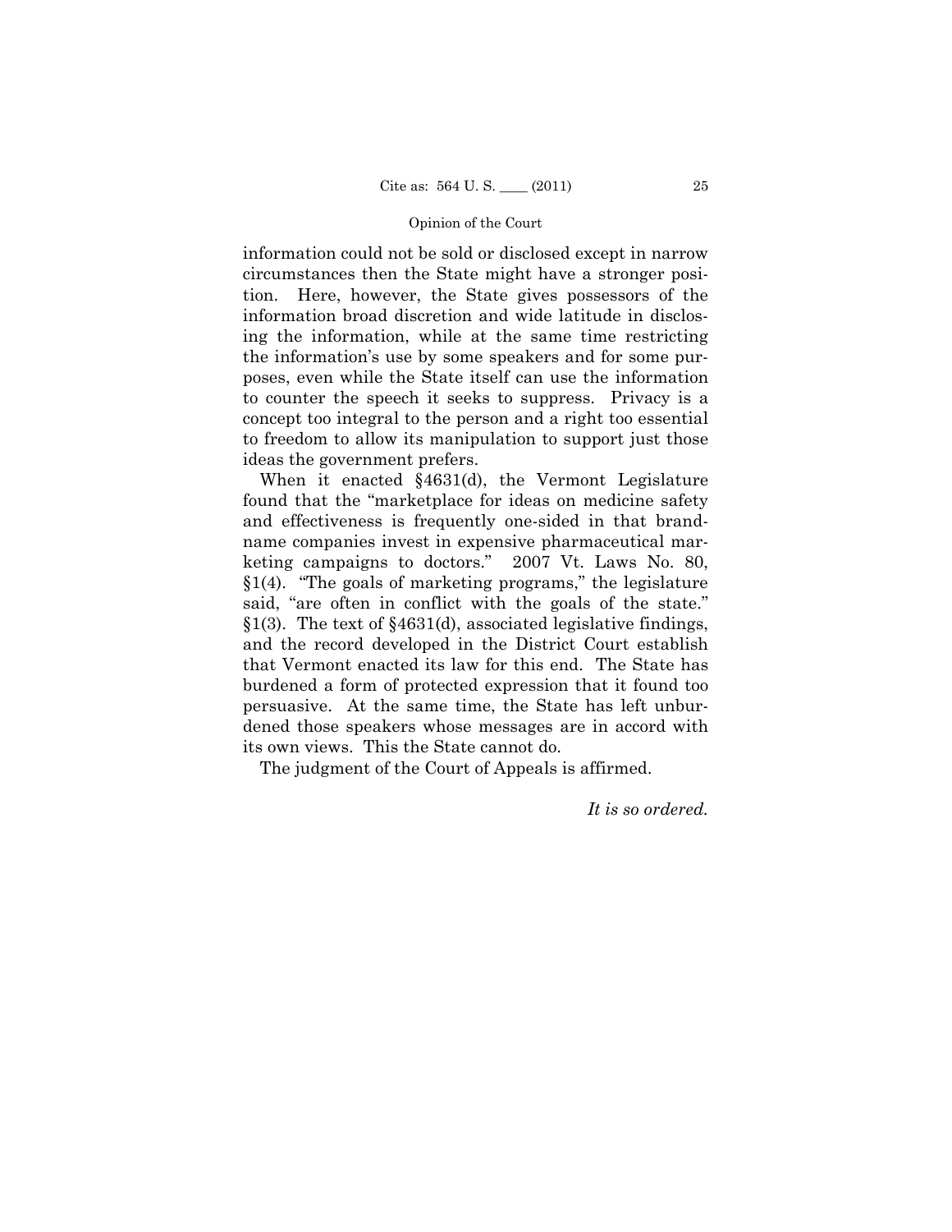information could not be sold or disclosed except in narrow circumstances then the State might have a stronger position. Here, however, the State gives possessors of the information broad discretion and wide latitude in disclosing the information, while at the same time restricting the information's use by some speakers and for some purposes, even while the State itself can use the information to counter the speech it seeks to suppress. Privacy is a concept too integral to the person and a right too essential to freedom to allow its manipulation to support just those ideas the government prefers.

When it enacted §4631(d), the Vermont Legislature found that the "marketplace for ideas on medicine safety and effectiveness is frequently one-sided in that brand-name companies invest in expensive pharmaceutical marketing campaigns to doctors." 2007 Vt. Laws No. 80, §1(4). "The goals of marketing programs," the legislature said, "are often in conflict with the goals of the state." §1(3). The text of §4631(d), associated legislative findings, and the record developed in the District Court establish that Vermont enacted its law for this end. The State has burdened a form of protected expression that it found too persuasive. At the same time, the State has left unburdened those speakers whose messages are in accord with its own views. This the State cannot do.

The judgment of the Court of Appeals is affirmed.

*It is so ordered.*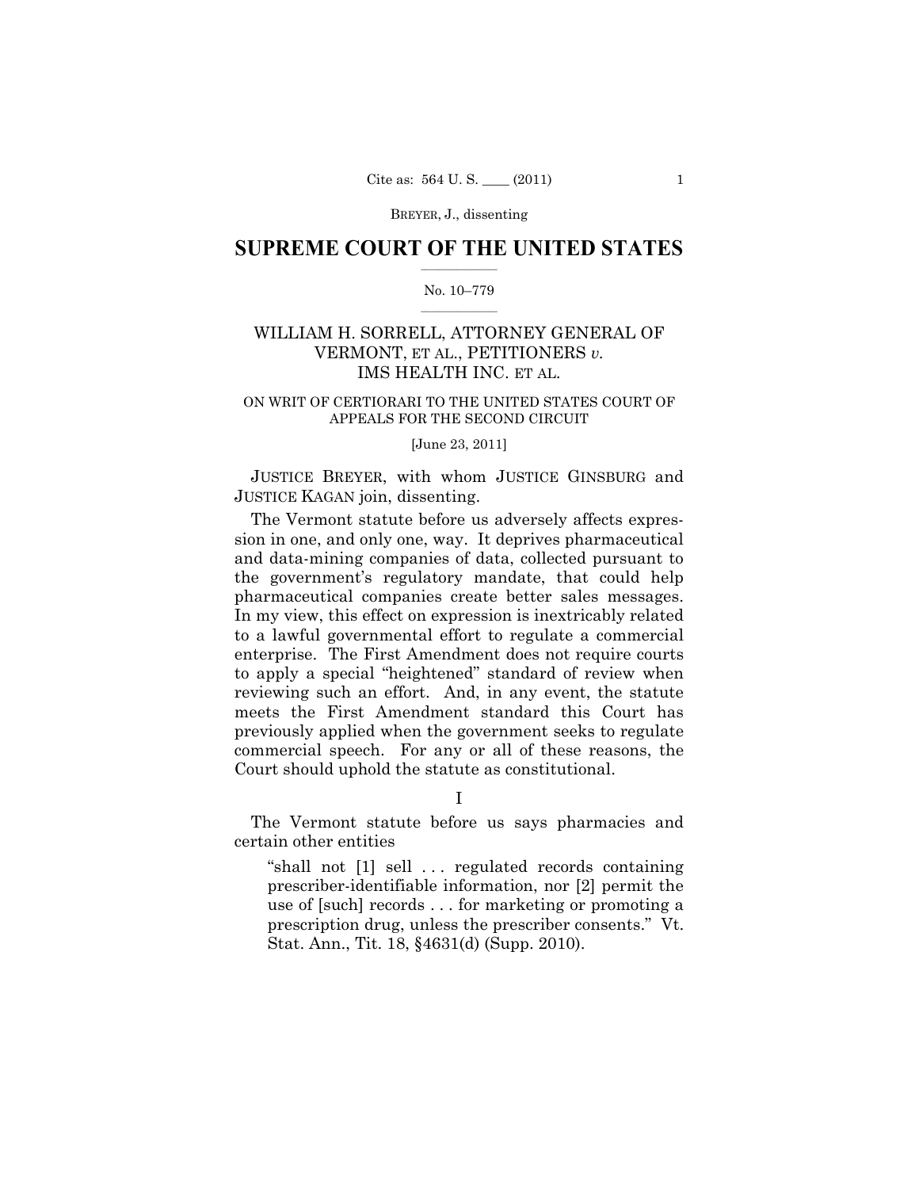## SUPREME COURT OF THE UNITED STATES

No. 10–779

WILLIAM H. SORRELL, ATTORNEY GENERAL OF VERMONT, ET AL., PETITIONERS *v.* IMS HEALTH INC. ET AL.

ON WRIT OF CERTIORARI TO THE UNITED STATES COURT OF APPEALS FOR THE SECOND CIRCUIT

[June 23, 2011]

JUSTICE BREYER, with whom JUSTICE GINSBURG and JUSTICE KAGAN join, dissenting.

The Vermont statute before us adversely affects expression in one, and only one, way. It deprives pharmaceutical and data-mining companies of data, collected pursuant to the government's regulatory mandate, that could help pharmaceutical companies create better sales messages. In my view, this effect on expression is inextricably related to a lawful governmental effort to regulate a commercial enterprise. The First Amendment does not require courts to apply a special "heightened" standard of review when reviewing such an effort. And, in any event, the statute meets the First Amendment standard this Court has previously applied when the government seeks to regulate commercial speech. For any or all of these reasons, the Court should uphold the statute as constitutional.

### I

The Vermont statute before us says pharmacies and certain other entities

> "shall not [1] sell . . . regulated records containing prescriber-identifiable information, nor [2] permit the use of [such] records . . . for marketing or promoting a prescription drug, unless the prescriber consents." Vt. Stat. Ann., Tit. 18, §4631(d) (Supp. 2010).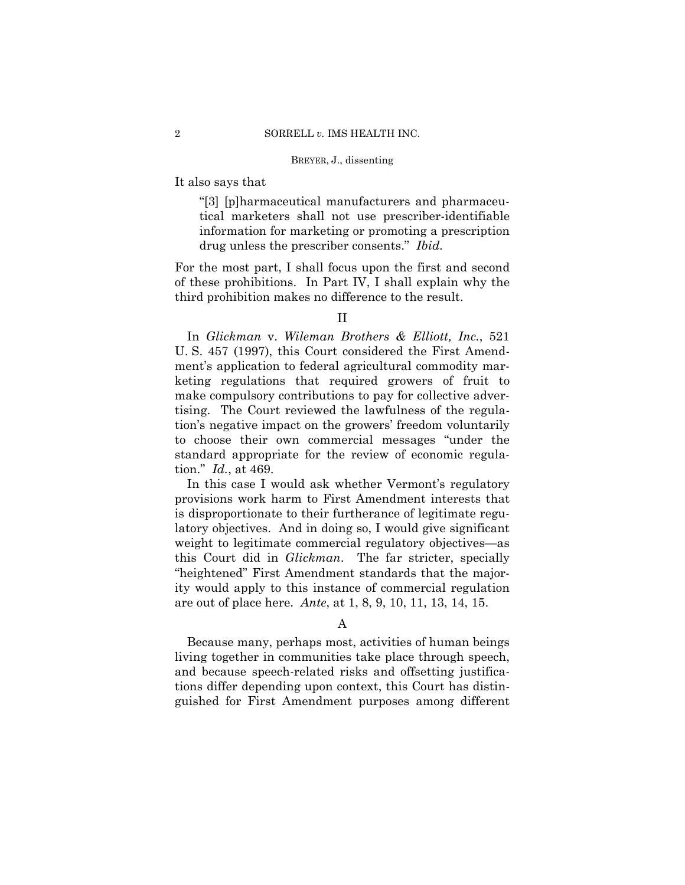It also says that

> "[3] [p]harmaceutical manufacturers and pharmaceutical marketers shall not use prescriber-identifiable information for marketing or promoting a prescription drug unless the prescriber consents." *Ibid.*

For the most part, I shall focus upon the first and second of these prohibitions. In Part IV, I shall explain why the third prohibition makes no difference to the result.

## II

In *Glickman* v. *Wileman Brothers & Elliott, Inc.*, 521 U. S. 457 (1997), this Court considered the First Amendment's application to federal agricultural commodity marketing regulations that required growers of fruit to make compulsory contributions to pay for collective advertising. The Court reviewed the lawfulness of the regulation's negative impact on the growers' freedom voluntarily to choose their own commercial messages "under the standard appropriate for the review of economic regulation." *Id.*, at 469.

In this case I would ask whether Vermont's regulatory provisions work harm to First Amendment interests that is disproportionate to their furtherance of legitimate regulatory objectives. And in doing so, I would give significant weight to legitimate commercial regulatory objectives—as this Court did in *Glickman*. The far stricter, specially "heightened" First Amendment standards that the majority would apply to this instance of commercial regulation are out of place here. *Ante*, at 1, 8, 9, 10, 11, 13, 14, 15.

### A

Because many, perhaps most, activities of human beings living together in communities take place through speech, and because speech-related risks and offsetting justifications differ depending upon context, this Court has distinguished for First Amendment purposes among different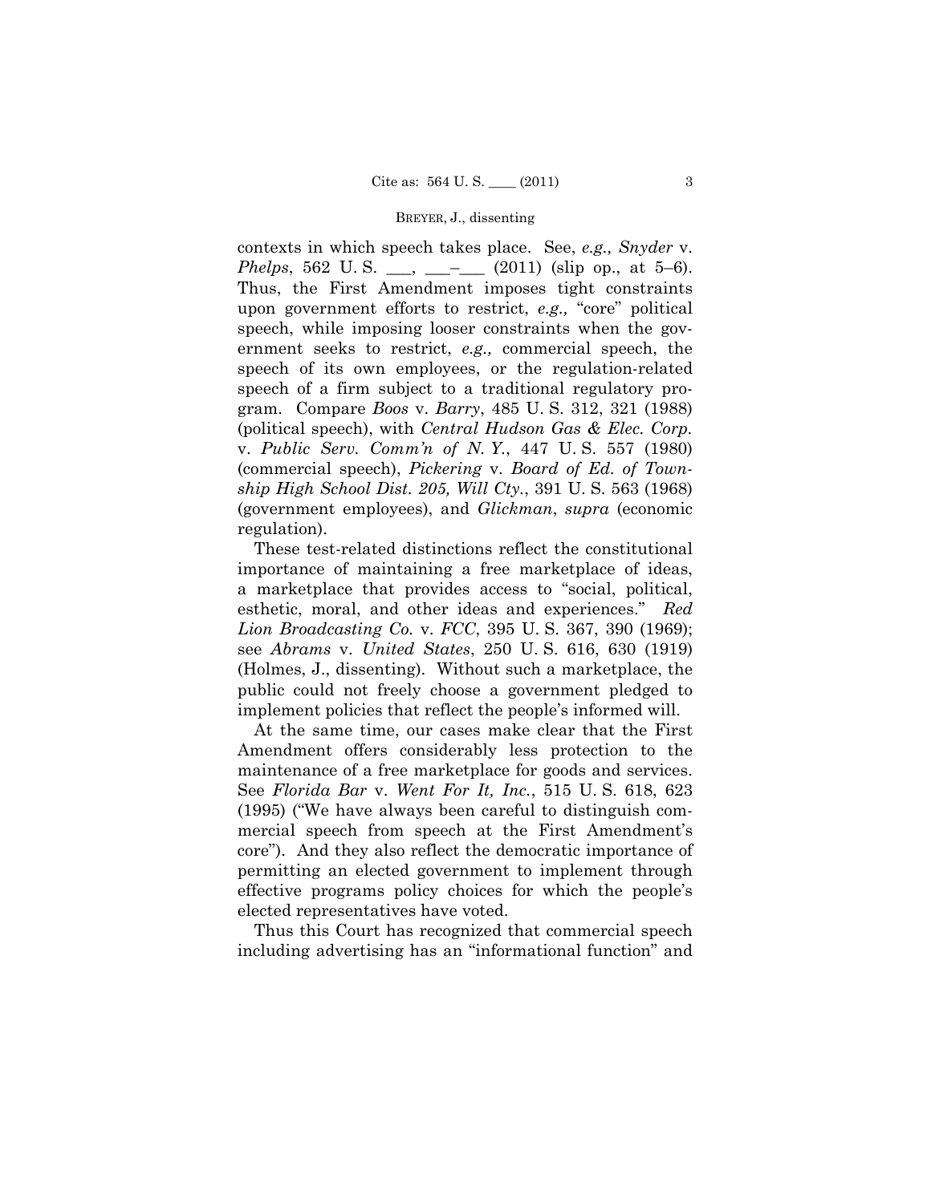contexts in which speech takes place. See, *e.g., Snyder* v. *Phelps*, 562 U. S. ___, ___–___ (2011) (slip op., at 5–6). Thus, the First Amendment imposes tight constraints upon government efforts to restrict, *e.g.,* "core" political speech, while imposing looser constraints when the government seeks to restrict, *e.g.,* commercial speech, the speech of its own employees, or the regulation-related speech of a firm subject to a traditional regulatory program. Compare *Boos* v. *Barry*, 485 U. S. 312, 321 (1988) (political speech), with *Central Hudson Gas & Elec. Corp.* v. *Public Serv. Comm'n of N. Y.*, 447 U. S. 557 (1980) (commercial speech), *Pickering* v. *Board of Ed. of Township High School Dist. 205, Will Cty.*, 391 U. S. 563 (1968) (government employees), and *Glickman*, *supra* (economic regulation).

These test-related distinctions reflect the constitutional importance of maintaining a free marketplace of ideas, a marketplace that provides access to "social, political, esthetic, moral, and other ideas and experiences." *Red Lion Broadcasting Co.* v. *FCC*, 395 U. S. 367, 390 (1969); see *Abrams* v. *United States*, 250 U. S. 616, 630 (1919) (Holmes, J., dissenting). Without such a marketplace, the public could not freely choose a government pledged to implement policies that reflect the people's informed will.

At the same time, our cases make clear that the First Amendment offers considerably less protection to the maintenance of a free marketplace for goods and services. See *Florida Bar* v. *Went For It, Inc.*, 515 U. S. 618, 623 (1995) ("We have always been careful to distinguish commercial speech from speech at the First Amendment's core"). And they also reflect the democratic importance of permitting an elected government to implement through effective programs policy choices for which the people's elected representatives have voted.

Thus this Court has recognized that commercial speech including advertising has an "informational function" and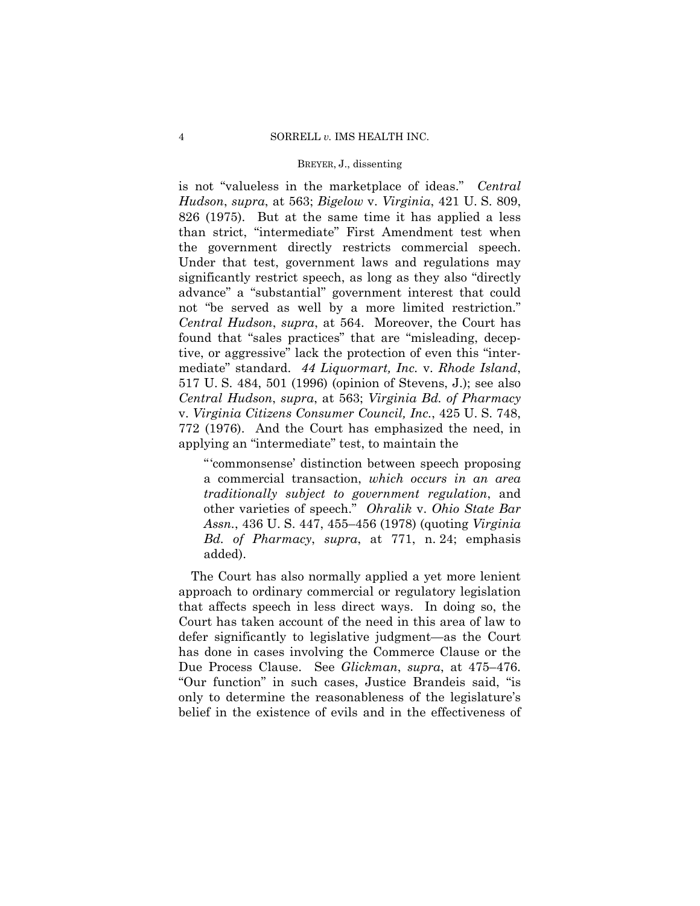is not "valueless in the marketplace of ideas." *Central Hudson*, *supra*, at 563; *Bigelow* v. *Virginia*, 421 U. S. 809, 826 (1975). But at the same time it has applied a less than strict, "intermediate" First Amendment test when the government directly restricts commercial speech. Under that test, government laws and regulations may significantly restrict speech, as long as they also "directly advance" a "substantial" government interest that could not "be served as well by a more limited restriction." *Central Hudson*, *supra*, at 564. Moreover, the Court has found that "sales practices" that are "misleading, deceptive, or aggressive" lack the protection of even this "intermediate" standard. *44 Liquormart, Inc.* v. *Rhode Island*, 517 U. S. 484, 501 (1996) (opinion of Stevens, J.); see also *Central Hudson*, *supra*, at 563; *Virginia Bd. of Pharmacy* v. *Virginia Citizens Consumer Council, Inc.*, 425 U. S. 748, 772 (1976). And the Court has emphasized the need, in applying an "intermediate" test, to maintain the

> "'commonsense' distinction between speech proposing a commercial transaction, *which occurs in an area traditionally subject to government regulation*, and other varieties of speech." *Ohralik* v. *Ohio State Bar Assn.*, 436 U. S. 447, 455–456 (1978) (quoting *Virginia Bd. of Pharmacy*, *supra*, at 771, n. 24; emphasis added).

The Court has also normally applied a yet more lenient approach to ordinary commercial or regulatory legislation that affects speech in less direct ways. In doing so, the Court has taken account of the need in this area of law to defer significantly to legislative judgment—as the Court has done in cases involving the Commerce Clause or the Due Process Clause. See *Glickman*, *supra*, at 475–476. "Our function" in such cases, Justice Brandeis said, "is only to determine the reasonableness of the legislature's belief in the existence of evils and in the effectiveness of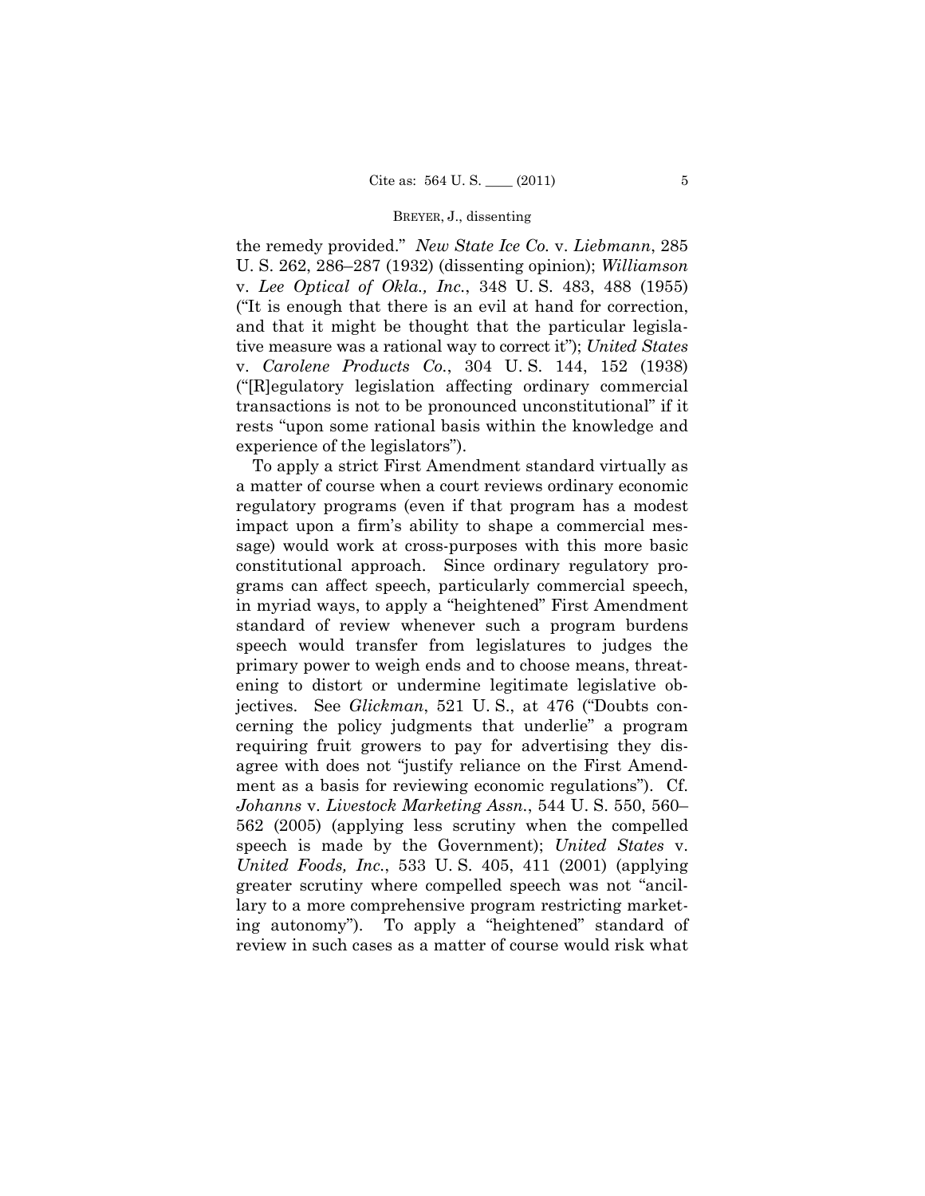the remedy provided." *New State Ice Co.* v. *Liebmann*, 285 U. S. 262, 286–287 (1932) (dissenting opinion); *Williamson* v. *Lee Optical of Okla., Inc.*, 348 U. S. 483, 488 (1955) ("It is enough that there is an evil at hand for correction, and that it might be thought that the particular legislative measure was a rational way to correct it"); *United States* v. *Carolene Products Co.*, 304 U. S. 144, 152 (1938) ("[R]egulatory legislation affecting ordinary commercial transactions is not to be pronounced unconstitutional" if it rests "upon some rational basis within the knowledge and experience of the legislators").

To apply a strict First Amendment standard virtually as a matter of course when a court reviews ordinary economic regulatory programs (even if that program has a modest impact upon a firm's ability to shape a commercial message) would work at cross-purposes with this more basic constitutional approach. Since ordinary regulatory programs can affect speech, particularly commercial speech, in myriad ways, to apply a "heightened" First Amendment standard of review whenever such a program burdens speech would transfer from legislatures to judges the primary power to weigh ends and to choose means, threatening to distort or undermine legitimate legislative objectives. See *Glickman*, 521 U. S., at 476 ("Doubts concerning the policy judgments that underlie" a program requiring fruit growers to pay for advertising they disagree with does not "justify reliance on the First Amendment as a basis for reviewing economic regulations"). Cf. *Johanns* v. *Livestock Marketing Assn.*, 544 U. S. 550, 560–562 (2005) (applying less scrutiny when the compelled speech is made by the Government); *United States* v. *United Foods, Inc.*, 533 U. S. 405, 411 (2001) (applying greater scrutiny where compelled speech was not "ancillary to a more comprehensive program restricting marketing autonomy"). To apply a "heightened" standard of review in such cases as a matter of course would risk what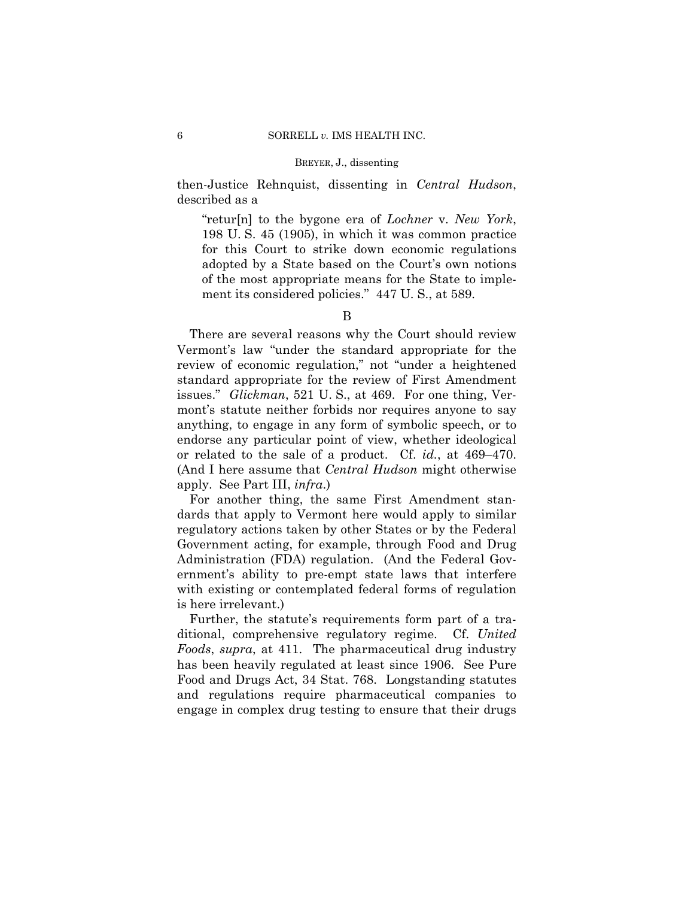then-Justice Rehnquist, dissenting in *Central Hudson*, described as a

> "retur[n] to the bygone era of *Lochner* v. *New York*, 198 U. S. 45 (1905), in which it was common practice for this Court to strike down economic regulations adopted by a State based on the Court's own notions of the most appropriate means for the State to implement its considered policies." 447 U. S., at 589.

B

There are several reasons why the Court should review Vermont's law "under the standard appropriate for the review of economic regulation," not "under a heightened standard appropriate for the review of First Amendment issues." *Glickman*, 521 U. S., at 469. For one thing, Vermont's statute neither forbids nor requires anyone to say anything, to engage in any form of symbolic speech, or to endorse any particular point of view, whether ideological or related to the sale of a product. Cf. *id.*, at 469–470. (And I here assume that *Central Hudson* might otherwise apply. See Part III, *infra*.)

For another thing, the same First Amendment standards that apply to Vermont here would apply to similar regulatory actions taken by other States or by the Federal Government acting, for example, through Food and Drug Administration (FDA) regulation. (And the Federal Government's ability to pre-empt state laws that interfere with existing or contemplated federal forms of regulation is here irrelevant.)

Further, the statute's requirements form part of a traditional, comprehensive regulatory regime. Cf. *United Foods*, *supra*, at 411. The pharmaceutical drug industry has been heavily regulated at least since 1906. See Pure Food and Drugs Act, 34 Stat. 768. Longstanding statutes and regulations require pharmaceutical companies to engage in complex drug testing to ensure that their drugs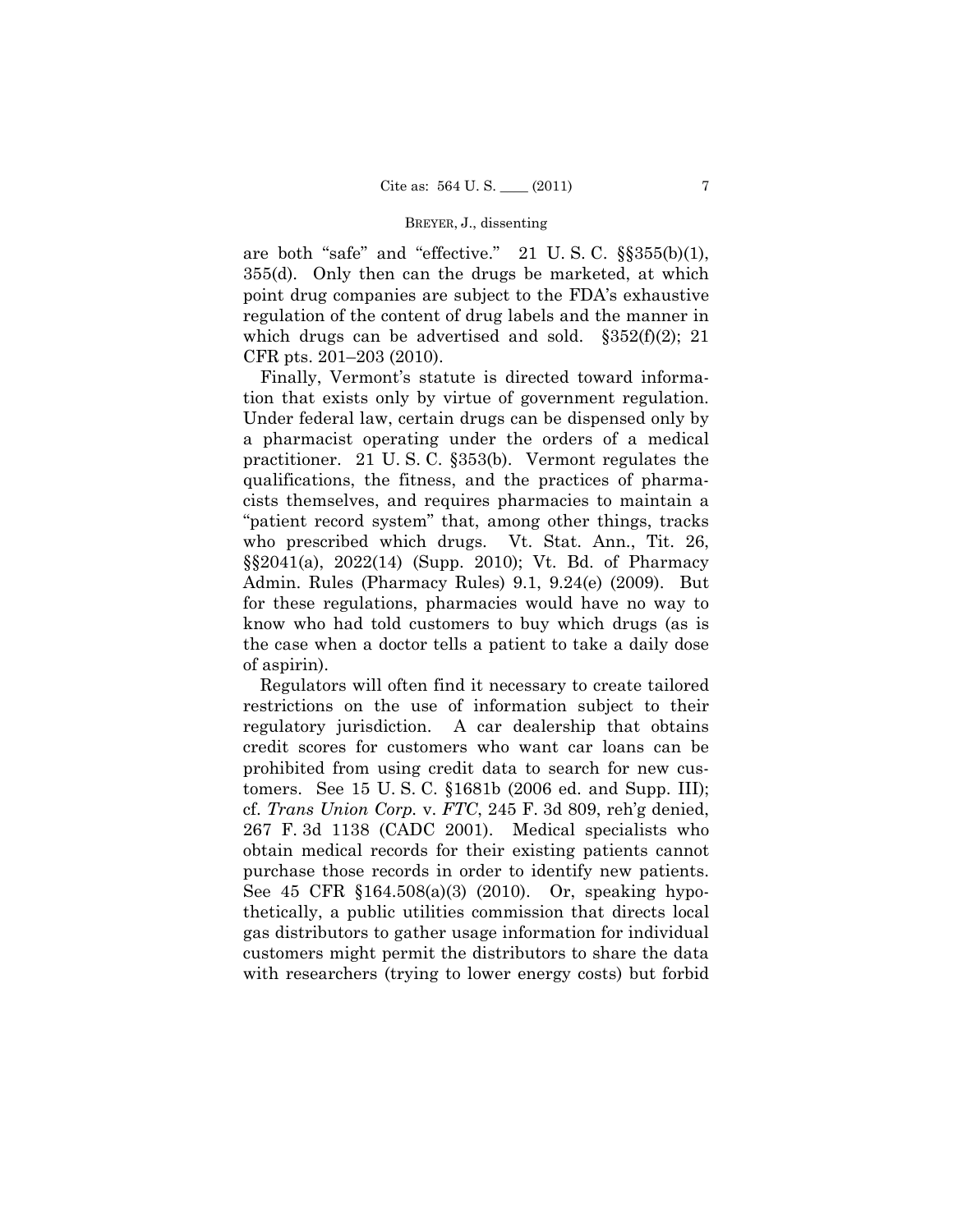are both "safe" and "effective." 21 U. S. C. §§355(b)(1), 355(d). Only then can the drugs be marketed, at which point drug companies are subject to the FDA's exhaustive regulation of the content of drug labels and the manner in which drugs can be advertised and sold. §352(f)(2); 21 CFR pts. 201–203 (2010).

Finally, Vermont's statute is directed toward information that exists only by virtue of government regulation. Under federal law, certain drugs can be dispensed only by a pharmacist operating under the orders of a medical practitioner. 21 U. S. C. §353(b). Vermont regulates the qualifications, the fitness, and the practices of pharmacists themselves, and requires pharmacies to maintain a "patient record system" that, among other things, tracks who prescribed which drugs. Vt. Stat. Ann., Tit. 26, §§2041(a), 2022(14) (Supp. 2010); Vt. Bd. of Pharmacy Admin. Rules (Pharmacy Rules) 9.1, 9.24(e) (2009). But for these regulations, pharmacies would have no way to know who had told customers to buy which drugs (as is the case when a doctor tells a patient to take a daily dose of aspirin).

Regulators will often find it necessary to create tailored restrictions on the use of information subject to their regulatory jurisdiction. A car dealership that obtains credit scores for customers who want car loans can be prohibited from using credit data to search for new customers. See 15 U. S. C. §1681b (2006 ed. and Supp. III); cf. *Trans Union Corp.* v. *FTC*, 245 F. 3d 809, reh'g denied, 267 F. 3d 1138 (CADC 2001). Medical specialists who obtain medical records for their existing patients cannot purchase those records in order to identify new patients. See 45 CFR §164.508(a)(3) (2010). Or, speaking hypothetically, a public utilities commission that directs local gas distributors to gather usage information for individual customers might permit the distributors to share the data with researchers (trying to lower energy costs) but forbid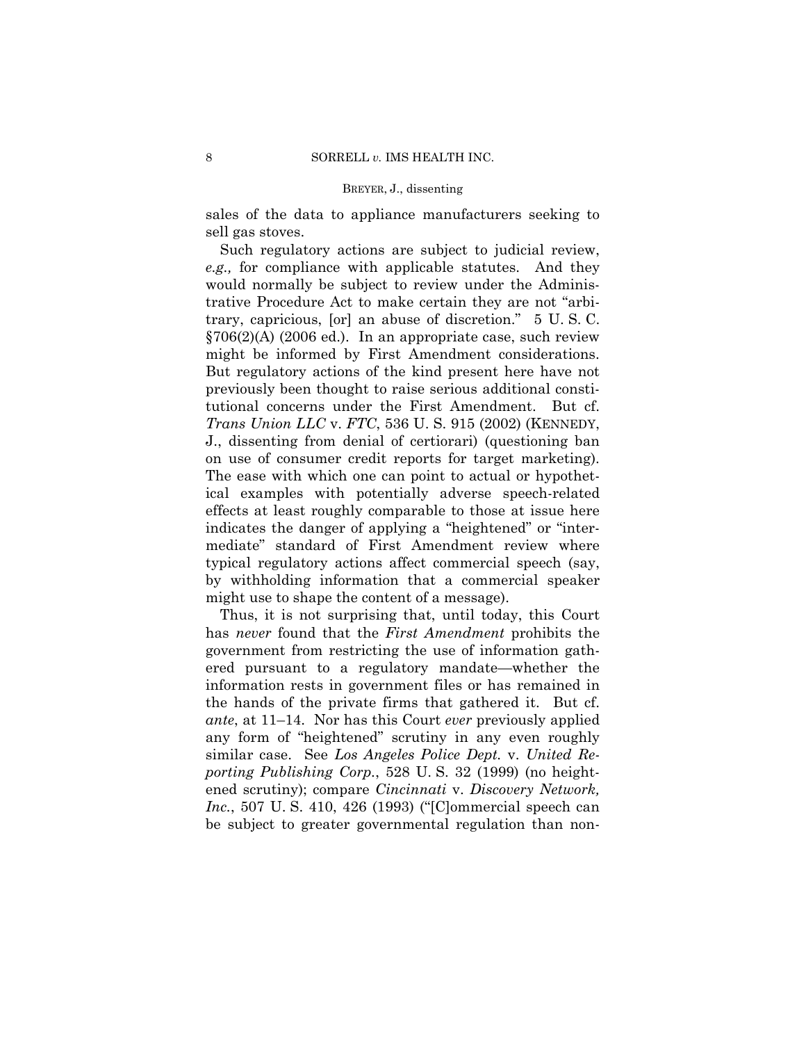sales of the data to appliance manufacturers seeking to sell gas stoves.

Such regulatory actions are subject to judicial review, *e.g.,* for compliance with applicable statutes. And they would normally be subject to review under the Administrative Procedure Act to make certain they are not "arbitrary, capricious, [or] an abuse of discretion." 5 U. S. C. §706(2)(A) (2006 ed.). In an appropriate case, such review might be informed by First Amendment considerations. But regulatory actions of the kind present here have not previously been thought to raise serious additional constitutional concerns under the First Amendment. But cf. *Trans Union LLC* v. *FTC*, 536 U. S. 915 (2002) (KENNEDY, J., dissenting from denial of certiorari) (questioning ban on use of consumer credit reports for target marketing). The ease with which one can point to actual or hypothetical examples with potentially adverse speech-related effects at least roughly comparable to those at issue here indicates the danger of applying a "heightened" or "intermediate" standard of First Amendment review where typical regulatory actions affect commercial speech (say, by withholding information that a commercial speaker might use to shape the content of a message).

Thus, it is not surprising that, until today, this Court has *never* found that the *First Amendment* prohibits the government from restricting the use of information gathered pursuant to a regulatory mandate—whether the information rests in government files or has remained in the hands of the private firms that gathered it. But cf. *ante*, at 11–14. Nor has this Court *ever* previously applied any form of "heightened" scrutiny in any even roughly similar case. See *Los Angeles Police Dept.* v. *United Reporting Publishing Corp.*, 528 U. S. 32 (1999) (no heightened scrutiny); compare *Cincinnati* v. *Discovery Network, Inc.*, 507 U. S. 410, 426 (1993) ("[C]ommercial speech can be subject to greater governmental regulation than non-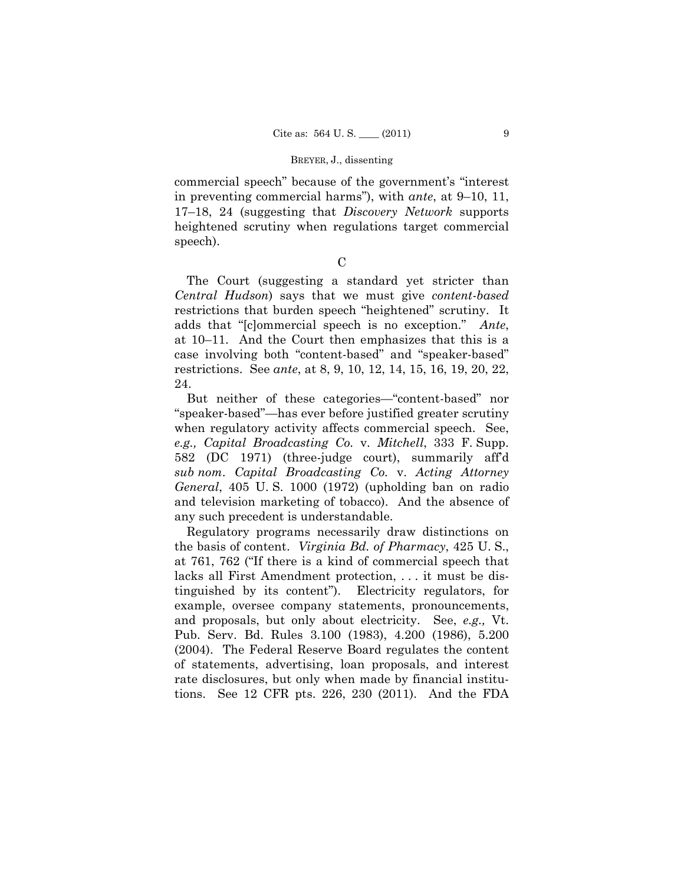commercial speech" because of the government's "interest in preventing commercial harms"), with *ante*, at 9–10, 11, 17–18, 24 (suggesting that *Discovery Network* supports heightened scrutiny when regulations target commercial speech).

C

The Court (suggesting a standard yet stricter than *Central Hudson*) says that we must give *content-based* restrictions that burden speech "heightened" scrutiny. It adds that "[c]ommercial speech is no exception." *Ante*, at 10–11. And the Court then emphasizes that this is a case involving both "content-based" and "speaker-based" restrictions. See *ante*, at 8, 9, 10, 12, 14, 15, 16, 19, 20, 22, 24.

But neither of these categories—"content-based" nor "speaker-based"—has ever before justified greater scrutiny when regulatory activity affects commercial speech. See, *e.g., Capital Broadcasting Co.* v. *Mitchell*, 333 F. Supp. 582 (DC 1971) (three-judge court), summarily aff'd *sub nom*. *Capital Broadcasting Co.* v. *Acting Attorney General*, 405 U. S. 1000 (1972) (upholding ban on radio and television marketing of tobacco). And the absence of any such precedent is understandable.

Regulatory programs necessarily draw distinctions on the basis of content. *Virginia Bd. of Pharmacy*, 425 U. S., at 761, 762 ("If there is a kind of commercial speech that lacks all First Amendment protection, . . . it must be distinguished by its content"). Electricity regulators, for example, oversee company statements, pronouncements, and proposals, but only about electricity. See, *e.g.,* Vt. Pub. Serv. Bd. Rules 3.100 (1983), 4.200 (1986), 5.200 (2004). The Federal Reserve Board regulates the content of statements, advertising, loan proposals, and interest rate disclosures, but only when made by financial institutions. See 12 CFR pts. 226, 230 (2011). And the FDA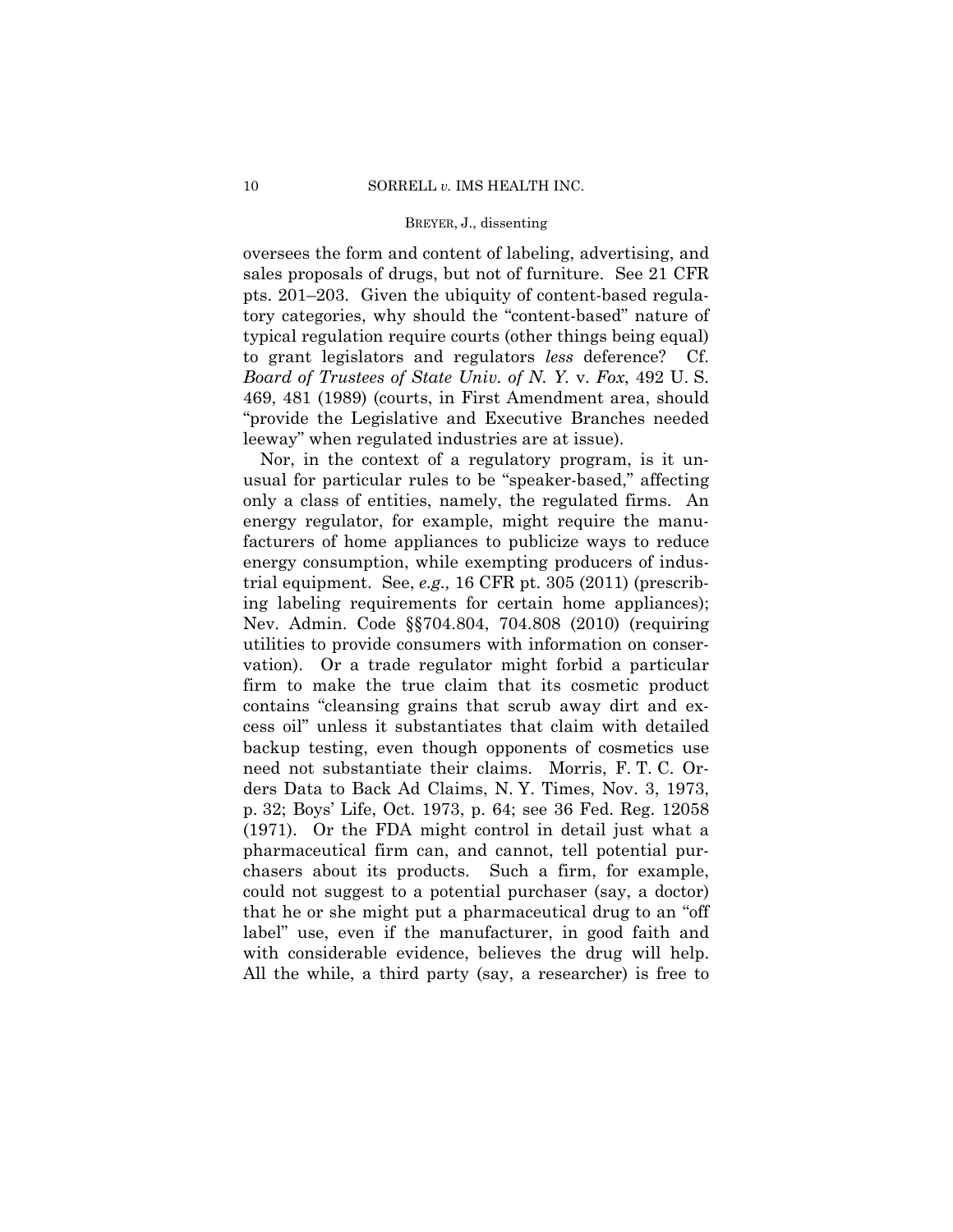oversees the form and content of labeling, advertising, and sales proposals of drugs, but not of furniture. See 21 CFR pts. 201–203. Given the ubiquity of content-based regulatory categories, why should the "content-based" nature of typical regulation require courts (other things being equal) to grant legislators and regulators *less* deference? Cf. *Board of Trustees of State Univ. of N. Y.* v. *Fox*, 492 U. S. 469, 481 (1989) (courts, in First Amendment area, should "provide the Legislative and Executive Branches needed leeway" when regulated industries are at issue).

Nor, in the context of a regulatory program, is it unusual for particular rules to be "speaker-based," affecting only a class of entities, namely, the regulated firms. An energy regulator, for example, might require the manufacturers of home appliances to publicize ways to reduce energy consumption, while exempting producers of industrial equipment. See, *e.g.,* 16 CFR pt. 305 (2011) (prescribing labeling requirements for certain home appliances); Nev. Admin. Code §§704.804, 704.808 (2010) (requiring utilities to provide consumers with information on conservation). Or a trade regulator might forbid a particular firm to make the true claim that its cosmetic product contains "cleansing grains that scrub away dirt and excess oil" unless it substantiates that claim with detailed backup testing, even though opponents of cosmetics use need not substantiate their claims. Morris, F. T. C. Orders Data to Back Ad Claims, N. Y. Times, Nov. 3, 1973, p. 32; Boys' Life, Oct. 1973, p. 64; see 36 Fed. Reg. 12058 (1971). Or the FDA might control in detail just what a pharmaceutical firm can, and cannot, tell potential purchasers about its products. Such a firm, for example, could not suggest to a potential purchaser (say, a doctor) that he or she might put a pharmaceutical drug to an "off label" use, even if the manufacturer, in good faith and with considerable evidence, believes the drug will help. All the while, a third party (say, a researcher) is free to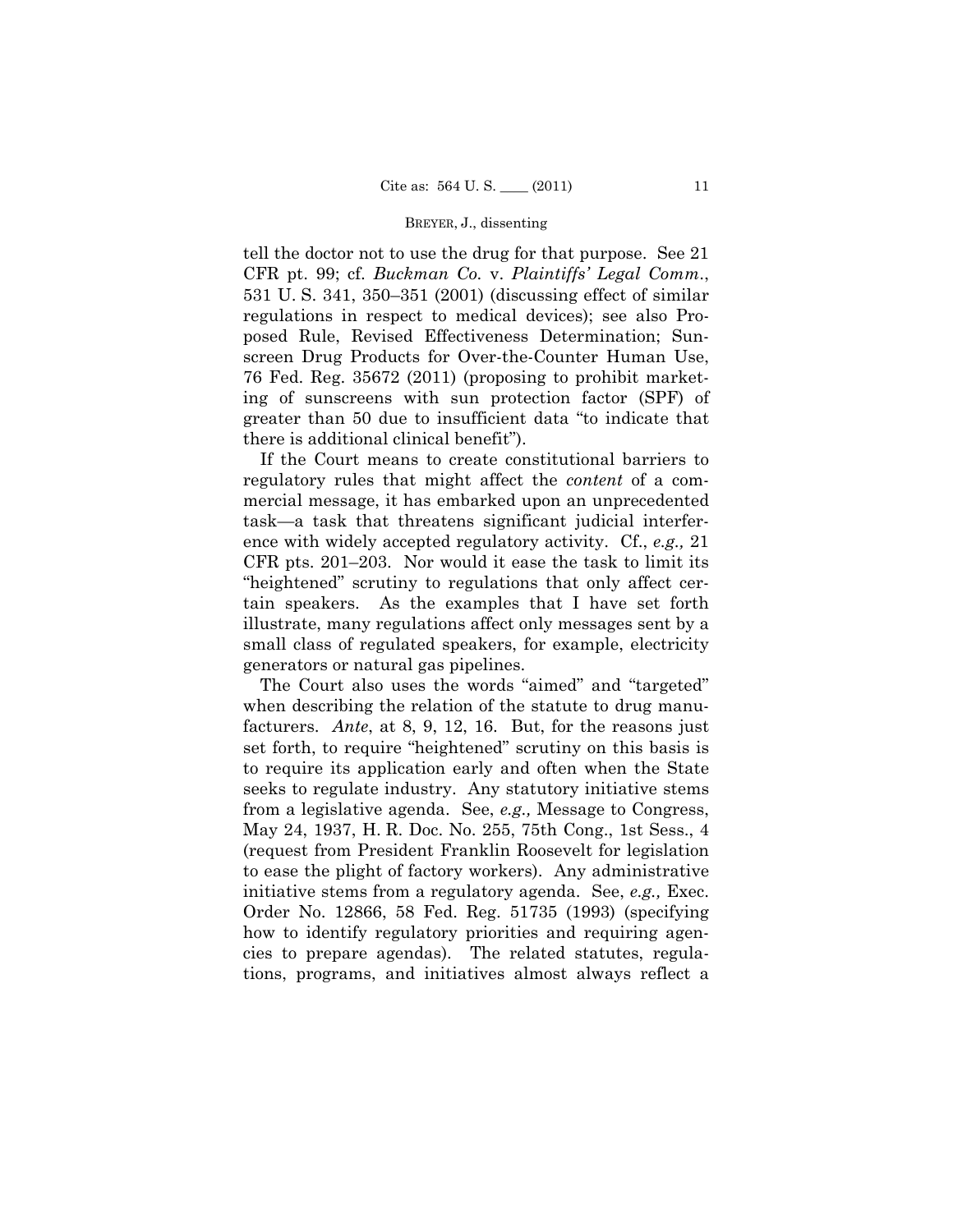tell the doctor not to use the drug for that purpose. See 21 CFR pt. 99; cf. *Buckman Co.* v. *Plaintiffs' Legal Comm.*, 531 U. S. 341, 350–351 (2001) (discussing effect of similar regulations in respect to medical devices); see also Proposed Rule, Revised Effectiveness Determination; Sunscreen Drug Products for Over-the-Counter Human Use, 76 Fed. Reg. 35672 (2011) (proposing to prohibit marketing of sunscreens with sun protection factor (SPF) of greater than 50 due to insufficient data "to indicate that there is additional clinical benefit").

If the Court means to create constitutional barriers to regulatory rules that might affect the *content* of a commercial message, it has embarked upon an unprecedented task—a task that threatens significant judicial interference with widely accepted regulatory activity. Cf., *e.g.,* 21 CFR pts. 201–203. Nor would it ease the task to limit its "heightened" scrutiny to regulations that only affect certain speakers. As the examples that I have set forth illustrate, many regulations affect only messages sent by a small class of regulated speakers, for example, electricity generators or natural gas pipelines.

The Court also uses the words "aimed" and "targeted" when describing the relation of the statute to drug manufacturers. *Ante*, at 8, 9, 12, 16. But, for the reasons just set forth, to require "heightened" scrutiny on this basis is to require its application early and often when the State seeks to regulate industry. Any statutory initiative stems from a legislative agenda. See, *e.g.,* Message to Congress, May 24, 1937, H. R. Doc. No. 255, 75th Cong., 1st Sess., 4 (request from President Franklin Roosevelt for legislation to ease the plight of factory workers). Any administrative initiative stems from a regulatory agenda. See, *e.g.,* Exec. Order No. 12866, 58 Fed. Reg. 51735 (1993) (specifying how to identify regulatory priorities and requiring agencies to prepare agendas). The related statutes, regulations, programs, and initiatives almost always reflect a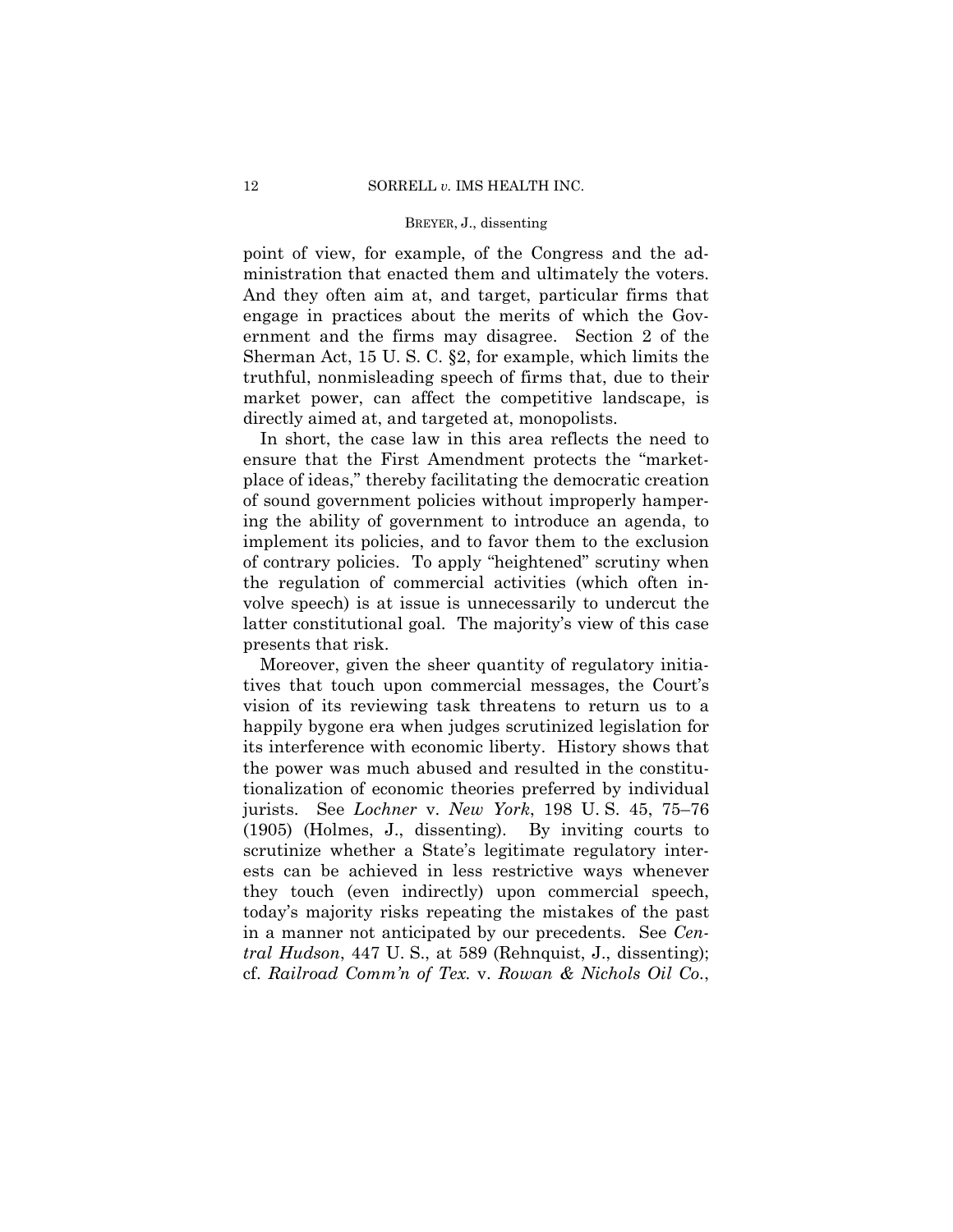point of view, for example, of the Congress and the administration that enacted them and ultimately the voters. And they often aim at, and target, particular firms that engage in practices about the merits of which the Government and the firms may disagree. Section 2 of the Sherman Act, 15 U. S. C. §2, for example, which limits the truthful, nonmisleading speech of firms that, due to their market power, can affect the competitive landscape, is directly aimed at, and targeted at, monopolists.

In short, the case law in this area reflects the need to ensure that the First Amendment protects the "marketplace of ideas," thereby facilitating the democratic creation of sound government policies without improperly hampering the ability of government to introduce an agenda, to implement its policies, and to favor them to the exclusion of contrary policies. To apply "heightened" scrutiny when the regulation of commercial activities (which often involve speech) is at issue is unnecessarily to undercut the latter constitutional goal. The majority's view of this case presents that risk.

Moreover, given the sheer quantity of regulatory initiatives that touch upon commercial messages, the Court's vision of its reviewing task threatens to return us to a happily bygone era when judges scrutinized legislation for its interference with economic liberty. History shows that the power was much abused and resulted in the constitutionalization of economic theories preferred by individual jurists. See *Lochner* v. *New York*, 198 U. S. 45, 75–76 (1905) (Holmes, J., dissenting). By inviting courts to scrutinize whether a State's legitimate regulatory interests can be achieved in less restrictive ways whenever they touch (even indirectly) upon commercial speech, today's majority risks repeating the mistakes of the past in a manner not anticipated by our precedents. See *Central Hudson*, 447 U. S., at 589 (Rehnquist, J., dissenting); cf. *Railroad Comm'n of Tex.* v. *Rowan & Nichols Oil Co.*,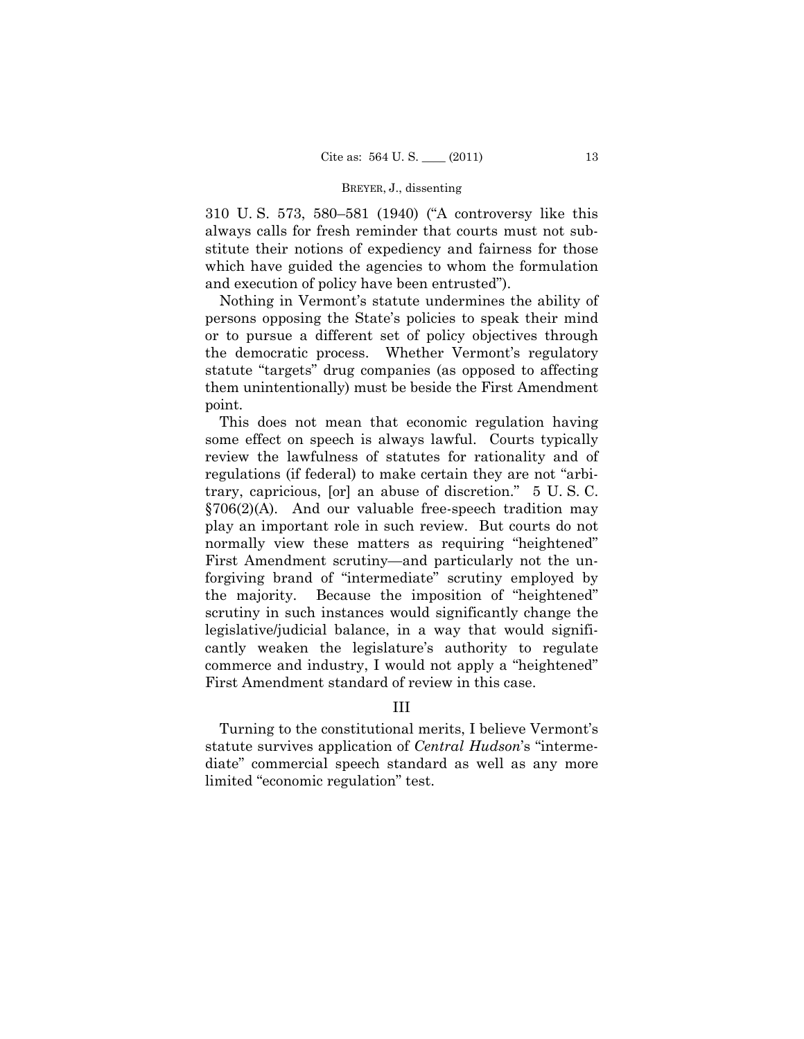310 U. S. 573, 580–581 (1940) ("A controversy like this always calls for fresh reminder that courts must not substitute their notions of expediency and fairness for those which have guided the agencies to whom the formulation and execution of policy have been entrusted").

Nothing in Vermont's statute undermines the ability of persons opposing the State's policies to speak their mind or to pursue a different set of policy objectives through the democratic process. Whether Vermont's regulatory statute "targets" drug companies (as opposed to affecting them unintentionally) must be beside the First Amendment point.

This does not mean that economic regulation having some effect on speech is always lawful. Courts typically review the lawfulness of statutes for rationality and of regulations (if federal) to make certain they are not "arbitrary, capricious, [or] an abuse of discretion." 5 U. S. C. §706(2)(A). And our valuable free-speech tradition may play an important role in such review. But courts do not normally view these matters as requiring "heightened" First Amendment scrutiny—and particularly not the unforgiving brand of "intermediate" scrutiny employed by the majority. Because the imposition of "heightened" scrutiny in such instances would significantly change the legislative/judicial balance, in a way that would significantly weaken the legislature's authority to regulate commerce and industry, I would not apply a "heightened" First Amendment standard of review in this case.

## III

Turning to the constitutional merits, I believe Vermont's statute survives application of *Central Hudson*'s "intermediate" commercial speech standard as well as any more limited "economic regulation" test.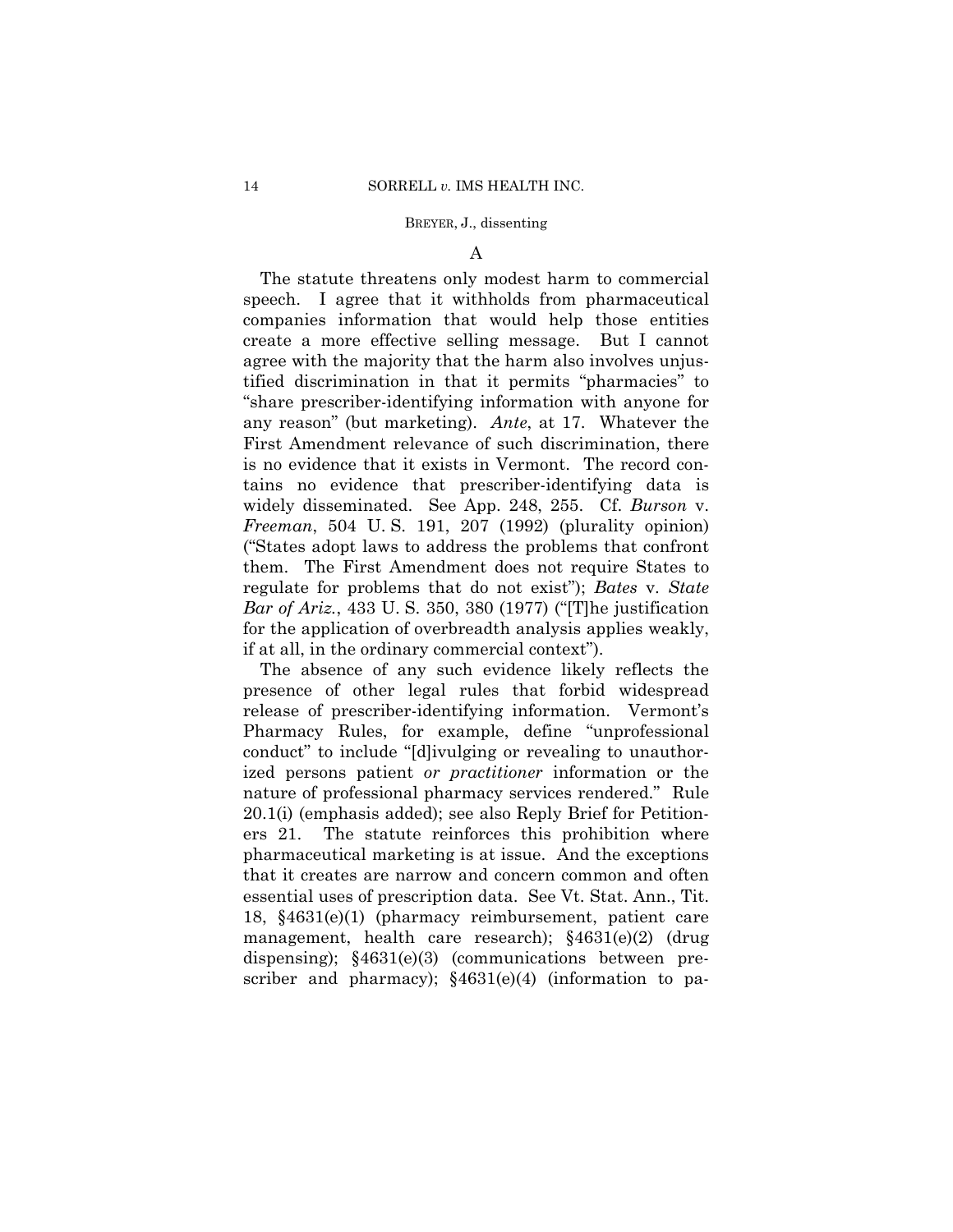## A

The statute threatens only modest harm to commercial speech. I agree that it withholds from pharmaceutical companies information that would help those entities create a more effective selling message. But I cannot agree with the majority that the harm also involves unjustified discrimination in that it permits "pharmacies" to "share prescriber-identifying information with anyone for any reason" (but marketing). *Ante*, at 17. Whatever the First Amendment relevance of such discrimination, there is no evidence that it exists in Vermont. The record contains no evidence that prescriber-identifying data is widely disseminated. See App. 248, 255. Cf. *Burson* v. *Freeman*, 504 U. S. 191, 207 (1992) (plurality opinion) ("States adopt laws to address the problems that confront them. The First Amendment does not require States to regulate for problems that do not exist"); *Bates* v. *State Bar of Ariz.*, 433 U. S. 350, 380 (1977) ("[T]he justification for the application of overbreadth analysis applies weakly, if at all, in the ordinary commercial context").

The absence of any such evidence likely reflects the presence of other legal rules that forbid widespread release of prescriber-identifying information. Vermont's Pharmacy Rules, for example, define "unprofessional conduct" to include "[d]ivulging or revealing to unauthorized persons patient *or practitioner* information or the nature of professional pharmacy services rendered." Rule 20.1(i) (emphasis added); see also Reply Brief for Petitioners 21. The statute reinforces this prohibition where pharmaceutical marketing is at issue. And the exceptions that it creates are narrow and concern common and often essential uses of prescription data. See Vt. Stat. Ann., Tit. 18, §4631(e)(1) (pharmacy reimbursement, patient care management, health care research); §4631(e)(2) (drug dispensing); §4631(e)(3) (communications between prescriber and pharmacy); §4631(e)(4) (information to pa-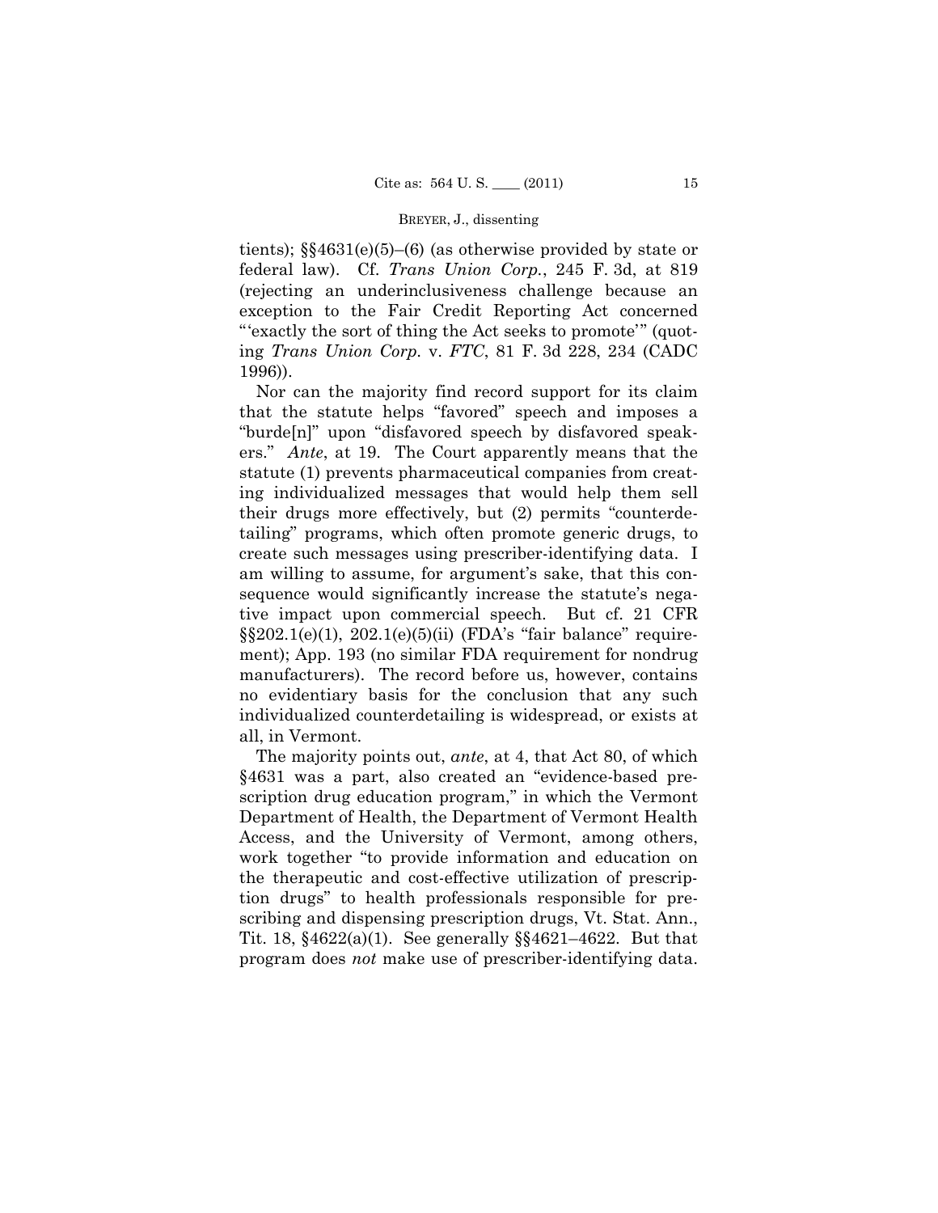tients); §§4631(e)(5)–(6) (as otherwise provided by state or federal law). Cf. *Trans Union Corp.*, 245 F. 3d, at 819 (rejecting an underinclusiveness challenge because an exception to the Fair Credit Reporting Act concerned "'exactly the sort of thing the Act seeks to promote'" (quoting *Trans Union Corp.* v. *FTC*, 81 F. 3d 228, 234 (CADC 1996)).

Nor can the majority find record support for its claim that the statute helps "favored" speech and imposes a "burde[n]" upon "disfavored speech by disfavored speakers." *Ante*, at 19. The Court apparently means that the statute (1) prevents pharmaceutical companies from creating individualized messages that would help them sell their drugs more effectively, but (2) permits "counterdetailing" programs, which often promote generic drugs, to create such messages using prescriber-identifying data. I am willing to assume, for argument's sake, that this consequence would significantly increase the statute's negative impact upon commercial speech. But cf. 21 CFR §§202.1(e)(1), 202.1(e)(5)(ii) (FDA's "fair balance" requirement); App. 193 (no similar FDA requirement for nondrug manufacturers). The record before us, however, contains no evidentiary basis for the conclusion that any such individualized counterdetailing is widespread, or exists at all, in Vermont.

The majority points out, *ante*, at 4, that Act 80, of which §4631 was a part, also created an "evidence-based prescription drug education program," in which the Vermont Department of Health, the Department of Vermont Health Access, and the University of Vermont, among others, work together "to provide information and education on the therapeutic and cost-effective utilization of prescription drugs" to health professionals responsible for prescribing and dispensing prescription drugs, Vt. Stat. Ann., Tit. 18, §4622(a)(1). See generally §§4621–4622. But that program does *not* make use of prescriber-identifying data.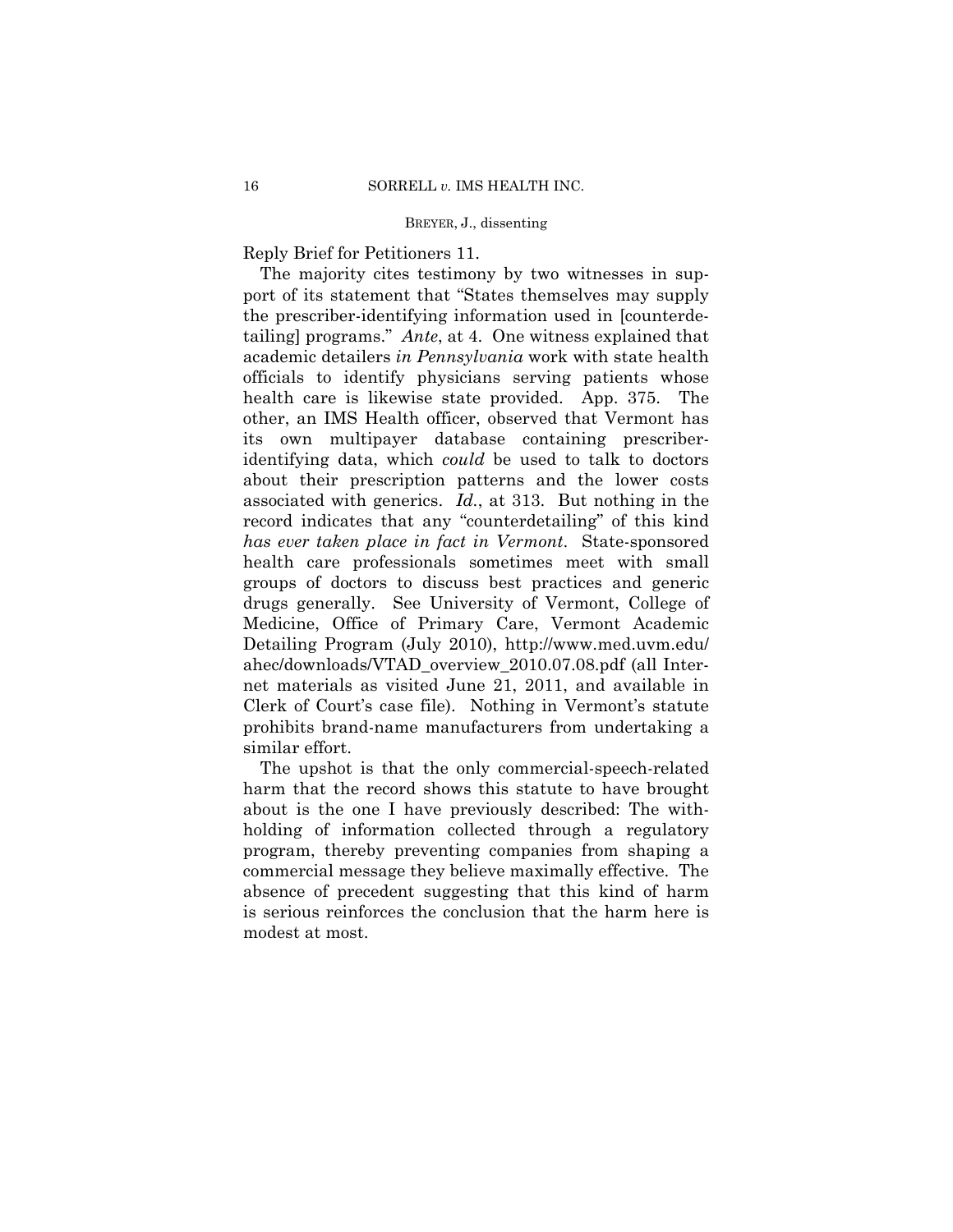Reply Brief for Petitioners 11.

The majority cites testimony by two witnesses in support of its statement that "States themselves may supply the prescriber-identifying information used in [counterdetailing] programs." *Ante*, at 4. One witness explained that academic detailers *in Pennsylvania* work with state health officials to identify physicians serving patients whose health care is likewise state provided. App. 375. The other, an IMS Health officer, observed that Vermont has its own multipayer database containing prescriber-identifying data, which *could* be used to talk to doctors about their prescription patterns and the lower costs associated with generics. *Id.*, at 313. But nothing in the record indicates that any "counterdetailing" of this kind *has ever taken place in fact in Vermont*. State-sponsored health care professionals sometimes meet with small groups of doctors to discuss best practices and generic drugs generally. See University of Vermont, College of Medicine, Office of Primary Care, Vermont Academic Detailing Program (July 2010), http://www.med.uvm.edu/ahec/downloads/VTAD_overview_2010.07.08.pdf (all Internet materials as visited June 21, 2011, and available in Clerk of Court's case file). Nothing in Vermont's statute prohibits brand-name manufacturers from undertaking a similar effort.

The upshot is that the only commercial-speech-related harm that the record shows this statute to have brought about is the one I have previously described: The withholding of information collected through a regulatory program, thereby preventing companies from shaping a commercial message they believe maximally effective. The absence of precedent suggesting that this kind of harm is serious reinforces the conclusion that the harm here is modest at most.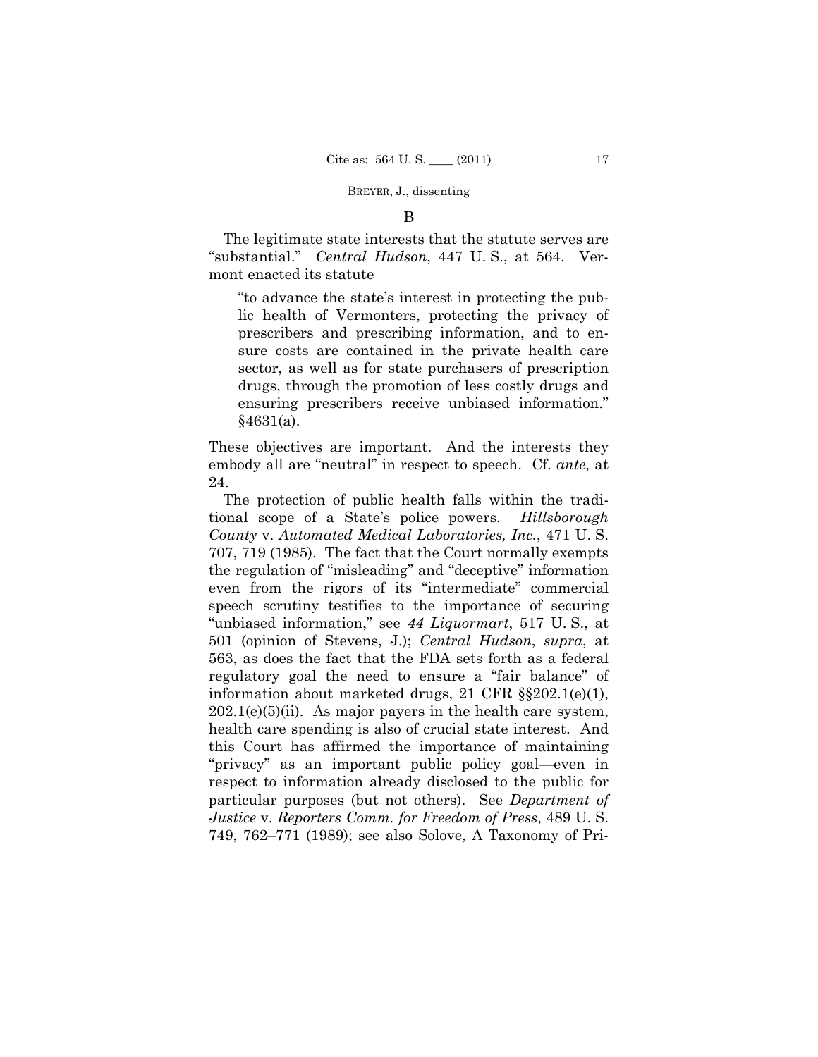### B

The legitimate state interests that the statute serves are "substantial." *Central Hudson*, 447 U. S., at 564. Vermont enacted its statute

> "to advance the state's interest in protecting the public health of Vermonters, protecting the privacy of prescribers and prescribing information, and to ensure costs are contained in the private health care sector, as well as for state purchasers of prescription drugs, through the promotion of less costly drugs and ensuring prescribers receive unbiased information." §4631(a).

These objectives are important. And the interests they embody all are "neutral" in respect to speech. Cf. *ante*, at 24.

The protection of public health falls within the traditional scope of a State's police powers. *Hillsborough County* v. *Automated Medical Laboratories, Inc.*, 471 U. S. 707, 719 (1985). The fact that the Court normally exempts the regulation of "misleading" and "deceptive" information even from the rigors of its "intermediate" commercial speech scrutiny testifies to the importance of securing "unbiased information," see *44 Liquormart*, 517 U. S., at 501 (opinion of Stevens, J.); *Central Hudson*, *supra*, at 563, as does the fact that the FDA sets forth as a federal regulatory goal the need to ensure a "fair balance" of information about marketed drugs, 21 CFR §§202.1(e)(1), 202.1(e)(5)(ii). As major payers in the health care system, health care spending is also of crucial state interest. And this Court has affirmed the importance of maintaining "privacy" as an important public policy goal—even in respect to information already disclosed to the public for particular purposes (but not others). See *Department of Justice* v. *Reporters Comm. for Freedom of Press*, 489 U. S. 749, 762–771 (1989); see also Solove, A Taxonomy of Pri-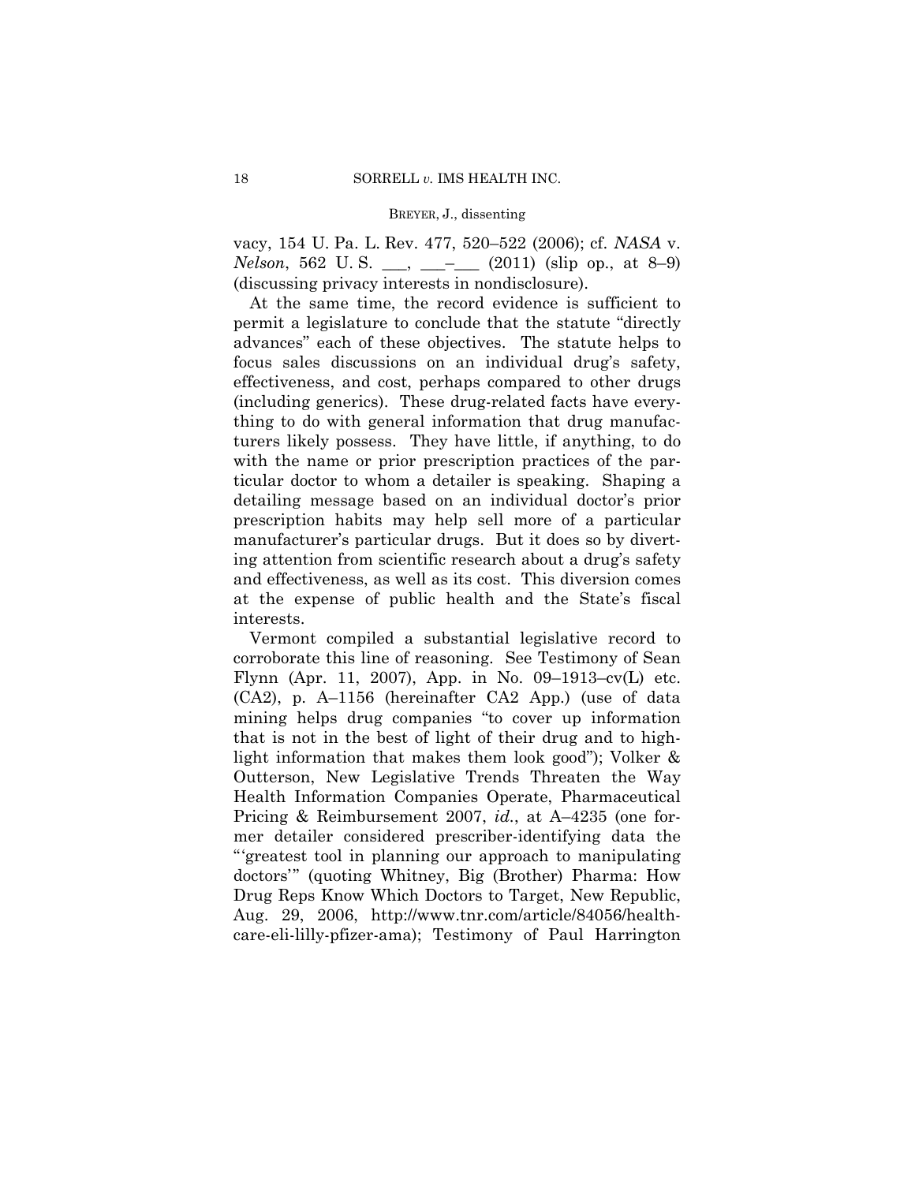vacy, 154 U. Pa. L. Rev. 477, 520–522 (2006); cf. *NASA* v. *Nelson*, 562 U. S. ___, ___–___ (2011) (slip op., at 8–9) (discussing privacy interests in nondisclosure).

At the same time, the record evidence is sufficient to permit a legislature to conclude that the statute "directly advances" each of these objectives. The statute helps to focus sales discussions on an individual drug's safety, effectiveness, and cost, perhaps compared to other drugs (including generics). These drug-related facts have everything to do with general information that drug manufacturers likely possess. They have little, if anything, to do with the name or prior prescription practices of the particular doctor to whom a detailer is speaking. Shaping a detailing message based on an individual doctor's prior prescription habits may help sell more of a particular manufacturer's particular drugs. But it does so by diverting attention from scientific research about a drug's safety and effectiveness, as well as its cost. This diversion comes at the expense of public health and the State's fiscal interests.

Vermont compiled a substantial legislative record to corroborate this line of reasoning. See Testimony of Sean Flynn (Apr. 11, 2007), App. in No. 09–1913–cv(L) etc. (CA2), p. A–1156 (hereinafter CA2 App.) (use of data mining helps drug companies "to cover up information that is not in the best of light of their drug and to highlight information that makes them look good"); Volker & Outterson, New Legislative Trends Threaten the Way Health Information Companies Operate, Pharmaceutical Pricing & Reimbursement 2007, *id.*, at A–4235 (one former detailer considered prescriber-identifying data the "'greatest tool in planning our approach to manipulating doctors'" (quoting Whitney, Big (Brother) Pharma: How Drug Reps Know Which Doctors to Target, New Republic, Aug. 29, 2006, http://www.tnr.com/article/84056/health-care-eli-lilly-pfizer-ama); Testimony of Paul Harrington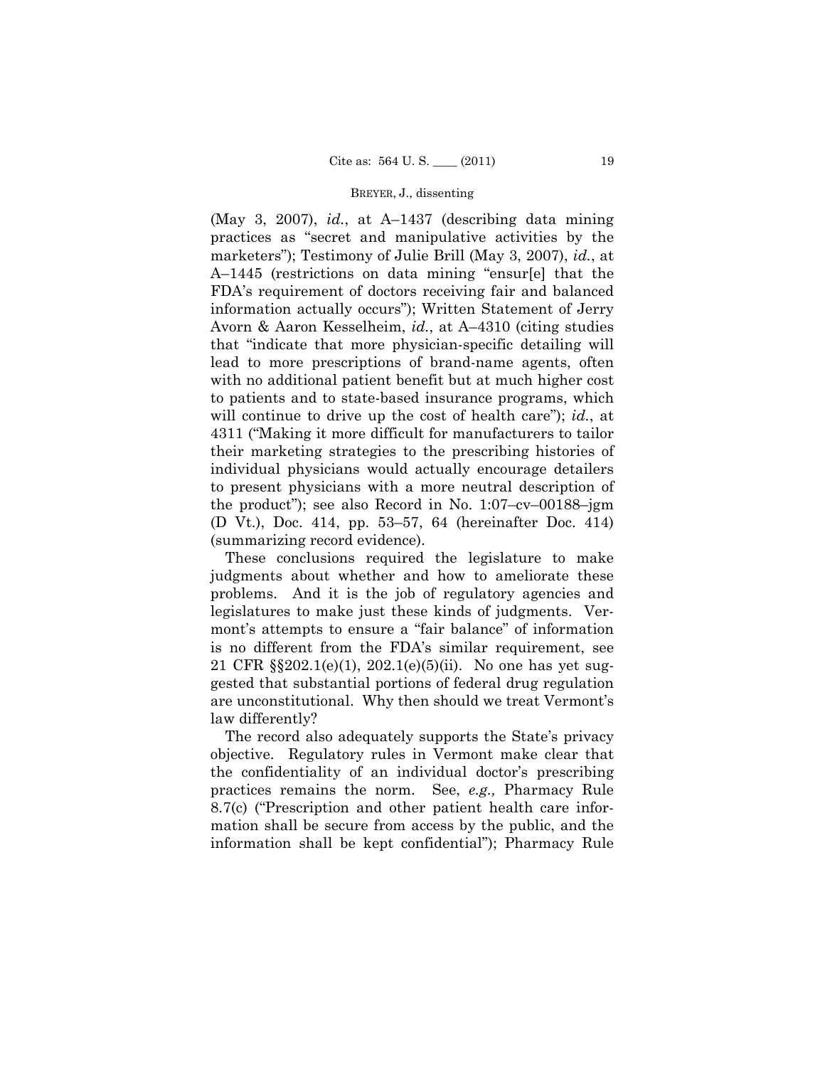(May 3, 2007), *id.*, at A–1437 (describing data mining practices as "secret and manipulative activities by the marketers"); Testimony of Julie Brill (May 3, 2007), *id.*, at A–1445 (restrictions on data mining "ensur[e] that the FDA's requirement of doctors receiving fair and balanced information actually occurs"); Written Statement of Jerry Avorn & Aaron Kesselheim, *id.*, at A–4310 (citing studies that "indicate that more physician-specific detailing will lead to more prescriptions of brand-name agents, often with no additional patient benefit but at much higher cost to patients and to state-based insurance programs, which will continue to drive up the cost of health care"); *id.*, at 4311 ("Making it more difficult for manufacturers to tailor their marketing strategies to the prescribing histories of individual physicians would actually encourage detailers to present physicians with a more neutral description of the product"); see also Record in No. 1:07–cv–00188–jgm (D Vt.), Doc. 414, pp. 53–57, 64 (hereinafter Doc. 414) (summarizing record evidence).

These conclusions required the legislature to make judgments about whether and how to ameliorate these problems. And it is the job of regulatory agencies and legislatures to make just these kinds of judgments. Vermont's attempts to ensure a "fair balance" of information is no different from the FDA's similar requirement, see 21 CFR §§202.1(e)(1), 202.1(e)(5)(ii). No one has yet suggested that substantial portions of federal drug regulation are unconstitutional. Why then should we treat Vermont's law differently?

The record also adequately supports the State's privacy objective. Regulatory rules in Vermont make clear that the confidentiality of an individual doctor's prescribing practices remains the norm. See, *e.g.,* Pharmacy Rule 8.7(c) ("Prescription and other patient health care information shall be secure from access by the public, and the information shall be kept confidential"); Pharmacy Rule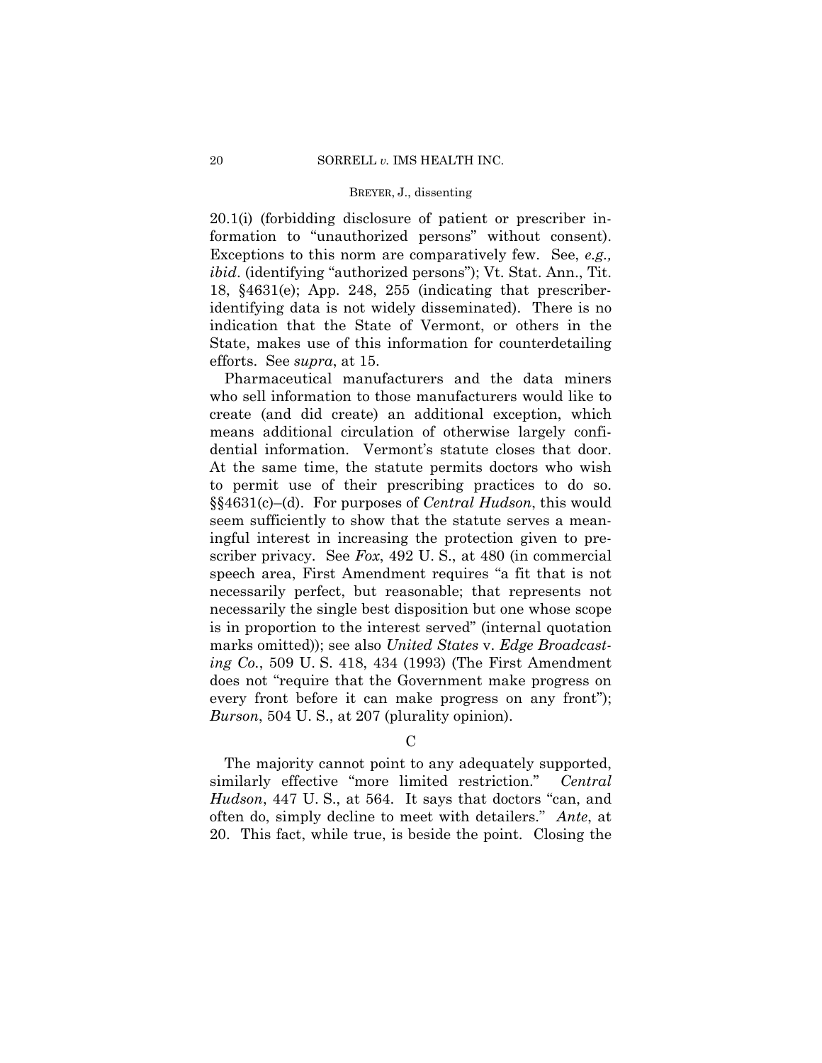20.1(i) (forbidding disclosure of patient or prescriber information to "unauthorized persons" without consent). Exceptions to this norm are comparatively few. See, *e.g., ibid*. (identifying "authorized persons"); Vt. Stat. Ann., Tit. 18, §4631(e); App. 248, 255 (indicating that prescriber-identifying data is not widely disseminated). There is no indication that the State of Vermont, or others in the State, makes use of this information for counterdetailing efforts. See *supra*, at 15.

Pharmaceutical manufacturers and the data miners who sell information to those manufacturers would like to create (and did create) an additional exception, which means additional circulation of otherwise largely confidential information. Vermont's statute closes that door. At the same time, the statute permits doctors who wish to permit use of their prescribing practices to do so. §§4631(c)–(d). For purposes of *Central Hudson*, this would seem sufficiently to show that the statute serves a meaningful interest in increasing the protection given to prescriber privacy. See *Fox*, 492 U. S., at 480 (in commercial speech area, First Amendment requires "a fit that is not necessarily perfect, but reasonable; that represents not necessarily the single best disposition but one whose scope is in proportion to the interest served" (internal quotation marks omitted)); see also *United States* v. *Edge Broadcasting Co.*, 509 U. S. 418, 434 (1993) (The First Amendment does not "require that the Government make progress on every front before it can make progress on any front"); *Burson*, 504 U. S., at 207 (plurality opinion).

C

The majority cannot point to any adequately supported, similarly effective "more limited restriction." *Central Hudson*, 447 U. S., at 564. It says that doctors "can, and often do, simply decline to meet with detailers." *Ante*, at 20. This fact, while true, is beside the point. Closing the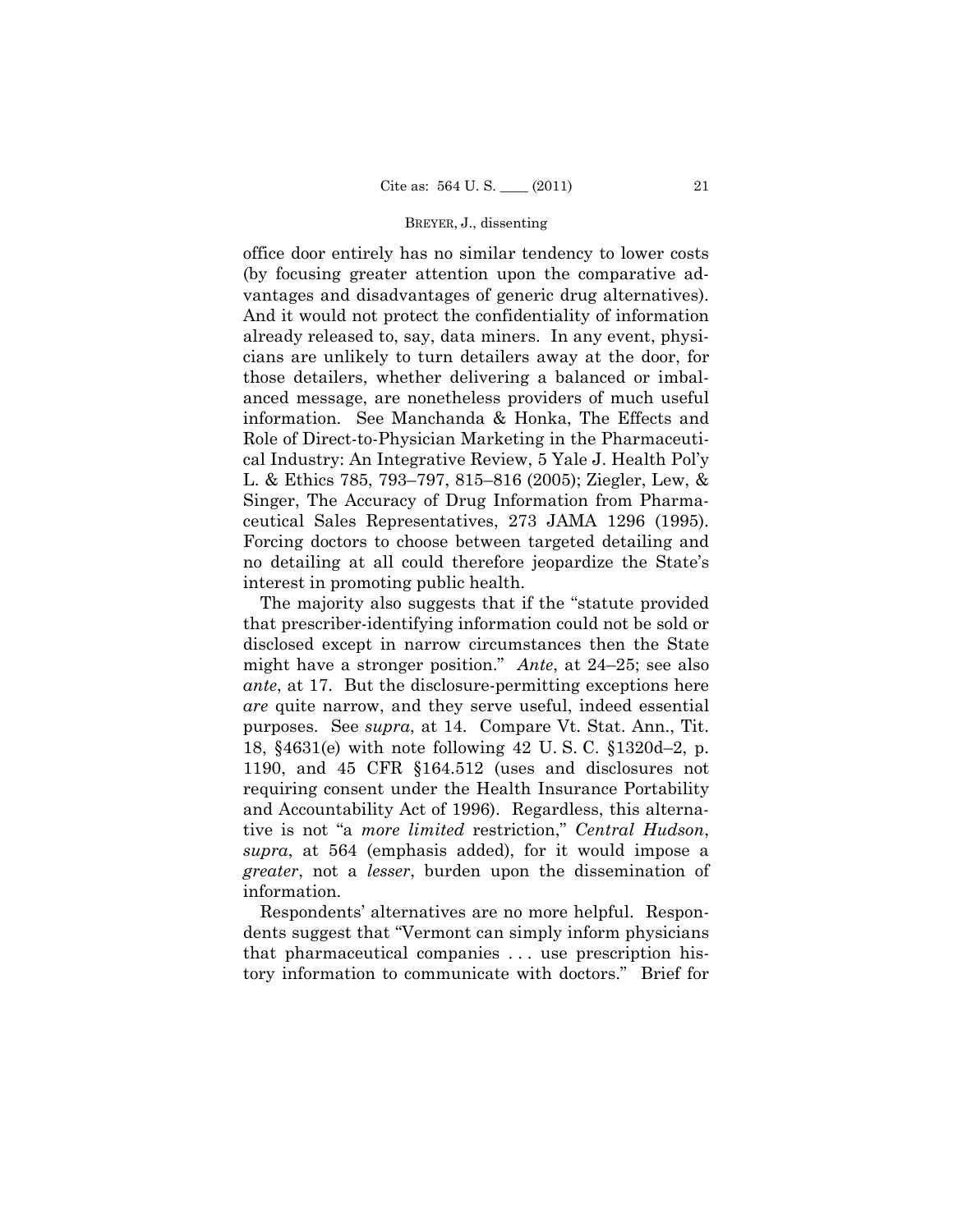office door entirely has no similar tendency to lower costs (by focusing greater attention upon the comparative advantages and disadvantages of generic drug alternatives). And it would not protect the confidentiality of information already released to, say, data miners. In any event, physicians are unlikely to turn detailers away at the door, for those detailers, whether delivering a balanced or imbalanced message, are nonetheless providers of much useful information. See Manchanda & Honka, The Effects and Role of Direct-to-Physician Marketing in the Pharmaceutical Industry: An Integrative Review, 5 Yale J. Health Pol'y L. & Ethics 785, 793–797, 815–816 (2005); Ziegler, Lew, & Singer, The Accuracy of Drug Information from Pharmaceutical Sales Representatives, 273 JAMA 1296 (1995). Forcing doctors to choose between targeted detailing and no detailing at all could therefore jeopardize the State's interest in promoting public health.

The majority also suggests that if the "statute provided that prescriber-identifying information could not be sold or disclosed except in narrow circumstances then the State might have a stronger position." *Ante*, at 24–25; see also *ante*, at 17. But the disclosure-permitting exceptions here *are* quite narrow, and they serve useful, indeed essential purposes. See *supra*, at 14. Compare Vt. Stat. Ann., Tit. 18, §4631(e) with note following 42 U. S. C. §1320d–2, p. 1190, and 45 CFR §164.512 (uses and disclosures not requiring consent under the Health Insurance Portability and Accountability Act of 1996). Regardless, this alternative is not "a *more limited* restriction," *Central Hudson*, *supra*, at 564 (emphasis added), for it would impose a *greater*, not a *lesser*, burden upon the dissemination of information.

Respondents' alternatives are no more helpful. Respondents suggest that "Vermont can simply inform physicians that pharmaceutical companies . . . use prescription history information to communicate with doctors." Brief for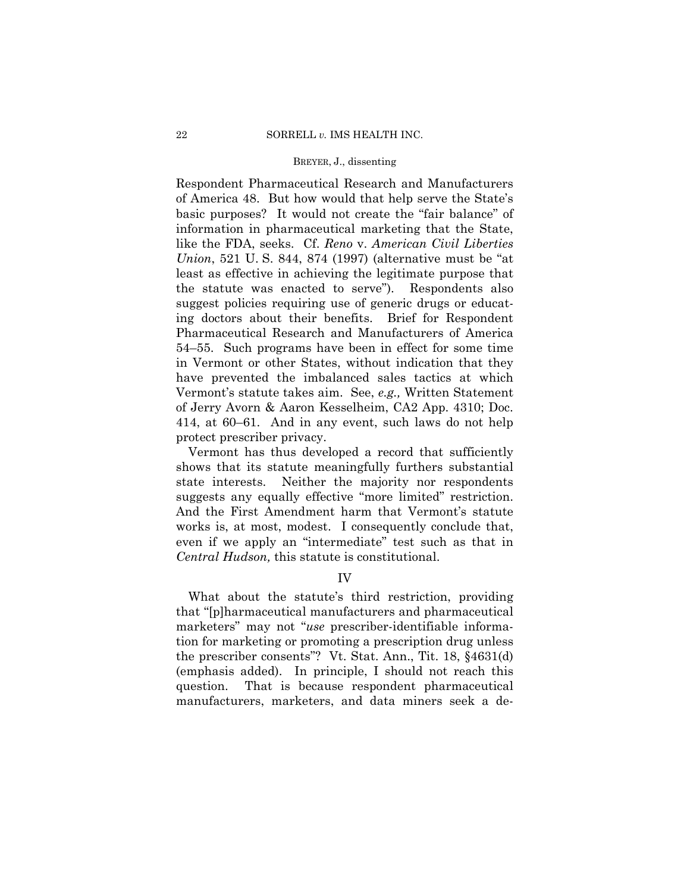Respondent Pharmaceutical Research and Manufacturers of America 48. But how would that help serve the State's basic purposes? It would not create the "fair balance" of information in pharmaceutical marketing that the State, like the FDA, seeks. Cf. *Reno* v. *American Civil Liberties Union*, 521 U. S. 844, 874 (1997) (alternative must be "at least as effective in achieving the legitimate purpose that the statute was enacted to serve"). Respondents also suggest policies requiring use of generic drugs or educating doctors about their benefits. Brief for Respondent Pharmaceutical Research and Manufacturers of America 54–55. Such programs have been in effect for some time in Vermont or other States, without indication that they have prevented the imbalanced sales tactics at which Vermont's statute takes aim. See, *e.g.,* Written Statement of Jerry Avorn & Aaron Kesselheim, CA2 App. 4310; Doc. 414, at 60–61. And in any event, such laws do not help protect prescriber privacy.

Vermont has thus developed a record that sufficiently shows that its statute meaningfully furthers substantial state interests. Neither the majority nor respondents suggests any equally effective "more limited" restriction. And the First Amendment harm that Vermont's statute works is, at most, modest. I consequently conclude that, even if we apply an "intermediate" test such as that in *Central Hudson,* this statute is constitutional.

## IV

What about the statute's third restriction, providing that "[p]harmaceutical manufacturers and pharmaceutical marketers" may not "*use* prescriber-identifiable information for marketing or promoting a prescription drug unless the prescriber consents"? Vt. Stat. Ann., Tit. 18, §4631(d) (emphasis added). In principle, I should not reach this question. That is because respondent pharmaceutical manufacturers, marketers, and data miners seek a de-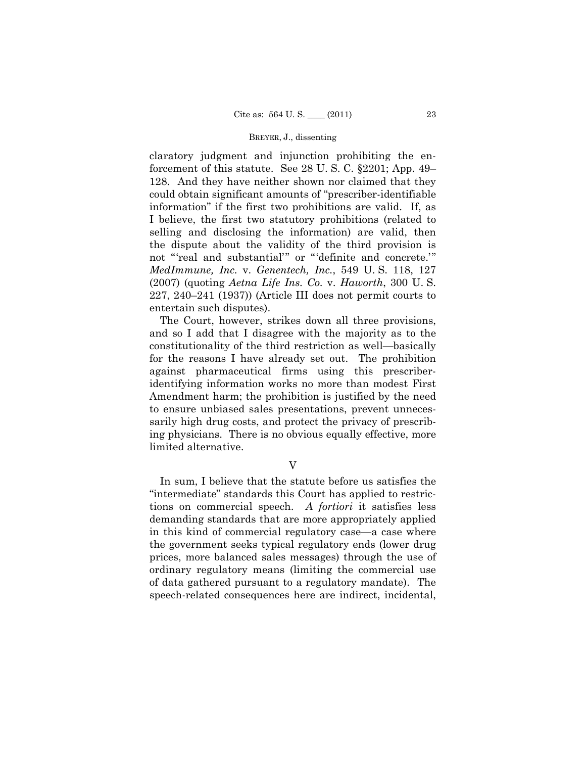claratory judgment and injunction prohibiting the enforcement of this statute. See 28 U. S. C. §2201; App. 49–128. And they have neither shown nor claimed that they could obtain significant amounts of "prescriber-identifiable information" if the first two prohibitions are valid. If, as I believe, the first two statutory prohibitions (related to selling and disclosing the information) are valid, then the dispute about the validity of the third provision is not "'real and substantial'" or "'definite and concrete.'" *MedImmune, Inc.* v. *Genentech, Inc.*, 549 U. S. 118, 127 (2007) (quoting *Aetna Life Ins. Co.* v. *Haworth*, 300 U. S. 227, 240–241 (1937)) (Article III does not permit courts to entertain such disputes).

The Court, however, strikes down all three provisions, and so I add that I disagree with the majority as to the constitutionality of the third restriction as well—basically for the reasons I have already set out. The prohibition against pharmaceutical firms using this prescriber-identifying information works no more than modest First Amendment harm; the prohibition is justified by the need to ensure unbiased sales presentations, prevent unnecessarily high drug costs, and protect the privacy of prescribing physicians. There is no obvious equally effective, more limited alternative.

## V

In sum, I believe that the statute before us satisfies the "intermediate" standards this Court has applied to restrictions on commercial speech. *A fortiori* it satisfies less demanding standards that are more appropriately applied in this kind of commercial regulatory case—a case where the government seeks typical regulatory ends (lower drug prices, more balanced sales messages) through the use of ordinary regulatory means (limiting the commercial use of data gathered pursuant to a regulatory mandate). The speech-related consequences here are indirect, incidental,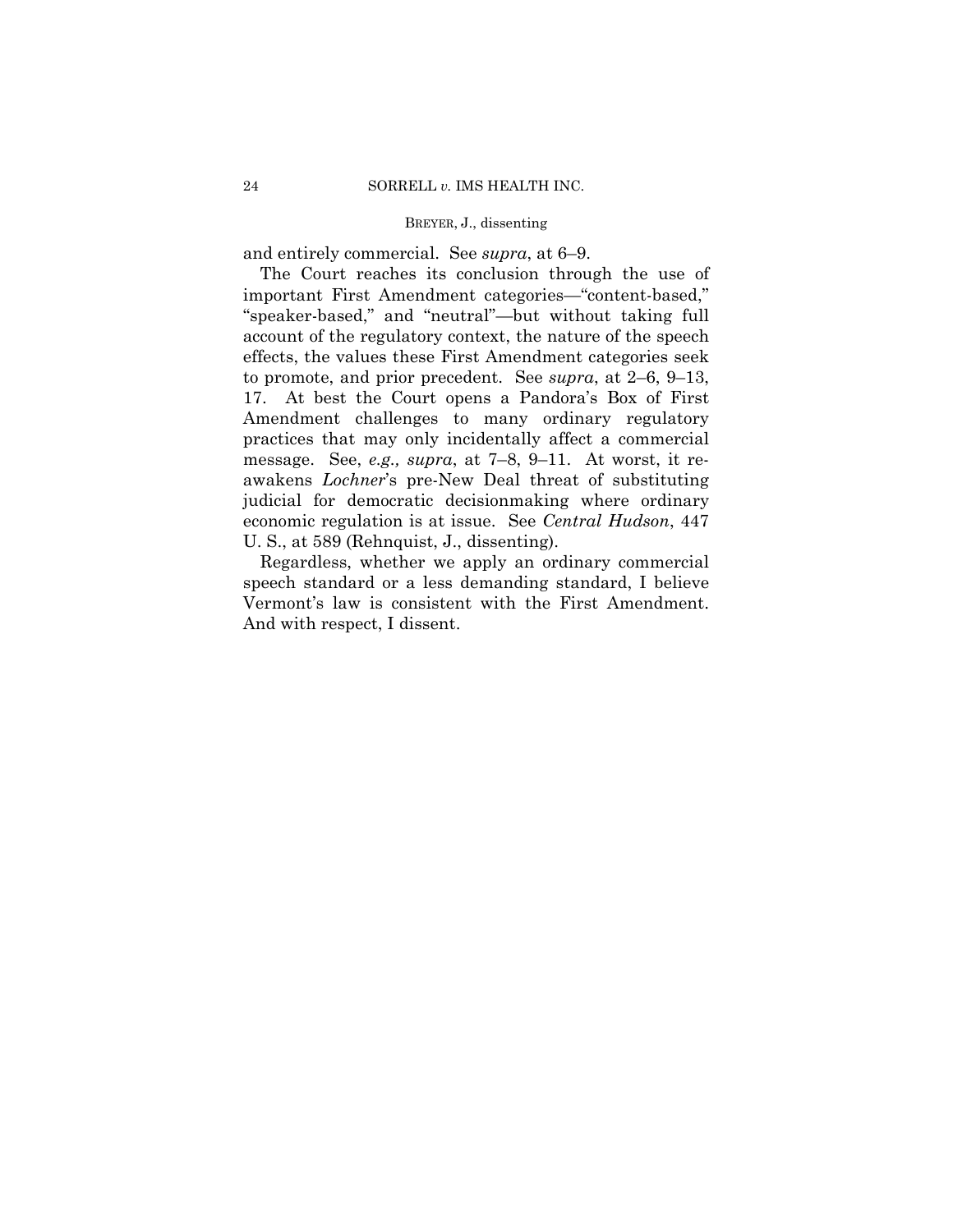and entirely commercial. See *supra*, at 6–9.

The Court reaches its conclusion through the use of important First Amendment categories—"content-based," "speaker-based," and "neutral"—but without taking full account of the regulatory context, the nature of the speech effects, the values these First Amendment categories seek to promote, and prior precedent. See *supra*, at 2–6, 9–13, 17. At best the Court opens a Pandora's Box of First Amendment challenges to many ordinary regulatory practices that may only incidentally affect a commercial message. See, *e.g., supra*, at 7–8, 9–11. At worst, it reawakens *Lochner*'s pre-New Deal threat of substituting judicial for democratic decisionmaking where ordinary economic regulation is at issue. See *Central Hudson*, 447 U. S., at 589 (Rehnquist, J., dissenting).

Regardless, whether we apply an ordinary commercial speech standard or a less demanding standard, I believe Vermont's law is consistent with the First Amendment. And with respect, I dissent.